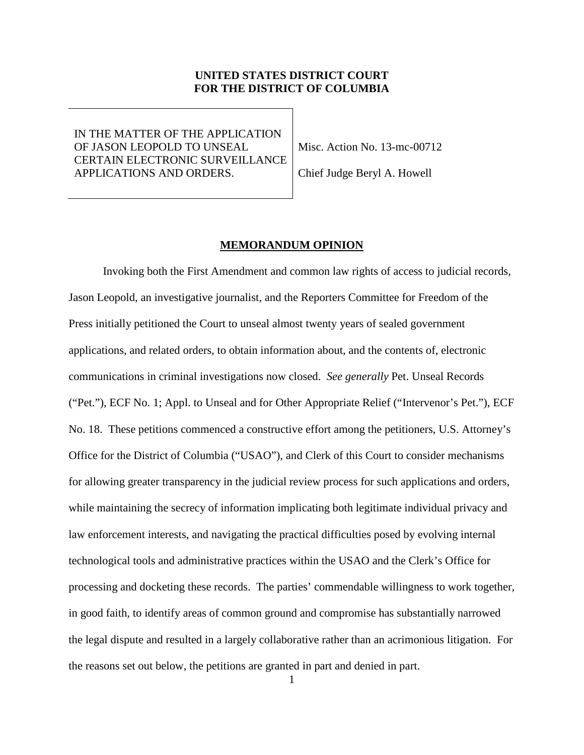**UNITED STATES DISTRICT COURT**
**FOR THE DISTRICT OF COLUMBIA**

| | |
|---|---|
| IN THE MATTER OF THE APPLICATION OF JASON LEOPOLD TO UNSEAL CERTAIN ELECTRONIC SURVEILLANCE APPLICATIONS AND ORDERS. | Misc. Action No. 13-mc-00712<br><br>Chief Judge Beryl A. Howell |

**MEMORANDUM OPINION**

Invoking both the First Amendment and common law rights of access to judicial records, Jason Leopold, an investigative journalist, and the Reporters Committee for Freedom of the Press initially petitioned the Court to unseal almost twenty years of sealed government applications, and related orders, to obtain information about, and the contents of, electronic communications in criminal investigations now closed. *See generally* Pet. Unseal Records ("Pet."), ECF No. 1; Appl. to Unseal and for Other Appropriate Relief ("Intervenor's Pet."), ECF No. 18. These petitions commenced a constructive effort among the petitioners, U.S. Attorney's Office for the District of Columbia ("USAO"), and Clerk of this Court to consider mechanisms for allowing greater transparency in the judicial review process for such applications and orders, while maintaining the secrecy of information implicating both legitimate individual privacy and law enforcement interests, and navigating the practical difficulties posed by evolving internal technological tools and administrative practices within the USAO and the Clerk's Office for processing and docketing these records. The parties' commendable willingness to work together, in good faith, to identify areas of common ground and compromise has substantially narrowed the legal dispute and resulted in a largely collaborative rather than an acrimonious litigation. For the reasons set out below, the petitions are granted in part and denied in part.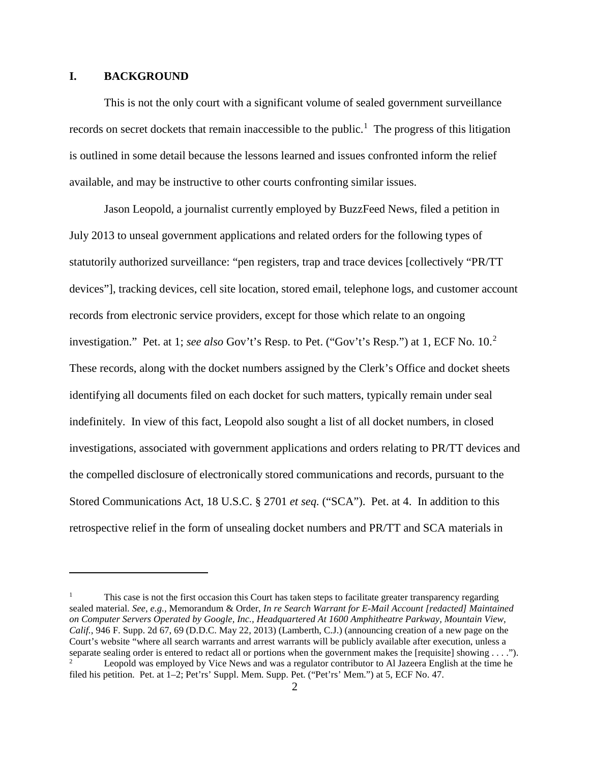## I. BACKGROUND

This is not the only court with a significant volume of sealed government surveillance records on secret dockets that remain inaccessible to the public.[1] The progress of this litigation is outlined in some detail because the lessons learned and issues confronted inform the relief available, and may be instructive to other courts confronting similar issues.

Jason Leopold, a journalist currently employed by BuzzFeed News, filed a petition in July 2013 to unseal government applications and related orders for the following types of statutorily authorized surveillance: "pen registers, trap and trace devices [collectively "PR/TT devices"], tracking devices, cell site location, stored email, telephone logs, and customer account records from electronic service providers, except for those which relate to an ongoing investigation." Pet. at 1; *see also* Gov't's Resp. to Pet. ("Gov't's Resp.") at 1, ECF No. 10.[2] These records, along with the docket numbers assigned by the Clerk's Office and docket sheets identifying all documents filed on each docket for such matters, typically remain under seal indefinitely. In view of this fact, Leopold also sought a list of all docket numbers, in closed investigations, associated with government applications and orders relating to PR/TT devices and the compelled disclosure of electronically stored communications and records, pursuant to the Stored Communications Act, 18 U.S.C. § 2701 *et seq.* ("SCA"). Pet. at 4. In addition to this retrospective relief in the form of unsealing docket numbers and PR/TT and SCA materials in

---

[1] This case is not the first occasion this Court has taken steps to facilitate greater transparency regarding sealed material. *See, e.g.*, Memorandum & Order, *In re Search Warrant for E-Mail Account [redacted] Maintained on Computer Servers Operated by Google, Inc., Headquartered At 1600 Amphitheatre Parkway, Mountain View, Calif.*, 946 F. Supp. 2d 67, 69 (D.D.C. May 22, 2013) (Lamberth, C.J.) (announcing creation of a new page on the Court's website "where all search warrants and arrest warrants will be publicly available after execution, unless a separate sealing order is entered to redact all or portions when the government makes the [requisite] showing . . . .").

[2] Leopold was employed by Vice News and was a regulator contributor to Al Jazeera English at the time he filed his petition. Pet. at 1–2; Pet'rs' Suppl. Mem. Supp. Pet. ("Pet'rs' Mem.") at 5, ECF No. 47.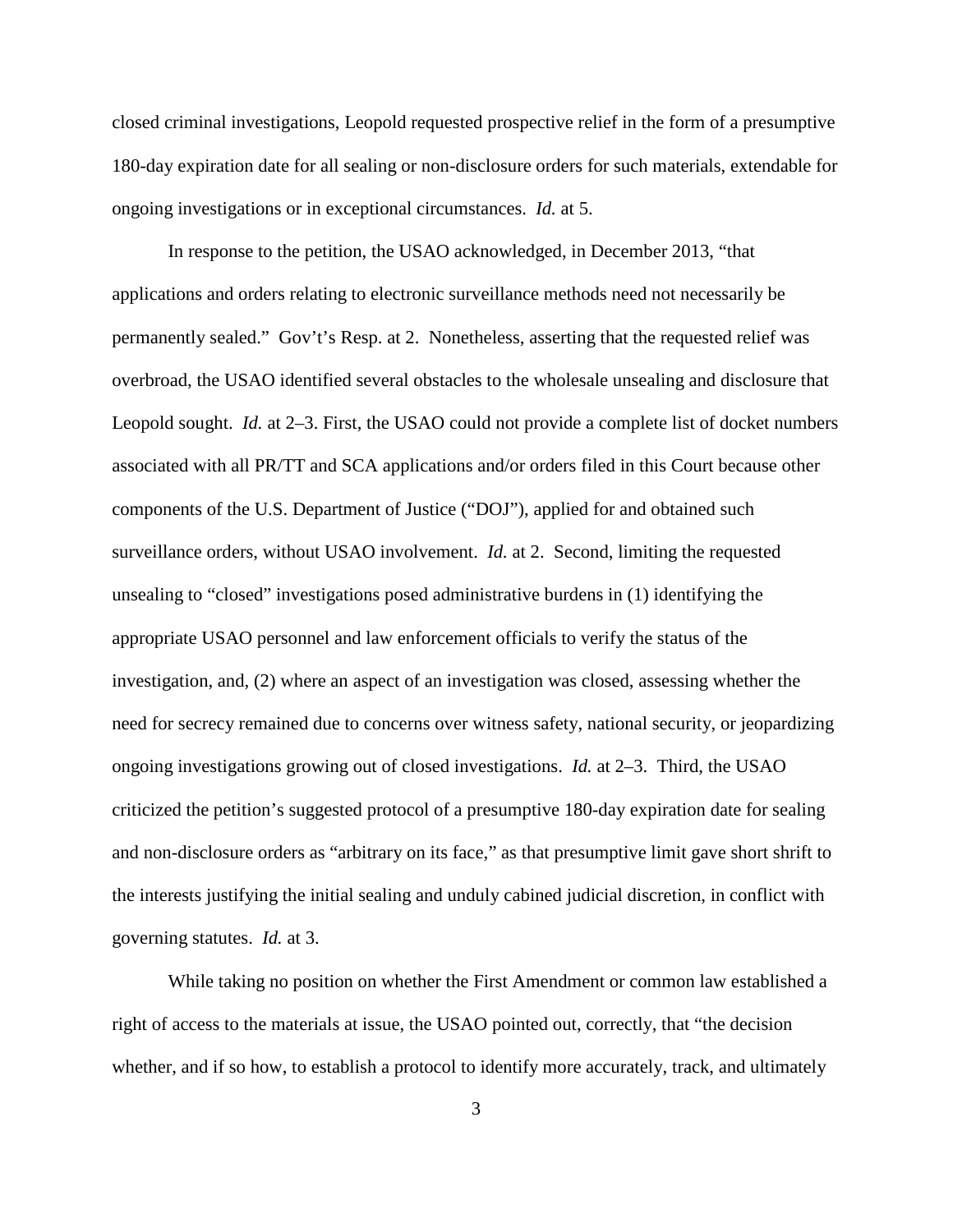closed criminal investigations, Leopold requested prospective relief in the form of a presumptive 180-day expiration date for all sealing or non-disclosure orders for such materials, extendable for ongoing investigations or in exceptional circumstances. *Id.* at 5.

In response to the petition, the USAO acknowledged, in December 2013, "that applications and orders relating to electronic surveillance methods need not necessarily be permanently sealed." Gov't's Resp. at 2. Nonetheless, asserting that the requested relief was overbroad, the USAO identified several obstacles to the wholesale unsealing and disclosure that Leopold sought. *Id.* at 2–3. First, the USAO could not provide a complete list of docket numbers associated with all PR/TT and SCA applications and/or orders filed in this Court because other components of the U.S. Department of Justice ("DOJ"), applied for and obtained such surveillance orders, without USAO involvement. *Id.* at 2. Second, limiting the requested unsealing to "closed" investigations posed administrative burdens in (1) identifying the appropriate USAO personnel and law enforcement officials to verify the status of the investigation, and, (2) where an aspect of an investigation was closed, assessing whether the need for secrecy remained due to concerns over witness safety, national security, or jeopardizing ongoing investigations growing out of closed investigations. *Id.* at 2–3. Third, the USAO criticized the petition's suggested protocol of a presumptive 180-day expiration date for sealing and non-disclosure orders as "arbitrary on its face," as that presumptive limit gave short shrift to the interests justifying the initial sealing and unduly cabined judicial discretion, in conflict with governing statutes. *Id.* at 3.

While taking no position on whether the First Amendment or common law established a right of access to the materials at issue, the USAO pointed out, correctly, that "the decision whether, and if so how, to establish a protocol to identify more accurately, track, and ultimately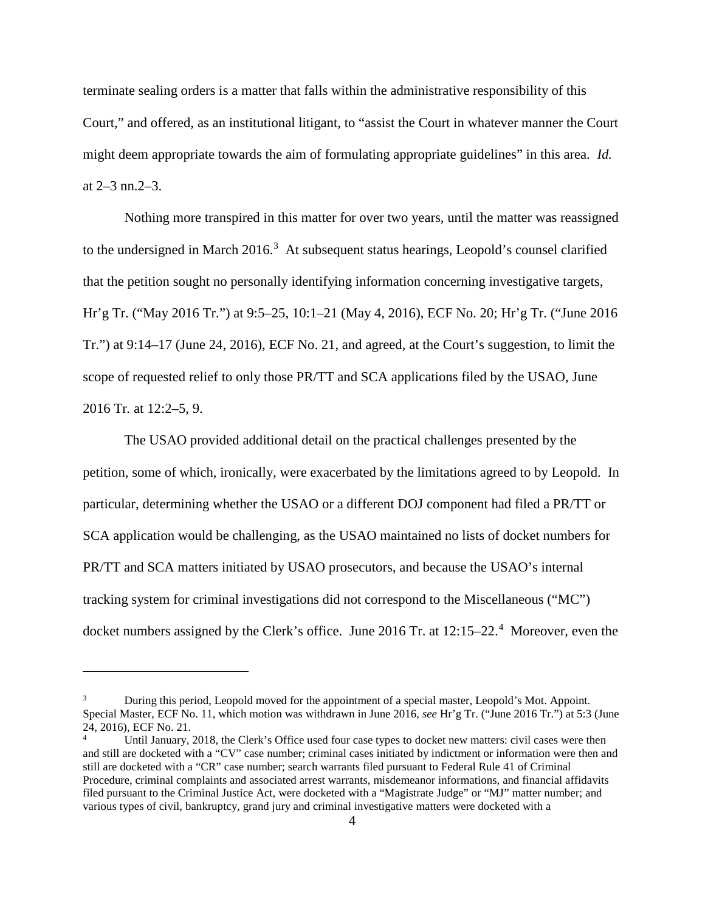terminate sealing orders is a matter that falls within the administrative responsibility of this Court," and offered, as an institutional litigant, to "assist the Court in whatever manner the Court might deem appropriate towards the aim of formulating appropriate guidelines" in this area. *Id.* at 2–3 nn.2–3.

Nothing more transpired in this matter for over two years, until the matter was reassigned to the undersigned in March 2016.[3] At subsequent status hearings, Leopold's counsel clarified that the petition sought no personally identifying information concerning investigative targets, Hr'g Tr. ("May 2016 Tr.") at 9:5–25, 10:1–21 (May 4, 2016), ECF No. 20; Hr'g Tr. ("June 2016 Tr.") at 9:14–17 (June 24, 2016), ECF No. 21, and agreed, at the Court's suggestion, to limit the scope of requested relief to only those PR/TT and SCA applications filed by the USAO, June 2016 Tr. at 12:2–5, 9.

The USAO provided additional detail on the practical challenges presented by the petition, some of which, ironically, were exacerbated by the limitations agreed to by Leopold. In particular, determining whether the USAO or a different DOJ component had filed a PR/TT or SCA application would be challenging, as the USAO maintained no lists of docket numbers for PR/TT and SCA matters initiated by USAO prosecutors, and because the USAO's internal tracking system for criminal investigations did not correspond to the Miscellaneous ("MC") docket numbers assigned by the Clerk's office. June 2016 Tr. at 12:15–22.[4] Moreover, even the

---

[3] During this period, Leopold moved for the appointment of a special master, Leopold's Mot. Appoint. Special Master, ECF No. 11, which motion was withdrawn in June 2016, *see* Hr'g Tr. ("June 2016 Tr.") at 5:3 (June 24, 2016), ECF No. 21.

[4] Until January, 2018, the Clerk's Office used four case types to docket new matters: civil cases were then and still are docketed with a "CV" case number; criminal cases initiated by indictment or information were then and still are docketed with a "CR" case number; search warrants filed pursuant to Federal Rule 41 of Criminal Procedure, criminal complaints and associated arrest warrants, misdemeanor informations, and financial affidavits filed pursuant to the Criminal Justice Act, were docketed with a "Magistrate Judge" or "MJ" matter number; and various types of civil, bankruptcy, grand jury and criminal investigative matters were docketed with a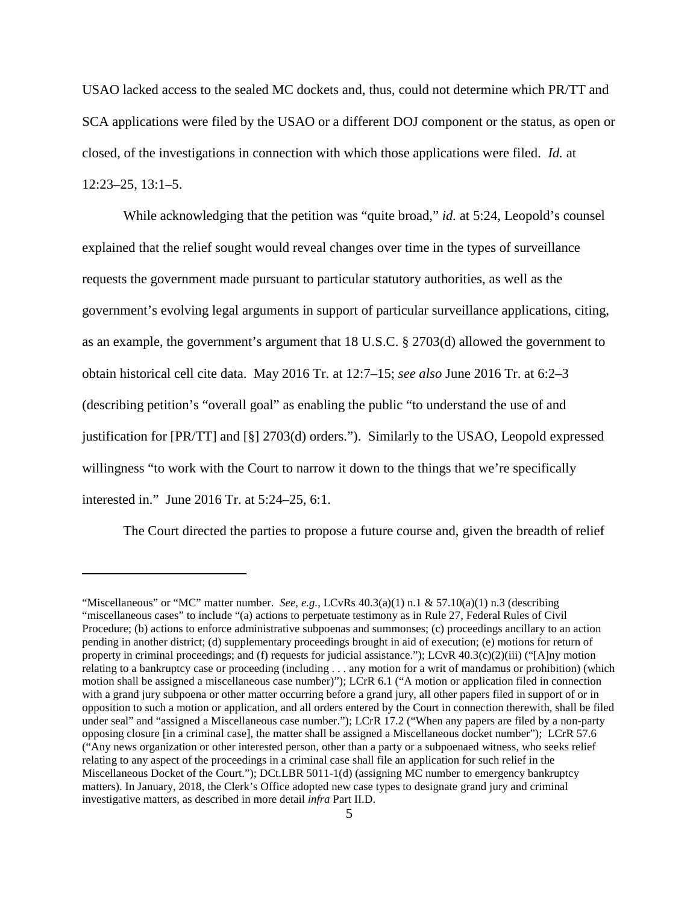USAO lacked access to the sealed MC dockets and, thus, could not determine which PR/TT and SCA applications were filed by the USAO or a different DOJ component or the status, as open or closed, of the investigations in connection with which those applications were filed. *Id.* at 12:23–25, 13:1–5.

While acknowledging that the petition was "quite broad," *id.* at 5:24, Leopold's counsel explained that the relief sought would reveal changes over time in the types of surveillance requests the government made pursuant to particular statutory authorities, as well as the government's evolving legal arguments in support of particular surveillance applications, citing, as an example, the government's argument that 18 U.S.C. § 2703(d) allowed the government to obtain historical cell cite data. May 2016 Tr. at 12:7–15; *see also* June 2016 Tr. at 6:2–3 (describing petition's "overall goal" as enabling the public "to understand the use of and justification for [PR/TT] and [§] 2703(d) orders."). Similarly to the USAO, Leopold expressed willingness "to work with the Court to narrow it down to the things that we're specifically interested in." June 2016 Tr. at 5:24–25, 6:1.

The Court directed the parties to propose a future course and, given the breadth of relief

---

"Miscellaneous" or "MC" matter number. *See, e.g.*, LCvRs 40.3(a)(1) n.1 & 57.10(a)(1) n.3 (describing "miscellaneous cases" to include "(a) actions to perpetuate testimony as in Rule 27, Federal Rules of Civil Procedure; (b) actions to enforce administrative subpoenas and summonses; (c) proceedings ancillary to an action pending in another district; (d) supplementary proceedings brought in aid of execution; (e) motions for return of property in criminal proceedings; and (f) requests for judicial assistance."); LCvR 40.3(c)(2)(iii) ("[A]ny motion relating to a bankruptcy case or proceeding (including . . . any motion for a writ of mandamus or prohibition) (which motion shall be assigned a miscellaneous case number)"); LCrR 6.1 ("A motion or application filed in connection with a grand jury subpoena or other matter occurring before a grand jury, all other papers filed in support of or in opposition to such a motion or application, and all orders entered by the Court in connection therewith, shall be filed under seal" and "assigned a Miscellaneous case number."); LCrR 17.2 ("When any papers are filed by a non-party opposing closure [in a criminal case], the matter shall be assigned a Miscellaneous docket number"); LCrR 57.6 ("Any news organization or other interested person, other than a party or a subpoenaed witness, who seeks relief relating to any aspect of the proceedings in a criminal case shall file an application for such relief in the Miscellaneous Docket of the Court."); DCt.LBR 5011-1(d) (assigning MC number to emergency bankruptcy matters). In January, 2018, the Clerk's Office adopted new case types to designate grand jury and criminal investigative matters, as described in more detail *infra* Part II.D.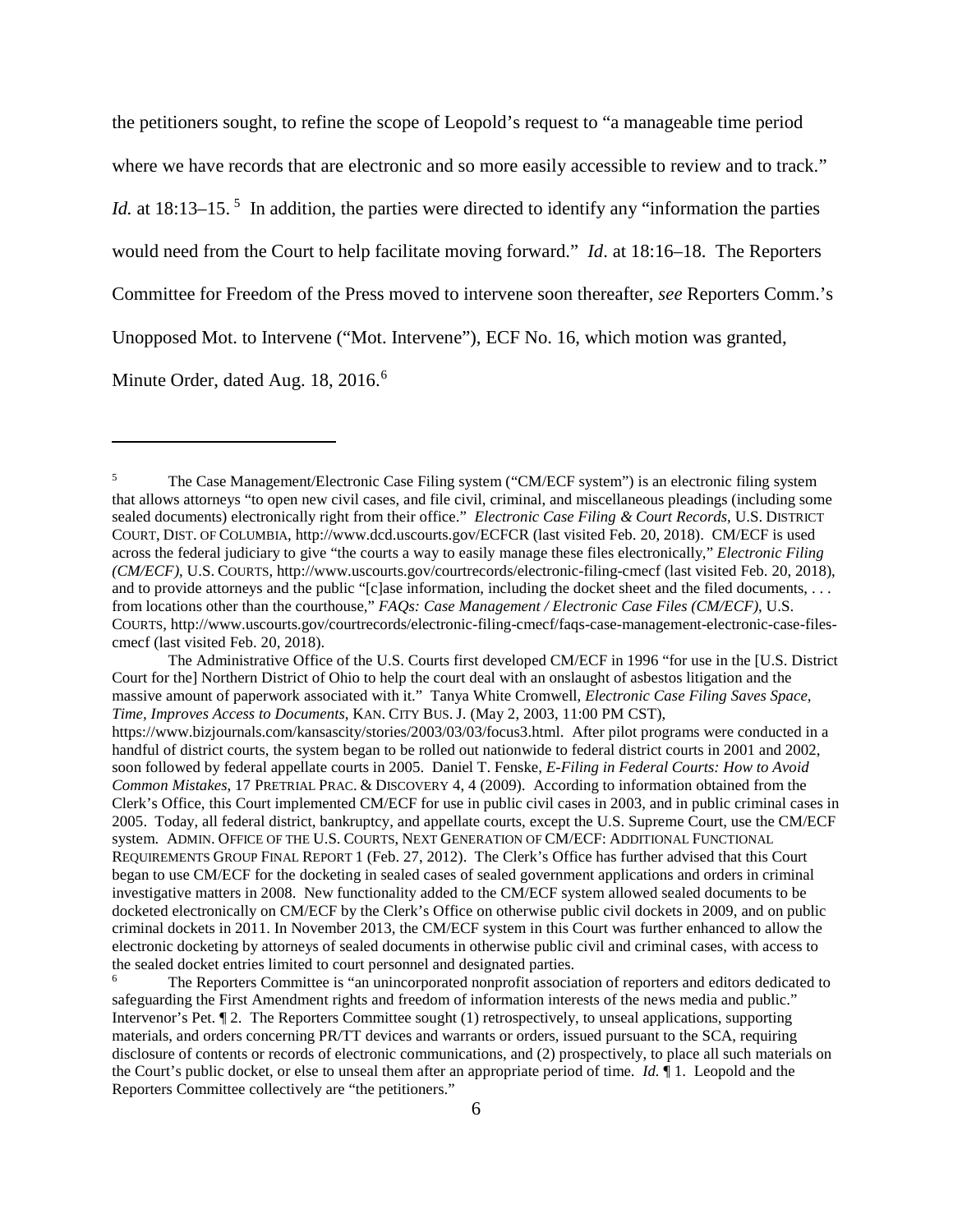the petitioners sought, to refine the scope of Leopold's request to "a manageable time period where we have records that are electronic and so more easily accessible to review and to track." *Id.* at 18:13–15.[5] In addition, the parties were directed to identify any "information the parties would need from the Court to help facilitate moving forward." *Id*. at 18:16–18. The Reporters Committee for Freedom of the Press moved to intervene soon thereafter, *see* Reporters Comm.'s Unopposed Mot. to Intervene ("Mot. Intervene"), ECF No. 16, which motion was granted, Minute Order, dated Aug. 18, 2016.[6]

---

[5] The Case Management/Electronic Case Filing system ("CM/ECF system") is an electronic filing system that allows attorneys "to open new civil cases, and file civil, criminal, and miscellaneous pleadings (including some sealed documents) electronically right from their office." *Electronic Case Filing & Court Records*, U.S. DISTRICT COURT, DIST. OF COLUMBIA, http://www.dcd.uscourts.gov/ECFCR (last visited Feb. 20, 2018). CM/ECF is used across the federal judiciary to give "the courts a way to easily manage these files electronically," *Electronic Filing (CM/ECF)*, U.S. COURTS, http://www.uscourts.gov/courtrecords/electronic-filing-cmecf (last visited Feb. 20, 2018), and to provide attorneys and the public "[c]ase information, including the docket sheet and the filed documents, . . . from locations other than the courthouse," *FAQs: Case Management / Electronic Case Files (CM/ECF)*, U.S. COURTS, http://www.uscourts.gov/courtrecords/electronic-filing-cmecf/faqs-case-management-electronic-case-files-cmecf (last visited Feb. 20, 2018).

The Administrative Office of the U.S. Courts first developed CM/ECF in 1996 "for use in the [U.S. District Court for the] Northern District of Ohio to help the court deal with an onslaught of asbestos litigation and the massive amount of paperwork associated with it." Tanya White Cromwell, *Electronic Case Filing Saves Space, Time, Improves Access to Documents*, KAN. CITY BUS. J. (May 2, 2003, 11:00 PM CST), https://www.bizjournals.com/kansascity/stories/2003/03/03/focus3.html. After pilot programs were conducted in a handful of district courts, the system began to be rolled out nationwide to federal district courts in 2001 and 2002, soon followed by federal appellate courts in 2005. Daniel T. Fenske, *E-Filing in Federal Courts: How to Avoid Common Mistakes*, 17 PRETRIAL PRAC. & DISCOVERY 4, 4 (2009). According to information obtained from the Clerk's Office, this Court implemented CM/ECF for use in public civil cases in 2003, and in public criminal cases in 2005. Today, all federal district, bankruptcy, and appellate courts, except the U.S. Supreme Court, use the CM/ECF system. ADMIN. OFFICE OF THE U.S. COURTS, NEXT GENERATION OF CM/ECF: ADDITIONAL FUNCTIONAL REQUIREMENTS GROUP FINAL REPORT 1 (Feb. 27, 2012). The Clerk's Office has further advised that this Court began to use CM/ECF for the docketing in sealed cases of sealed government applications and orders in criminal investigative matters in 2008. New functionality added to the CM/ECF system allowed sealed documents to be docketed electronically on CM/ECF by the Clerk's Office on otherwise public civil dockets in 2009, and on public criminal dockets in 2011. In November 2013, the CM/ECF system in this Court was further enhanced to allow the electronic docketing by attorneys of sealed documents in otherwise public civil and criminal cases, with access to the sealed docket entries limited to court personnel and designated parties.

[6] The Reporters Committee is "an unincorporated nonprofit association of reporters and editors dedicated to safeguarding the First Amendment rights and freedom of information interests of the news media and public." Intervenor's Pet. ¶ 2. The Reporters Committee sought (1) retrospectively, to unseal applications, supporting materials, and orders concerning PR/TT devices and warrants or orders, issued pursuant to the SCA, requiring disclosure of contents or records of electronic communications, and (2) prospectively, to place all such materials on the Court's public docket, or else to unseal them after an appropriate period of time. *Id.* ¶ 1. Leopold and the Reporters Committee collectively are "the petitioners."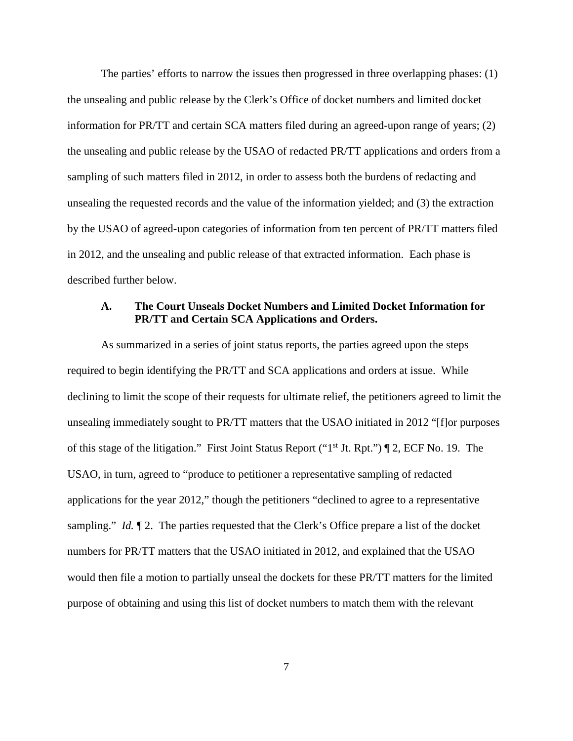The parties' efforts to narrow the issues then progressed in three overlapping phases: (1) the unsealing and public release by the Clerk's Office of docket numbers and limited docket information for PR/TT and certain SCA matters filed during an agreed-upon range of years; (2) the unsealing and public release by the USAO of redacted PR/TT applications and orders from a sampling of such matters filed in 2012, in order to assess both the burdens of redacting and unsealing the requested records and the value of the information yielded; and (3) the extraction by the USAO of agreed-upon categories of information from ten percent of PR/TT matters filed in 2012, and the unsealing and public release of that extracted information. Each phase is described further below.

### A. The Court Unseals Docket Numbers and Limited Docket Information for PR/TT and Certain SCA Applications and Orders.

As summarized in a series of joint status reports, the parties agreed upon the steps required to begin identifying the PR/TT and SCA applications and orders at issue. While declining to limit the scope of their requests for ultimate relief, the petitioners agreed to limit the unsealing immediately sought to PR/TT matters that the USAO initiated in 2012 "[f]or purposes of this stage of the litigation." First Joint Status Report ("1st Jt. Rpt.") ¶ 2, ECF No. 19. The USAO, in turn, agreed to "produce to petitioner a representative sampling of redacted applications for the year 2012," though the petitioners "declined to agree to a representative sampling." *Id.* ¶ 2. The parties requested that the Clerk's Office prepare a list of the docket numbers for PR/TT matters that the USAO initiated in 2012, and explained that the USAO would then file a motion to partially unseal the dockets for these PR/TT matters for the limited purpose of obtaining and using this list of docket numbers to match them with the relevant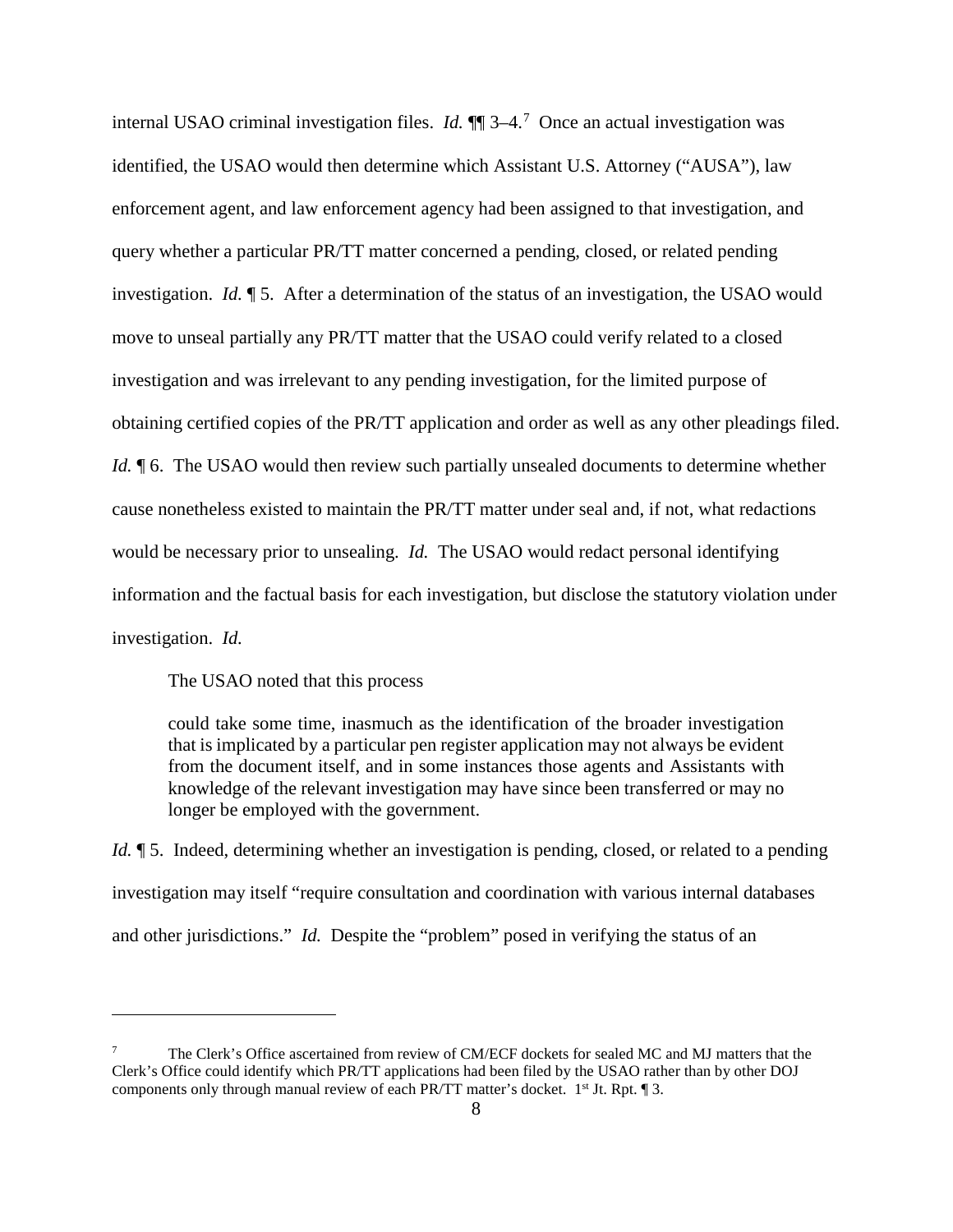internal USAO criminal investigation files. *Id.* ¶¶ 3–4.[7] Once an actual investigation was identified, the USAO would then determine which Assistant U.S. Attorney ("AUSA"), law enforcement agent, and law enforcement agency had been assigned to that investigation, and query whether a particular PR/TT matter concerned a pending, closed, or related pending investigation. *Id.* ¶ 5. After a determination of the status of an investigation, the USAO would move to unseal partially any PR/TT matter that the USAO could verify related to a closed investigation and was irrelevant to any pending investigation, for the limited purpose of obtaining certified copies of the PR/TT application and order as well as any other pleadings filed. *Id.* ¶ 6. The USAO would then review such partially unsealed documents to determine whether cause nonetheless existed to maintain the PR/TT matter under seal and, if not, what redactions would be necessary prior to unsealing. *Id.* The USAO would redact personal identifying information and the factual basis for each investigation, but disclose the statutory violation under investigation. *Id.*

The USAO noted that this process

> could take some time, inasmuch as the identification of the broader investigation that is implicated by a particular pen register application may not always be evident from the document itself, and in some instances those agents and Assistants with knowledge of the relevant investigation may have since been transferred or may no longer be employed with the government.

*Id.* ¶ 5. Indeed, determining whether an investigation is pending, closed, or related to a pending investigation may itself "require consultation and coordination with various internal databases and other jurisdictions." *Id.* Despite the "problem" posed in verifying the status of an

[7] The Clerk's Office ascertained from review of CM/ECF dockets for sealed MC and MJ matters that the Clerk's Office could identify which PR/TT applications had been filed by the USAO rather than by other DOJ components only through manual review of each PR/TT matter's docket. 1st Jt. Rpt. ¶ 3.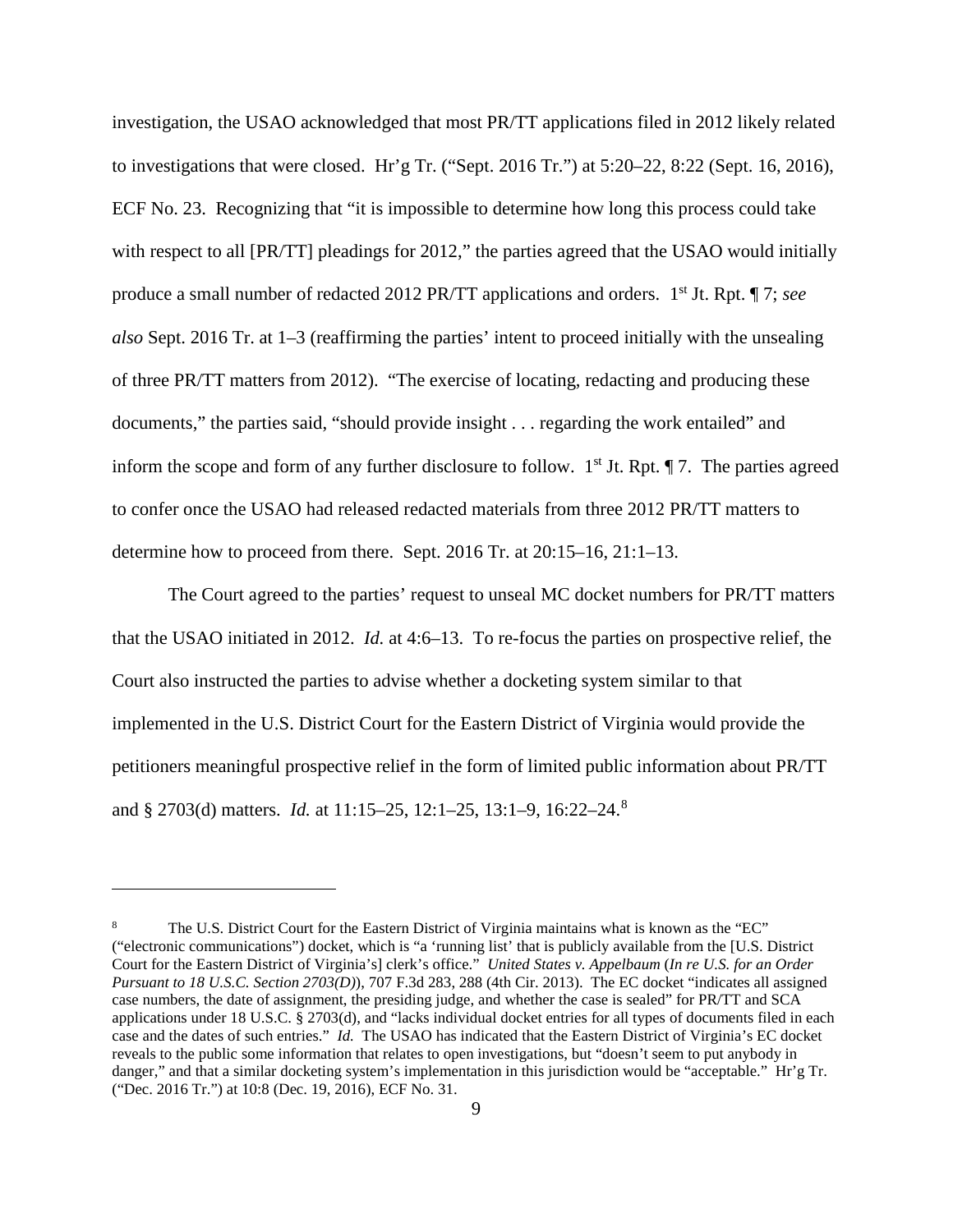investigation, the USAO acknowledged that most PR/TT applications filed in 2012 likely related to investigations that were closed. Hr'g Tr. ("Sept. 2016 Tr.") at 5:20–22, 8:22 (Sept. 16, 2016), ECF No. 23. Recognizing that "it is impossible to determine how long this process could take with respect to all [PR/TT] pleadings for 2012," the parties agreed that the USAO would initially produce a small number of redacted 2012 PR/TT applications and orders. 1st Jt. Rpt. ¶ 7; *see also* Sept. 2016 Tr. at 1–3 (reaffirming the parties' intent to proceed initially with the unsealing of three PR/TT matters from 2012). "The exercise of locating, redacting and producing these documents," the parties said, "should provide insight . . . regarding the work entailed" and inform the scope and form of any further disclosure to follow. 1st Jt. Rpt. ¶ 7. The parties agreed to confer once the USAO had released redacted materials from three 2012 PR/TT matters to determine how to proceed from there. Sept. 2016 Tr. at 20:15–16, 21:1–13.

The Court agreed to the parties' request to unseal MC docket numbers for PR/TT matters that the USAO initiated in 2012. *Id.* at 4:6–13. To re-focus the parties on prospective relief, the Court also instructed the parties to advise whether a docketing system similar to that implemented in the U.S. District Court for the Eastern District of Virginia would provide the petitioners meaningful prospective relief in the form of limited public information about PR/TT and § 2703(d) matters. *Id.* at 11:15–25, 12:1–25, 13:1–9, 16:22–24.[8]

---

[8] The U.S. District Court for the Eastern District of Virginia maintains what is known as the "EC" ("electronic communications") docket, which is "a 'running list' that is publicly available from the [U.S. District Court for the Eastern District of Virginia's] clerk's office." *United States v. Appelbaum* (*In re U.S. for an Order Pursuant to 18 U.S.C. Section 2703(D)*), 707 F.3d 283, 288 (4th Cir. 2013). The EC docket "indicates all assigned case numbers, the date of assignment, the presiding judge, and whether the case is sealed" for PR/TT and SCA applications under 18 U.S.C. § 2703(d), and "lacks individual docket entries for all types of documents filed in each case and the dates of such entries." *Id.* The USAO has indicated that the Eastern District of Virginia's EC docket reveals to the public some information that relates to open investigations, but "doesn't seem to put anybody in danger," and that a similar docketing system's implementation in this jurisdiction would be "acceptable." Hr'g Tr. ("Dec. 2016 Tr.") at 10:8 (Dec. 19, 2016), ECF No. 31.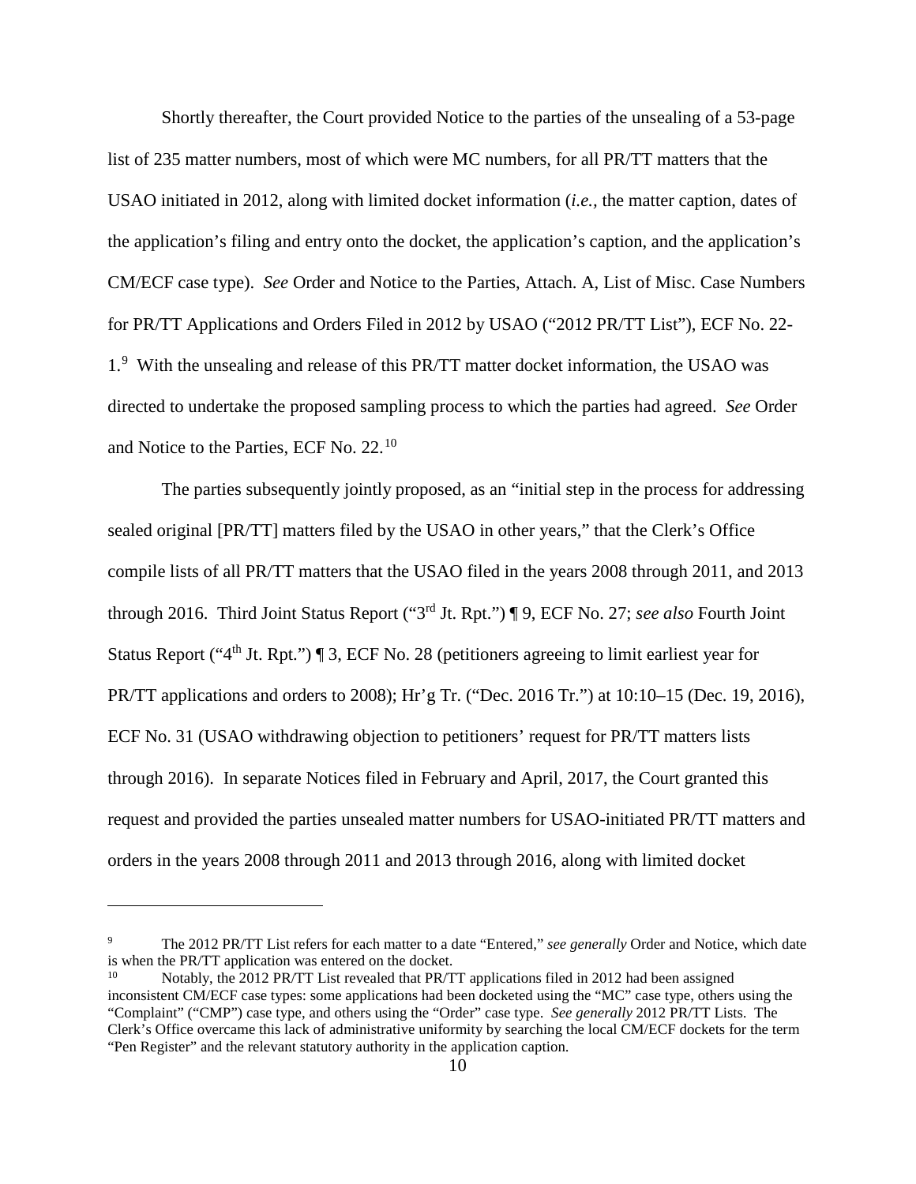Shortly thereafter, the Court provided Notice to the parties of the unsealing of a 53-page list of 235 matter numbers, most of which were MC numbers, for all PR/TT matters that the USAO initiated in 2012, along with limited docket information (*i.e.*, the matter caption, dates of the application's filing and entry onto the docket, the application's caption, and the application's CM/ECF case type). *See* Order and Notice to the Parties, Attach. A, List of Misc. Case Numbers for PR/TT Applications and Orders Filed in 2012 by USAO ("2012 PR/TT List"), ECF No. 22-1.[9] With the unsealing and release of this PR/TT matter docket information, the USAO was directed to undertake the proposed sampling process to which the parties had agreed. *See* Order and Notice to the Parties, ECF No. 22.[10]

The parties subsequently jointly proposed, as an "initial step in the process for addressing sealed original [PR/TT] matters filed by the USAO in other years," that the Clerk's Office compile lists of all PR/TT matters that the USAO filed in the years 2008 through 2011, and 2013 through 2016. Third Joint Status Report ("3rd Jt. Rpt.") ¶ 9, ECF No. 27; *see also* Fourth Joint Status Report ("4th Jt. Rpt.") ¶ 3, ECF No. 28 (petitioners agreeing to limit earliest year for PR/TT applications and orders to 2008); Hr'g Tr. ("Dec. 2016 Tr.") at 10:10–15 (Dec. 19, 2016), ECF No. 31 (USAO withdrawing objection to petitioners' request for PR/TT matters lists through 2016). In separate Notices filed in February and April, 2017, the Court granted this request and provided the parties unsealed matter numbers for USAO-initiated PR/TT matters and orders in the years 2008 through 2011 and 2013 through 2016, along with limited docket

---

[9] The 2012 PR/TT List refers for each matter to a date "Entered," *see generally* Order and Notice, which date is when the PR/TT application was entered on the docket.

[10] Notably, the 2012 PR/TT List revealed that PR/TT applications filed in 2012 had been assigned inconsistent CM/ECF case types: some applications had been docketed using the "MC" case type, others using the "Complaint" ("CMP") case type, and others using the "Order" case type. *See generally* 2012 PR/TT Lists. The Clerk's Office overcame this lack of administrative uniformity by searching the local CM/ECF dockets for the term "Pen Register" and the relevant statutory authority in the application caption.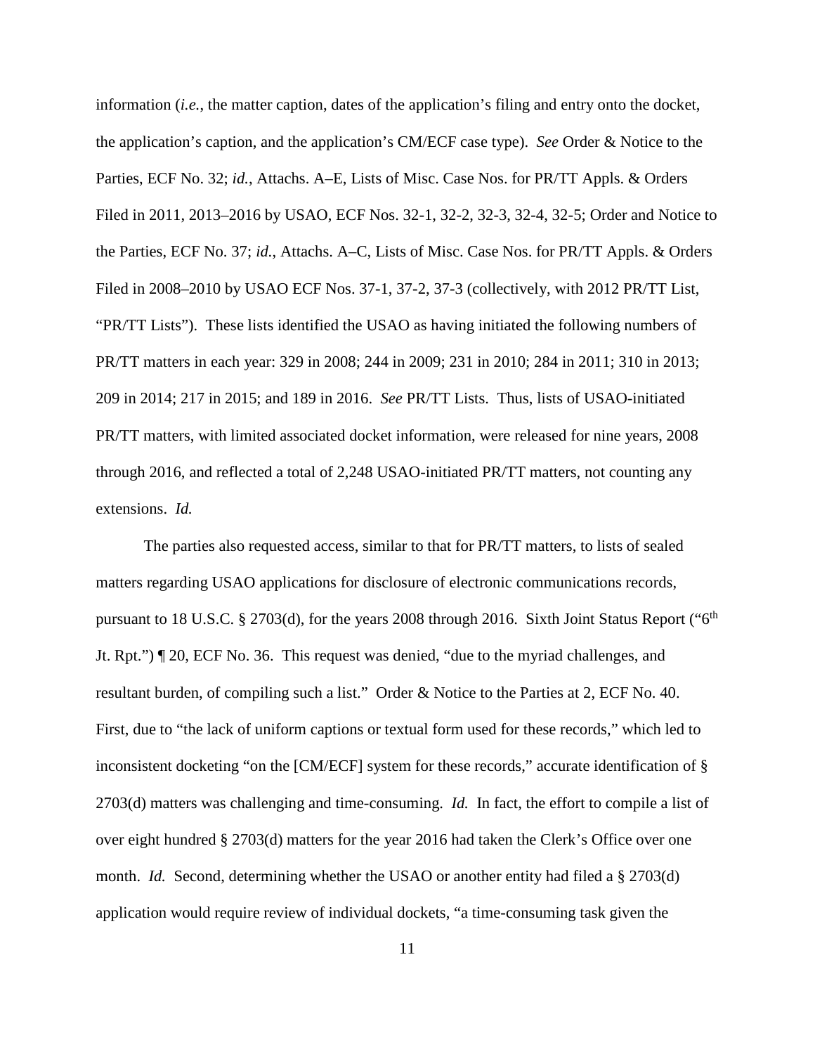information (*i.e.*, the matter caption, dates of the application's filing and entry onto the docket, the application's caption, and the application's CM/ECF case type). *See* Order & Notice to the Parties, ECF No. 32; *id.*, Attachs. A–E, Lists of Misc. Case Nos. for PR/TT Appls. & Orders Filed in 2011, 2013–2016 by USAO, ECF Nos. 32-1, 32-2, 32-3, 32-4, 32-5; Order and Notice to the Parties, ECF No. 37; *id.*, Attachs. A–C, Lists of Misc. Case Nos. for PR/TT Appls. & Orders Filed in 2008–2010 by USAO ECF Nos. 37-1, 37-2, 37-3 (collectively, with 2012 PR/TT List, "PR/TT Lists"). These lists identified the USAO as having initiated the following numbers of PR/TT matters in each year: 329 in 2008; 244 in 2009; 231 in 2010; 284 in 2011; 310 in 2013; 209 in 2014; 217 in 2015; and 189 in 2016. *See* PR/TT Lists. Thus, lists of USAO-initiated PR/TT matters, with limited associated docket information, were released for nine years, 2008 through 2016, and reflected a total of 2,248 USAO-initiated PR/TT matters, not counting any extensions. *Id.*

The parties also requested access, similar to that for PR/TT matters, to lists of sealed matters regarding USAO applications for disclosure of electronic communications records, pursuant to 18 U.S.C. § 2703(d), for the years 2008 through 2016. Sixth Joint Status Report ("6th Jt. Rpt.") ¶ 20, ECF No. 36. This request was denied, "due to the myriad challenges, and resultant burden, of compiling such a list." Order & Notice to the Parties at 2, ECF No. 40. First, due to "the lack of uniform captions or textual form used for these records," which led to inconsistent docketing "on the [CM/ECF] system for these records," accurate identification of § 2703(d) matters was challenging and time-consuming. *Id.* In fact, the effort to compile a list of over eight hundred § 2703(d) matters for the year 2016 had taken the Clerk's Office over one month. *Id.* Second, determining whether the USAO or another entity had filed a § 2703(d) application would require review of individual dockets, "a time-consuming task given the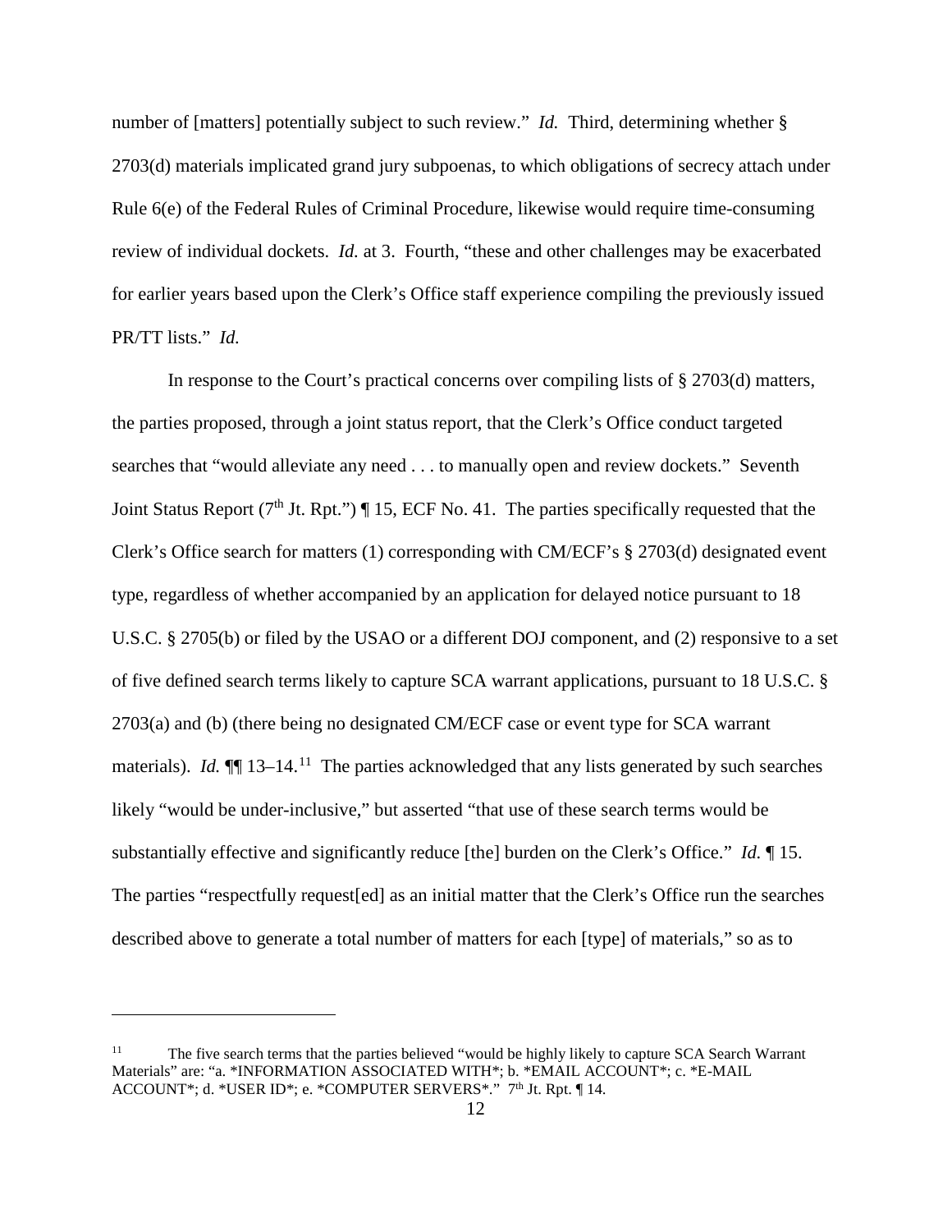number of [matters] potentially subject to such review." *Id.* Third, determining whether § 2703(d) materials implicated grand jury subpoenas, to which obligations of secrecy attach under Rule 6(e) of the Federal Rules of Criminal Procedure, likewise would require time-consuming review of individual dockets. *Id.* at 3. Fourth, "these and other challenges may be exacerbated for earlier years based upon the Clerk's Office staff experience compiling the previously issued PR/TT lists." *Id.*

In response to the Court's practical concerns over compiling lists of § 2703(d) matters, the parties proposed, through a joint status report, that the Clerk's Office conduct targeted searches that "would alleviate any need . . . to manually open and review dockets." Seventh Joint Status Report (7th Jt. Rpt.") ¶ 15, ECF No. 41. The parties specifically requested that the Clerk's Office search for matters (1) corresponding with CM/ECF's § 2703(d) designated event type, regardless of whether accompanied by an application for delayed notice pursuant to 18 U.S.C. § 2705(b) or filed by the USAO or a different DOJ component, and (2) responsive to a set of five defined search terms likely to capture SCA warrant applications, pursuant to 18 U.S.C. § 2703(a) and (b) (there being no designated CM/ECF case or event type for SCA warrant materials). *Id.* ¶¶ 13–14.[11] The parties acknowledged that any lists generated by such searches likely "would be under-inclusive," but asserted "that use of these search terms would be substantially effective and significantly reduce [the] burden on the Clerk's Office." *Id.* ¶ 15. The parties "respectfully request[ed] as an initial matter that the Clerk's Office run the searches described above to generate a total number of matters for each [type] of materials," so as to

---

[11] The five search terms that the parties believed "would be highly likely to capture SCA Search Warrant Materials" are: "a. *INFORMATION ASSOCIATED WITH*; b. *EMAIL ACCOUNT*; c. *E-MAIL ACCOUNT*; d. *USER ID*; e. *COMPUTER SERVERS*." 7th Jt. Rpt. ¶ 14.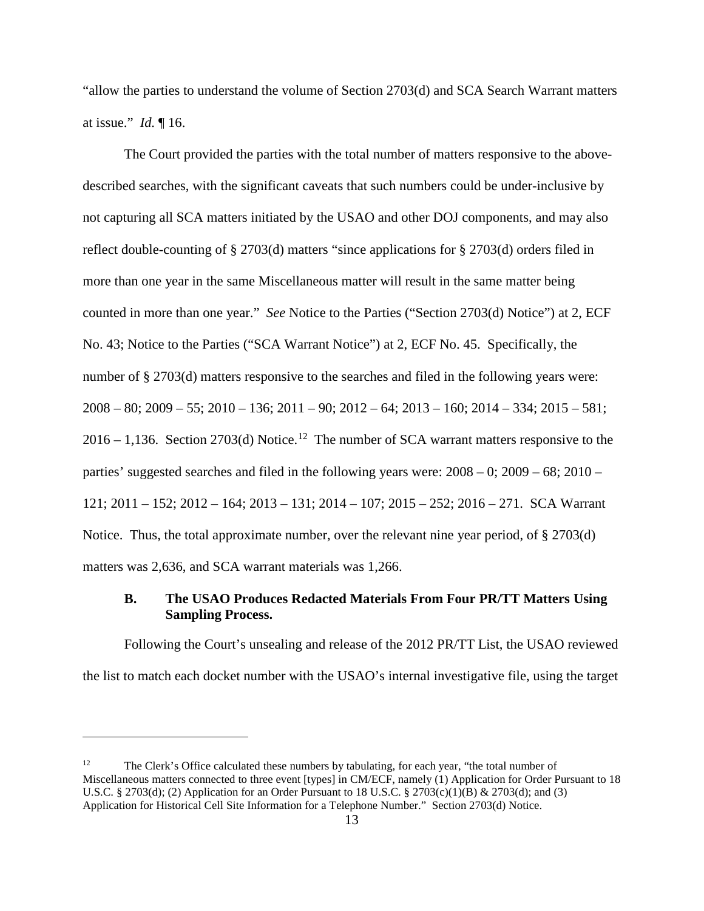"allow the parties to understand the volume of Section 2703(d) and SCA Search Warrant matters at issue." *Id.* ¶ 16.

The Court provided the parties with the total number of matters responsive to the above-described searches, with the significant caveats that such numbers could be under-inclusive by not capturing all SCA matters initiated by the USAO and other DOJ components, and may also reflect double-counting of § 2703(d) matters "since applications for § 2703(d) orders filed in more than one year in the same Miscellaneous matter will result in the same matter being counted in more than one year." *See* Notice to the Parties ("Section 2703(d) Notice") at 2, ECF No. 43; Notice to the Parties ("SCA Warrant Notice") at 2, ECF No. 45. Specifically, the number of § 2703(d) matters responsive to the searches and filed in the following years were: 2008 – 80; 2009 – 55; 2010 – 136; 2011 – 90; 2012 – 64; 2013 – 160; 2014 – 334; 2015 – 581; 2016 – 1,136. Section 2703(d) Notice.[12] The number of SCA warrant matters responsive to the parties' suggested searches and filed in the following years were: 2008 – 0; 2009 – 68; 2010 – 121; 2011 – 152; 2012 – 164; 2013 – 131; 2014 – 107; 2015 – 252; 2016 – 271. SCA Warrant Notice. Thus, the total approximate number, over the relevant nine year period, of § 2703(d) matters was 2,636, and SCA warrant materials was 1,266.

### B. The USAO Produces Redacted Materials From Four PR/TT Matters Using Sampling Process.

Following the Court's unsealing and release of the 2012 PR/TT List, the USAO reviewed the list to match each docket number with the USAO's internal investigative file, using the target

---

[12] The Clerk's Office calculated these numbers by tabulating, for each year, "the total number of Miscellaneous matters connected to three event [types] in CM/ECF, namely (1) Application for Order Pursuant to 18 U.S.C. § 2703(d); (2) Application for an Order Pursuant to 18 U.S.C. § 2703(c)(1)(B) & 2703(d); and (3) Application for Historical Cell Site Information for a Telephone Number." Section 2703(d) Notice.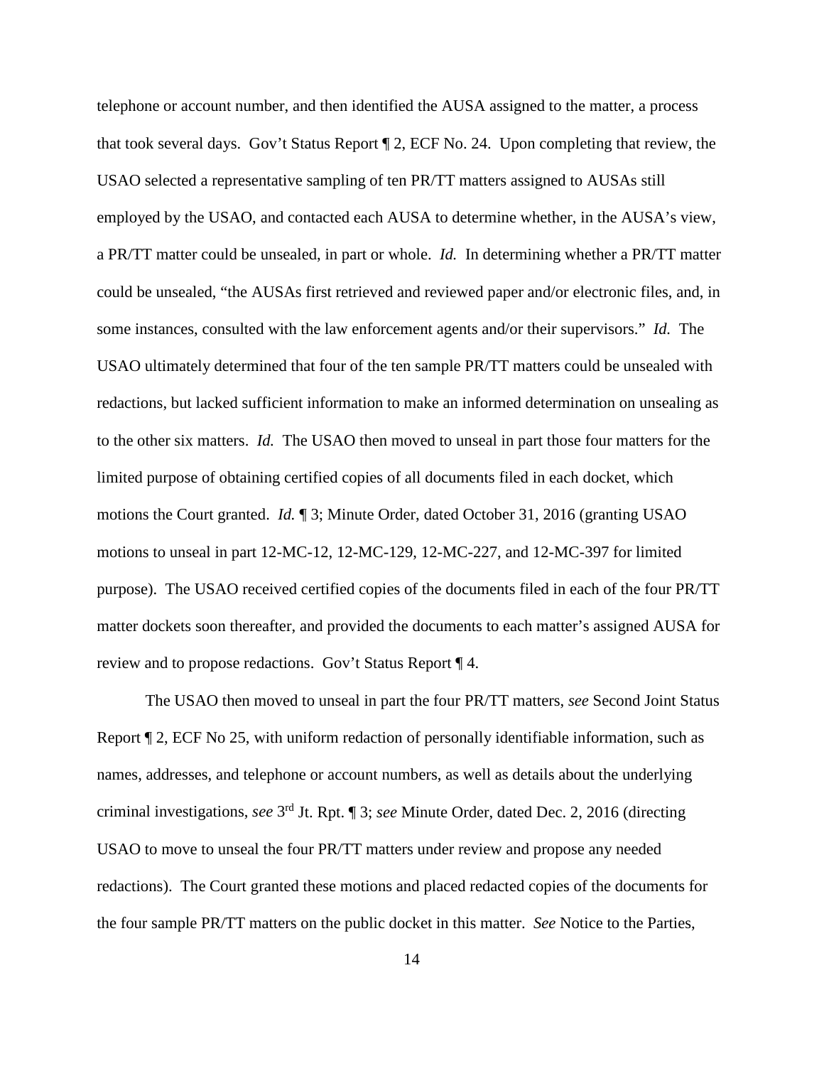telephone or account number, and then identified the AUSA assigned to the matter, a process that took several days. Gov't Status Report ¶ 2, ECF No. 24. Upon completing that review, the USAO selected a representative sampling of ten PR/TT matters assigned to AUSAs still employed by the USAO, and contacted each AUSA to determine whether, in the AUSA's view, a PR/TT matter could be unsealed, in part or whole. *Id.* In determining whether a PR/TT matter could be unsealed, "the AUSAs first retrieved and reviewed paper and/or electronic files, and, in some instances, consulted with the law enforcement agents and/or their supervisors." *Id.* The USAO ultimately determined that four of the ten sample PR/TT matters could be unsealed with redactions, but lacked sufficient information to make an informed determination on unsealing as to the other six matters. *Id.* The USAO then moved to unseal in part those four matters for the limited purpose of obtaining certified copies of all documents filed in each docket, which motions the Court granted. *Id.* ¶ 3; Minute Order, dated October 31, 2016 (granting USAO motions to unseal in part 12-MC-12, 12-MC-129, 12-MC-227, and 12-MC-397 for limited purpose). The USAO received certified copies of the documents filed in each of the four PR/TT matter dockets soon thereafter, and provided the documents to each matter's assigned AUSA for review and to propose redactions. Gov't Status Report ¶ 4.

The USAO then moved to unseal in part the four PR/TT matters, *see* Second Joint Status Report ¶ 2, ECF No 25, with uniform redaction of personally identifiable information, such as names, addresses, and telephone or account numbers, as well as details about the underlying criminal investigations, *see* 3rd Jt. Rpt. ¶ 3; *see* Minute Order, dated Dec. 2, 2016 (directing USAO to move to unseal the four PR/TT matters under review and propose any needed redactions). The Court granted these motions and placed redacted copies of the documents for the four sample PR/TT matters on the public docket in this matter. *See* Notice to the Parties,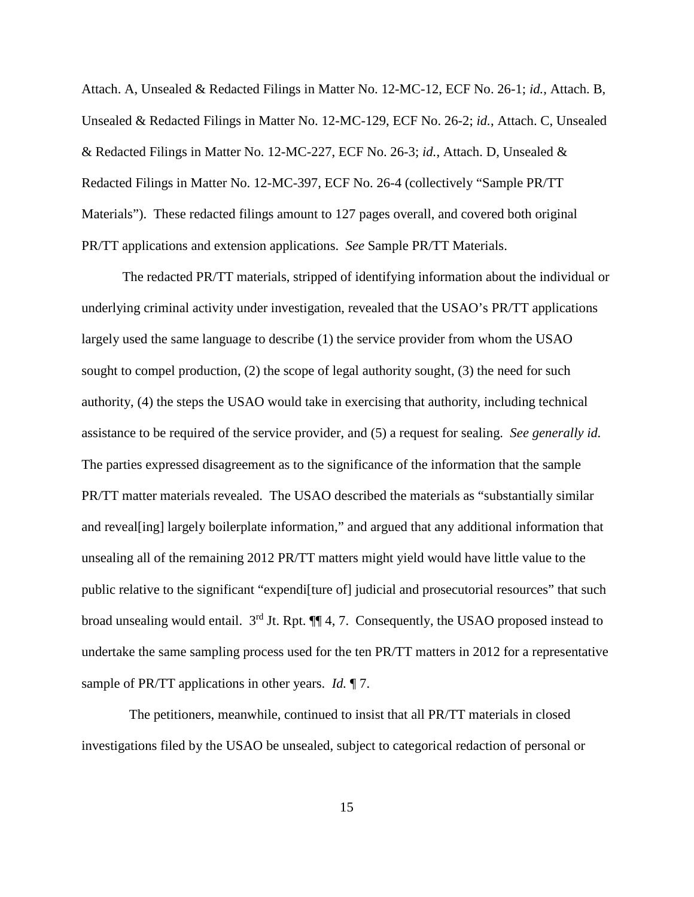Attach. A, Unsealed & Redacted Filings in Matter No. 12-MC-12, ECF No. 26-1; *id.*, Attach. B, Unsealed & Redacted Filings in Matter No. 12-MC-129, ECF No. 26-2; *id.*, Attach. C, Unsealed & Redacted Filings in Matter No. 12-MC-227, ECF No. 26-3; *id.*, Attach. D, Unsealed & Redacted Filings in Matter No. 12-MC-397, ECF No. 26-4 (collectively "Sample PR/TT Materials"). These redacted filings amount to 127 pages overall, and covered both original PR/TT applications and extension applications. *See* Sample PR/TT Materials.

The redacted PR/TT materials, stripped of identifying information about the individual or underlying criminal activity under investigation, revealed that the USAO's PR/TT applications largely used the same language to describe (1) the service provider from whom the USAO sought to compel production, (2) the scope of legal authority sought, (3) the need for such authority, (4) the steps the USAO would take in exercising that authority, including technical assistance to be required of the service provider, and (5) a request for sealing. *See generally id.* The parties expressed disagreement as to the significance of the information that the sample PR/TT matter materials revealed. The USAO described the materials as "substantially similar and reveal[ing] largely boilerplate information," and argued that any additional information that unsealing all of the remaining 2012 PR/TT matters might yield would have little value to the public relative to the significant "expendi[ture of] judicial and prosecutorial resources" that such broad unsealing would entail. 3rd Jt. Rpt. ¶¶ 4, 7. Consequently, the USAO proposed instead to undertake the same sampling process used for the ten PR/TT matters in 2012 for a representative sample of PR/TT applications in other years. *Id.* ¶ 7.

The petitioners, meanwhile, continued to insist that all PR/TT materials in closed investigations filed by the USAO be unsealed, subject to categorical redaction of personal or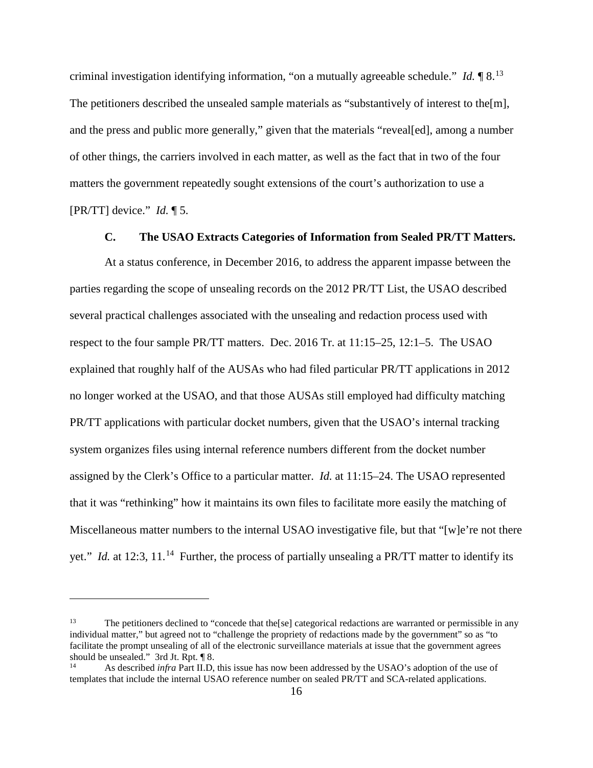criminal investigation identifying information, "on a mutually agreeable schedule." *Id.* ¶ 8.[13] The petitioners described the unsealed sample materials as "substantively of interest to the[m], and the press and public more generally," given that the materials "reveal[ed], among a number of other things, the carriers involved in each matter, as well as the fact that in two of the four matters the government repeatedly sought extensions of the court's authorization to use a [PR/TT] device." *Id.* ¶ 5.

### C. The USAO Extracts Categories of Information from Sealed PR/TT Matters.

At a status conference, in December 2016, to address the apparent impasse between the parties regarding the scope of unsealing records on the 2012 PR/TT List, the USAO described several practical challenges associated with the unsealing and redaction process used with respect to the four sample PR/TT matters. Dec. 2016 Tr. at 11:15–25, 12:1–5. The USAO explained that roughly half of the AUSAs who had filed particular PR/TT applications in 2012 no longer worked at the USAO, and that those AUSAs still employed had difficulty matching PR/TT applications with particular docket numbers, given that the USAO's internal tracking system organizes files using internal reference numbers different from the docket number assigned by the Clerk's Office to a particular matter. *Id.* at 11:15–24. The USAO represented that it was "rethinking" how it maintains its own files to facilitate more easily the matching of Miscellaneous matter numbers to the internal USAO investigative file, but that "[w]e're not there yet." *Id.* at 12:3, 11.[14] Further, the process of partially unsealing a PR/TT matter to identify its

---

[13] The petitioners declined to "concede that the[se] categorical redactions are warranted or permissible in any individual matter," but agreed not to "challenge the propriety of redactions made by the government" so as "to facilitate the prompt unsealing of all of the electronic surveillance materials at issue that the government agrees should be unsealed." 3rd Jt. Rpt. ¶ 8.

[14] As described *infra* Part II.D, this issue has now been addressed by the USAO's adoption of the use of templates that include the internal USAO reference number on sealed PR/TT and SCA-related applications.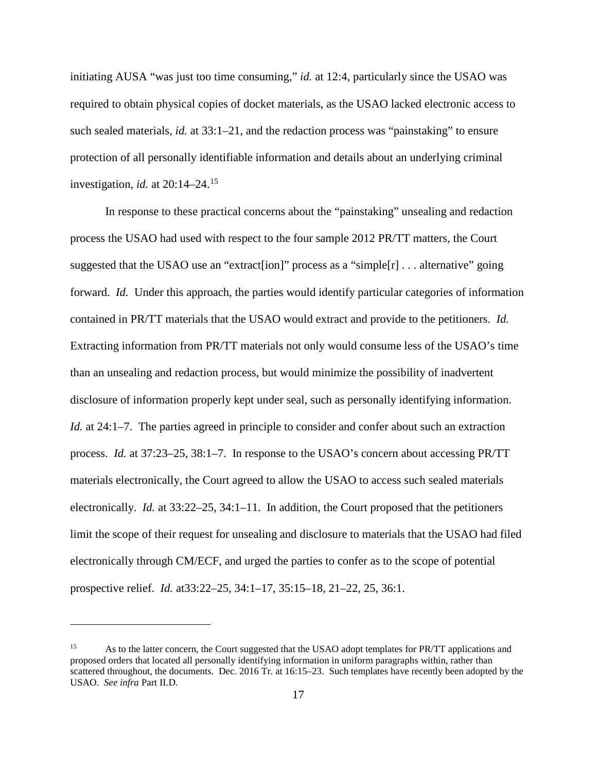initiating AUSA "was just too time consuming," *id.* at 12:4, particularly since the USAO was required to obtain physical copies of docket materials, as the USAO lacked electronic access to such sealed materials, *id.* at 33:1–21, and the redaction process was "painstaking" to ensure protection of all personally identifiable information and details about an underlying criminal investigation, *id.* at 20:14–24.[15]

In response to these practical concerns about the "painstaking" unsealing and redaction process the USAO had used with respect to the four sample 2012 PR/TT matters, the Court suggested that the USAO use an "extract[ion]" process as a "simple[r] . . . alternative" going forward. *Id.* Under this approach, the parties would identify particular categories of information contained in PR/TT materials that the USAO would extract and provide to the petitioners. *Id.* Extracting information from PR/TT materials not only would consume less of the USAO's time than an unsealing and redaction process, but would minimize the possibility of inadvertent disclosure of information properly kept under seal, such as personally identifying information. *Id.* at 24:1–7. The parties agreed in principle to consider and confer about such an extraction process. *Id.* at 37:23–25, 38:1–7. In response to the USAO's concern about accessing PR/TT materials electronically, the Court agreed to allow the USAO to access such sealed materials electronically. *Id.* at 33:22–25, 34:1–11. In addition, the Court proposed that the petitioners limit the scope of their request for unsealing and disclosure to materials that the USAO had filed electronically through CM/ECF, and urged the parties to confer as to the scope of potential prospective relief. *Id.* at33:22–25, 34:1–17, 35:15–18, 21–22, 25, 36:1.

---

[15] As to the latter concern, the Court suggested that the USAO adopt templates for PR/TT applications and proposed orders that located all personally identifying information in uniform paragraphs within, rather than scattered throughout, the documents. Dec. 2016 Tr. at 16:15–23. Such templates have recently been adopted by the USAO. *See infra* Part II.D.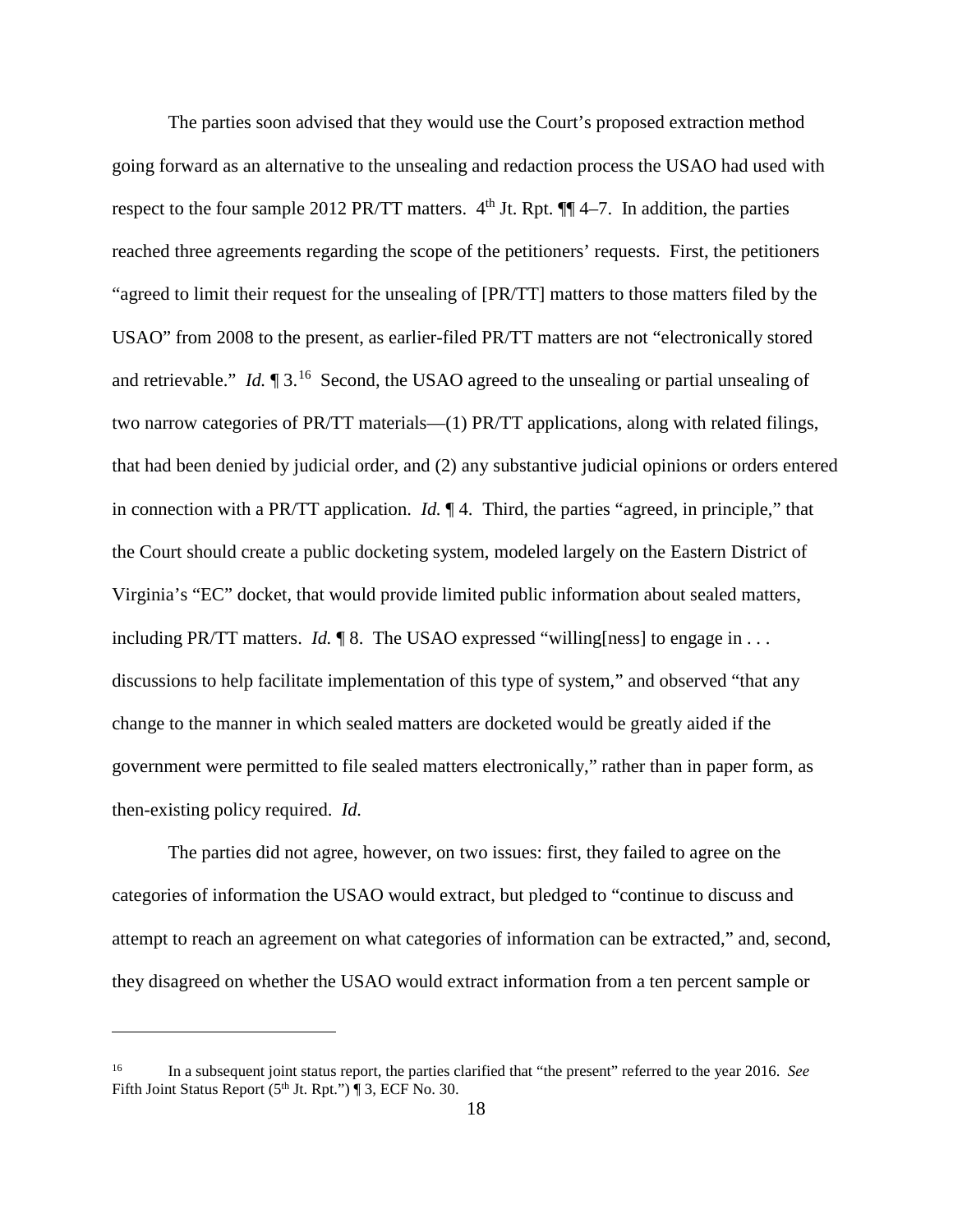The parties soon advised that they would use the Court's proposed extraction method going forward as an alternative to the unsealing and redaction process the USAO had used with respect to the four sample 2012 PR/TT matters. 4th Jt. Rpt. ¶¶ 4–7. In addition, the parties reached three agreements regarding the scope of the petitioners' requests. First, the petitioners "agreed to limit their request for the unsealing of [PR/TT] matters to those matters filed by the USAO" from 2008 to the present, as earlier-filed PR/TT matters are not "electronically stored and retrievable." *Id.* ¶ 3.[16] Second, the USAO agreed to the unsealing or partial unsealing of two narrow categories of PR/TT materials—(1) PR/TT applications, along with related filings, that had been denied by judicial order, and (2) any substantive judicial opinions or orders entered in connection with a PR/TT application. *Id.* ¶ 4. Third, the parties "agreed, in principle," that the Court should create a public docketing system, modeled largely on the Eastern District of Virginia's "EC" docket, that would provide limited public information about sealed matters, including PR/TT matters. *Id.* ¶ 8. The USAO expressed "willing[ness] to engage in . . . discussions to help facilitate implementation of this type of system," and observed "that any change to the manner in which sealed matters are docketed would be greatly aided if the government were permitted to file sealed matters electronically," rather than in paper form, as then-existing policy required. *Id.*

The parties did not agree, however, on two issues: first, they failed to agree on the categories of information the USAO would extract, but pledged to "continue to discuss and attempt to reach an agreement on what categories of information can be extracted," and, second, they disagreed on whether the USAO would extract information from a ten percent sample or

---

[16] In a subsequent joint status report, the parties clarified that "the present" referred to the year 2016. *See* Fifth Joint Status Report (5th Jt. Rpt.") ¶ 3, ECF No. 30.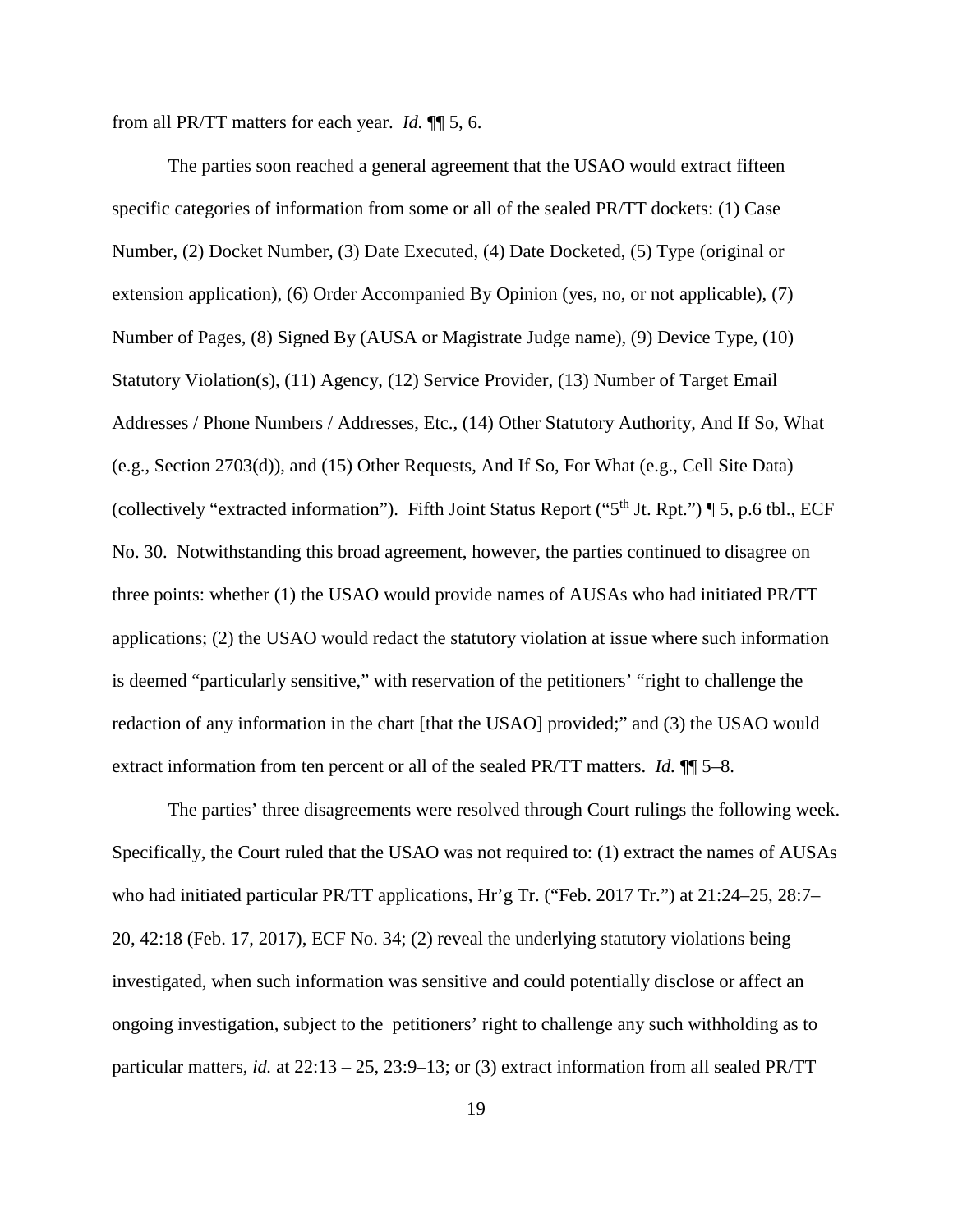from all PR/TT matters for each year. *Id.* ¶¶ 5, 6.

The parties soon reached a general agreement that the USAO would extract fifteen specific categories of information from some or all of the sealed PR/TT dockets: (1) Case Number, (2) Docket Number, (3) Date Executed, (4) Date Docketed, (5) Type (original or extension application), (6) Order Accompanied By Opinion (yes, no, or not applicable), (7) Number of Pages, (8) Signed By (AUSA or Magistrate Judge name), (9) Device Type, (10) Statutory Violation(s), (11) Agency, (12) Service Provider, (13) Number of Target Email Addresses / Phone Numbers / Addresses, Etc., (14) Other Statutory Authority, And If So, What (e.g., Section 2703(d)), and (15) Other Requests, And If So, For What (e.g., Cell Site Data) (collectively "extracted information"). Fifth Joint Status Report ("5th Jt. Rpt.") ¶ 5, p.6 tbl., ECF No. 30. Notwithstanding this broad agreement, however, the parties continued to disagree on three points: whether (1) the USAO would provide names of AUSAs who had initiated PR/TT applications; (2) the USAO would redact the statutory violation at issue where such information is deemed "particularly sensitive," with reservation of the petitioners' "right to challenge the redaction of any information in the chart [that the USAO] provided;" and (3) the USAO would extract information from ten percent or all of the sealed PR/TT matters. *Id.* ¶¶ 5–8.

The parties' three disagreements were resolved through Court rulings the following week. Specifically, the Court ruled that the USAO was not required to: (1) extract the names of AUSAs who had initiated particular PR/TT applications, Hr'g Tr. ("Feb. 2017 Tr.") at 21:24–25, 28:7–20, 42:18 (Feb. 17, 2017), ECF No. 34; (2) reveal the underlying statutory violations being investigated, when such information was sensitive and could potentially disclose or affect an ongoing investigation, subject to the petitioners' right to challenge any such withholding as to particular matters, *id.* at 22:13 – 25, 23:9–13; or (3) extract information from all sealed PR/TT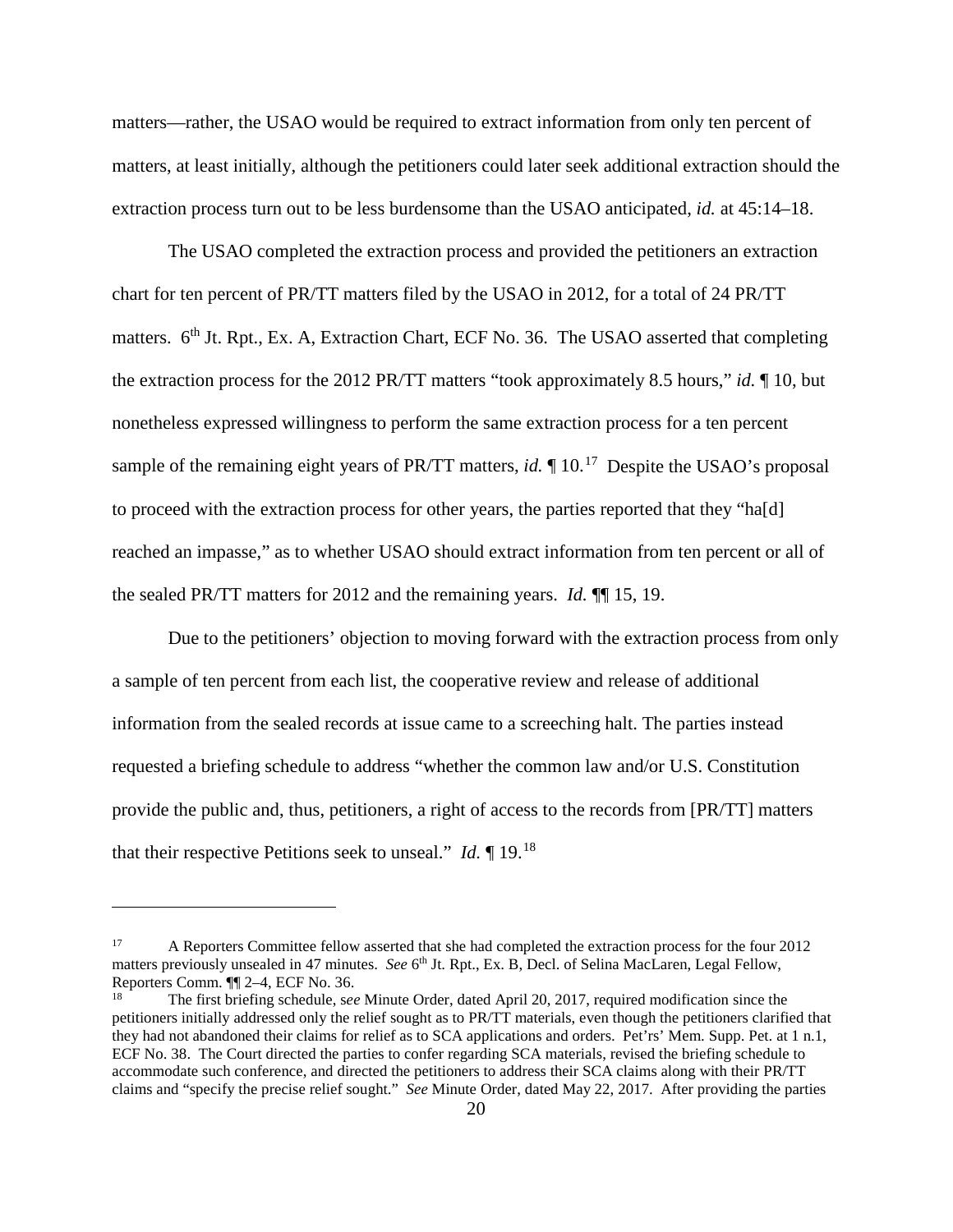matters—rather, the USAO would be required to extract information from only ten percent of matters, at least initially, although the petitioners could later seek additional extraction should the extraction process turn out to be less burdensome than the USAO anticipated, *id.* at 45:14–18.

The USAO completed the extraction process and provided the petitioners an extraction chart for ten percent of PR/TT matters filed by the USAO in 2012, for a total of 24 PR/TT matters. 6th Jt. Rpt., Ex. A, Extraction Chart, ECF No. 36. The USAO asserted that completing the extraction process for the 2012 PR/TT matters "took approximately 8.5 hours," *id.* ¶ 10, but nonetheless expressed willingness to perform the same extraction process for a ten percent sample of the remaining eight years of PR/TT matters, *id.* ¶ 10.[17] Despite the USAO's proposal to proceed with the extraction process for other years, the parties reported that they "ha[d] reached an impasse," as to whether USAO should extract information from ten percent or all of the sealed PR/TT matters for 2012 and the remaining years. *Id.* ¶¶ 15, 19.

Due to the petitioners' objection to moving forward with the extraction process from only a sample of ten percent from each list, the cooperative review and release of additional information from the sealed records at issue came to a screeching halt. The parties instead requested a briefing schedule to address "whether the common law and/or U.S. Constitution provide the public and, thus, petitioners, a right of access to the records from [PR/TT] matters that their respective Petitions seek to unseal." *Id.* ¶ 19.[18]

---

[17] A Reporters Committee fellow asserted that she had completed the extraction process for the four 2012 matters previously unsealed in 47 minutes. *See* 6th Jt. Rpt., Ex. B, Decl. of Selina MacLaren, Legal Fellow, Reporters Comm. ¶¶ 2–4, ECF No. 36.

[18] The first briefing schedule, *see* Minute Order, dated April 20, 2017, required modification since the petitioners initially addressed only the relief sought as to PR/TT materials, even though the petitioners clarified that they had not abandoned their claims for relief as to SCA applications and orders. Pet'rs' Mem. Supp. Pet. at 1 n.1, ECF No. 38. The Court directed the parties to confer regarding SCA materials, revised the briefing schedule to accommodate such conference, and directed the petitioners to address their SCA claims along with their PR/TT claims and "specify the precise relief sought." *See* Minute Order, dated May 22, 2017. After providing the parties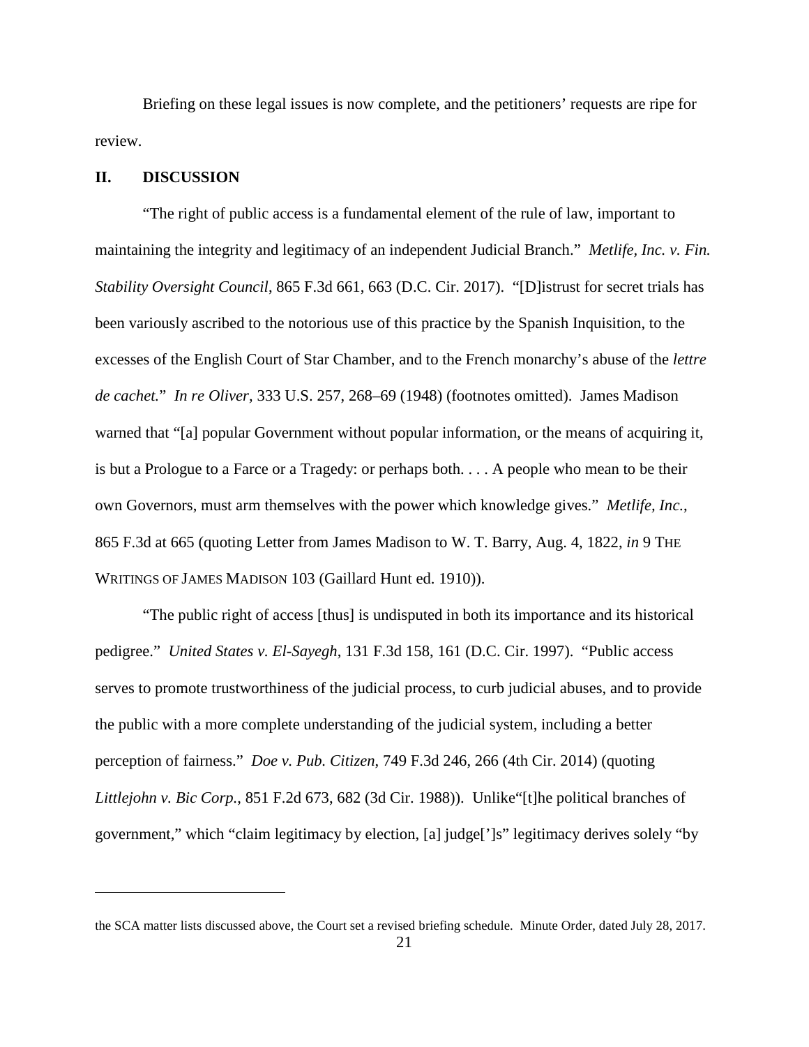Briefing on these legal issues is now complete, and the petitioners' requests are ripe for review.

## II. DISCUSSION

"The right of public access is a fundamental element of the rule of law, important to maintaining the integrity and legitimacy of an independent Judicial Branch." *Metlife, Inc. v. Fin. Stability Oversight Council*, 865 F.3d 661, 663 (D.C. Cir. 2017). "[D]istrust for secret trials has been variously ascribed to the notorious use of this practice by the Spanish Inquisition, to the excesses of the English Court of Star Chamber, and to the French monarchy's abuse of the *lettre de cachet.*" *In re Oliver,* 333 U.S. 257, 268–69 (1948) (footnotes omitted). James Madison warned that "[a] popular Government without popular information, or the means of acquiring it, is but a Prologue to a Farce or a Tragedy: or perhaps both. . . . A people who mean to be their own Governors, must arm themselves with the power which knowledge gives." *Metlife, Inc.*, 865 F.3d at 665 (quoting Letter from James Madison to W. T. Barry, Aug. 4, 1822, *in* 9 THE WRITINGS OF JAMES MADISON 103 (Gaillard Hunt ed. 1910)).

"The public right of access [thus] is undisputed in both its importance and its historical pedigree." *United States v. El-Sayegh*, 131 F.3d 158, 161 (D.C. Cir. 1997). "Public access serves to promote trustworthiness of the judicial process, to curb judicial abuses, and to provide the public with a more complete understanding of the judicial system, including a better perception of fairness." *Doe v. Pub. Citizen*, 749 F.3d 246, 266 (4th Cir. 2014) (quoting *Littlejohn v. Bic Corp.*, 851 F.2d 673, 682 (3d Cir. 1988)). Unlike"[t]he political branches of government," which "claim legitimacy by election, [a] judge[']s" legitimacy derives solely "by

---

the SCA matter lists discussed above, the Court set a revised briefing schedule. Minute Order, dated July 28, 2017.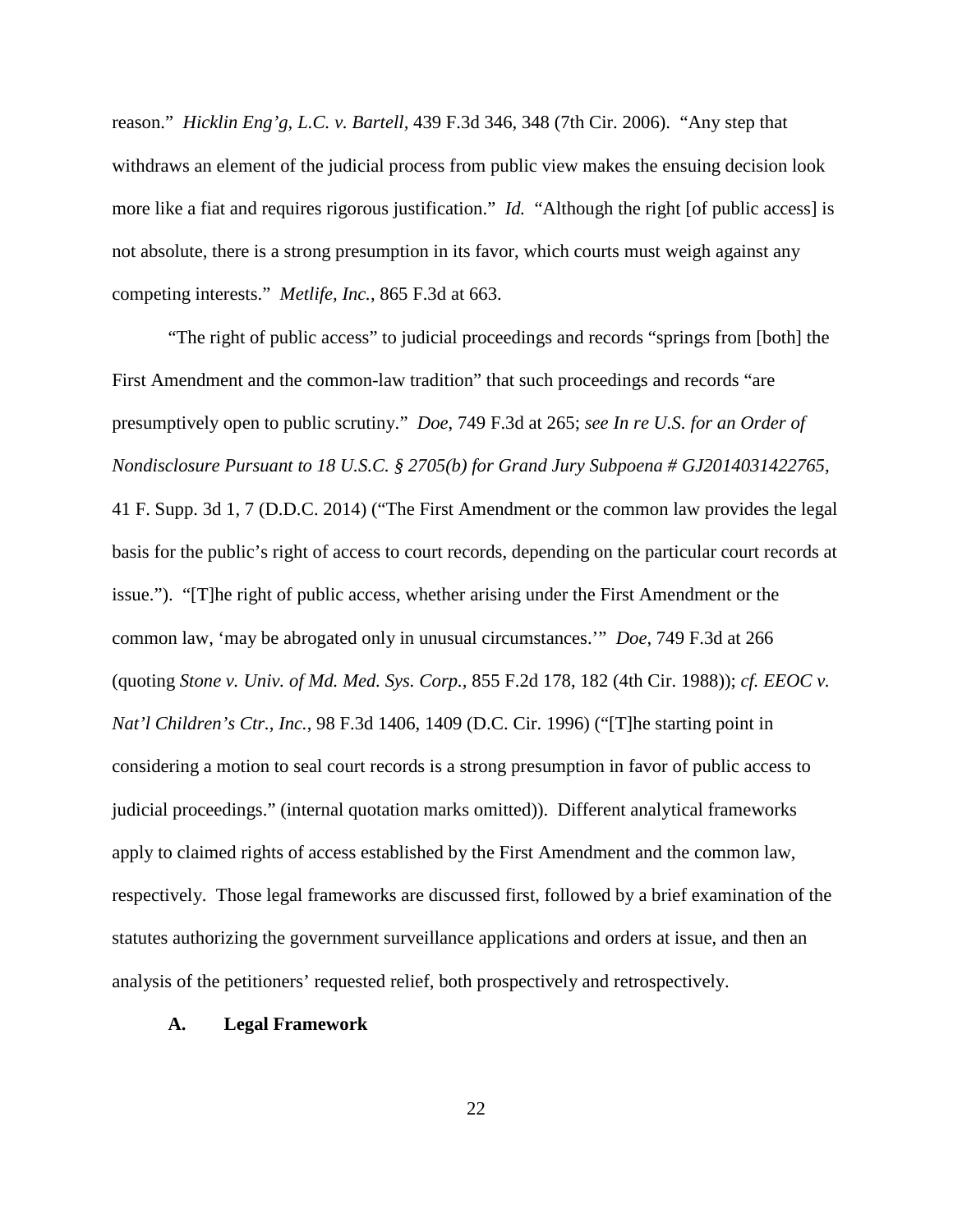reason." *Hicklin Eng'g, L.C. v. Bartell*, 439 F.3d 346, 348 (7th Cir. 2006). "Any step that withdraws an element of the judicial process from public view makes the ensuing decision look more like a fiat and requires rigorous justification." *Id.* "Although the right [of public access] is not absolute, there is a strong presumption in its favor, which courts must weigh against any competing interests." *Metlife, Inc.*, 865 F.3d at 663.

"The right of public access" to judicial proceedings and records "springs from [both] the First Amendment and the common-law tradition" that such proceedings and records "are presumptively open to public scrutiny." *Doe*, 749 F.3d at 265; *see In re U.S. for an Order of Nondisclosure Pursuant to 18 U.S.C. § 2705(b) for Grand Jury Subpoena # GJ2014031422765*, 41 F. Supp. 3d 1, 7 (D.D.C. 2014) ("The First Amendment or the common law provides the legal basis for the public's right of access to court records, depending on the particular court records at issue."). "[T]he right of public access, whether arising under the First Amendment or the common law, 'may be abrogated only in unusual circumstances.'" *Doe*, 749 F.3d at 266 (quoting *Stone v. Univ. of Md. Med. Sys. Corp.*, 855 F.2d 178, 182 (4th Cir. 1988)); *cf. EEOC v. Nat'l Children's Ctr., Inc.*, 98 F.3d 1406, 1409 (D.C. Cir. 1996) ("[T]he starting point in considering a motion to seal court records is a strong presumption in favor of public access to judicial proceedings." (internal quotation marks omitted)). Different analytical frameworks apply to claimed rights of access established by the First Amendment and the common law, respectively. Those legal frameworks are discussed first, followed by a brief examination of the statutes authorizing the government surveillance applications and orders at issue, and then an analysis of the petitioners' requested relief, both prospectively and retrospectively.

### A. Legal Framework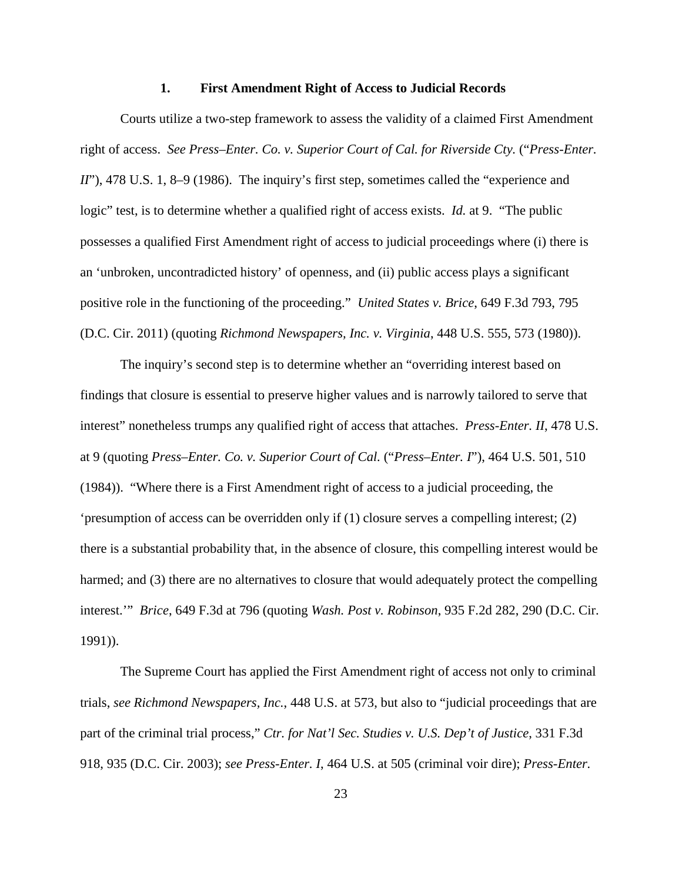### 1. First Amendment Right of Access to Judicial Records

Courts utilize a two-step framework to assess the validity of a claimed First Amendment right of access. *See Press–Enter. Co. v. Superior Court of Cal. for Riverside Cty.* ("*Press-Enter. II*"), 478 U.S. 1, 8–9 (1986). The inquiry's first step, sometimes called the "experience and logic" test, is to determine whether a qualified right of access exists. *Id.* at 9. "The public possesses a qualified First Amendment right of access to judicial proceedings where (i) there is an 'unbroken, uncontradicted history' of openness, and (ii) public access plays a significant positive role in the functioning of the proceeding." *United States v. Brice*, 649 F.3d 793, 795 (D.C. Cir. 2011) (quoting *Richmond Newspapers, Inc. v. Virginia*, 448 U.S. 555, 573 (1980)).

The inquiry's second step is to determine whether an "overriding interest based on findings that closure is essential to preserve higher values and is narrowly tailored to serve that interest" nonetheless trumps any qualified right of access that attaches. *Press-Enter. II*, 478 U.S. at 9 (quoting *Press–Enter. Co. v. Superior Court of Cal.* ("*Press–Enter. I*"), 464 U.S. 501, 510 (1984)). "Where there is a First Amendment right of access to a judicial proceeding, the 'presumption of access can be overridden only if (1) closure serves a compelling interest; (2) there is a substantial probability that, in the absence of closure, this compelling interest would be harmed; and (3) there are no alternatives to closure that would adequately protect the compelling interest.'" *Brice*, 649 F.3d at 796 (quoting *Wash. Post v. Robinson*, 935 F.2d 282, 290 (D.C. Cir. 1991)).

The Supreme Court has applied the First Amendment right of access not only to criminal trials, *see Richmond Newspapers, Inc.*, 448 U.S. at 573, but also to "judicial proceedings that are part of the criminal trial process," *Ctr. for Nat'l Sec. Studies v. U.S. Dep't of Justice*, 331 F.3d 918, 935 (D.C. Cir. 2003); *see Press-Enter. I*, 464 U.S. at 505 (criminal voir dire); *Press-Enter.*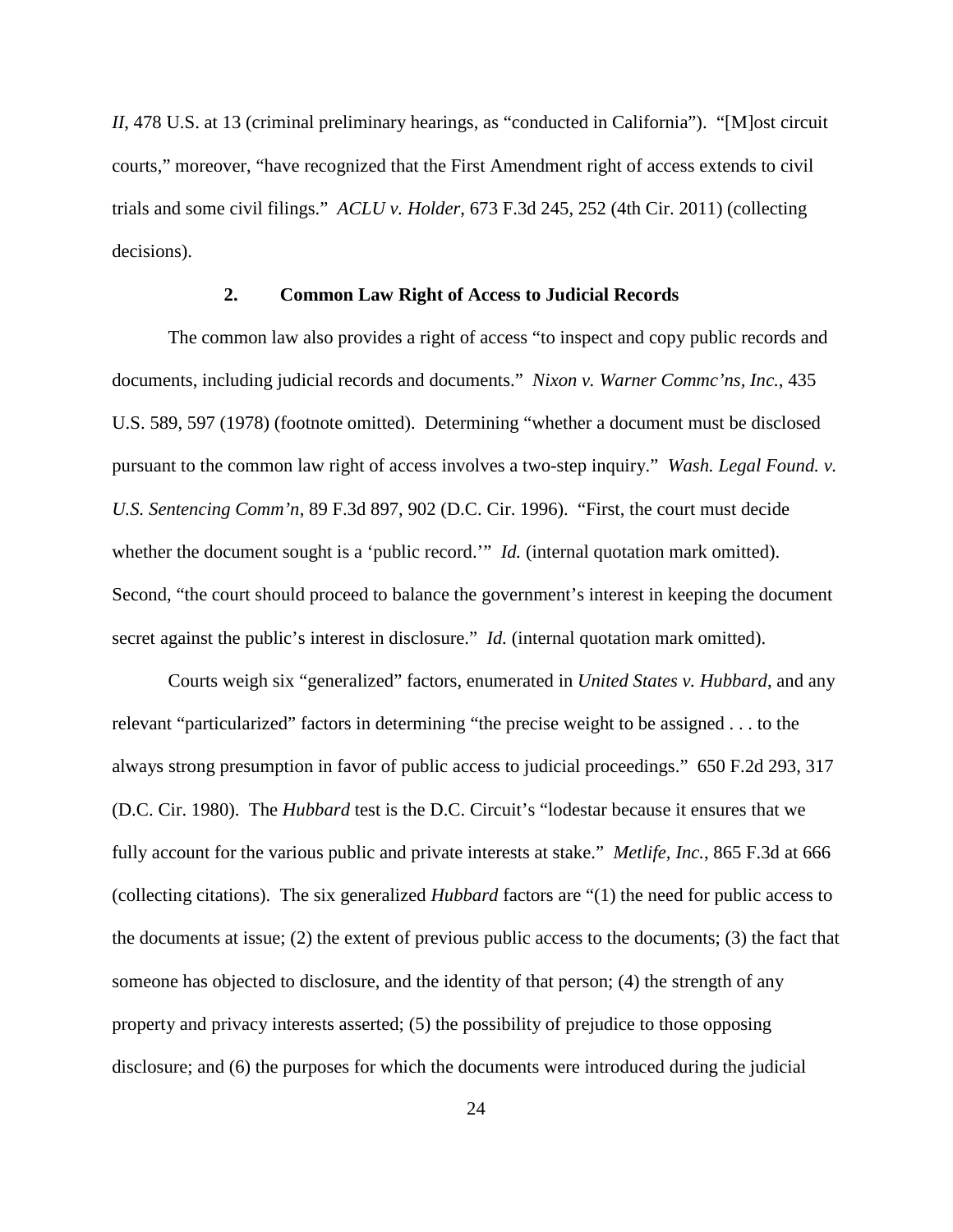*II*, 478 U.S. at 13 (criminal preliminary hearings, as "conducted in California"). "[M]ost circuit courts," moreover, "have recognized that the First Amendment right of access extends to civil trials and some civil filings." *ACLU v. Holder*, 673 F.3d 245, 252 (4th Cir. 2011) (collecting decisions).

### 2. Common Law Right of Access to Judicial Records

The common law also provides a right of access "to inspect and copy public records and documents, including judicial records and documents." *Nixon v. Warner Commc'ns, Inc.*, 435 U.S. 589, 597 (1978) (footnote omitted). Determining "whether a document must be disclosed pursuant to the common law right of access involves a two-step inquiry." *Wash. Legal Found. v. U.S. Sentencing Comm'n*, 89 F.3d 897, 902 (D.C. Cir. 1996). "First, the court must decide whether the document sought is a 'public record.'" *Id.* (internal quotation mark omitted). Second, "the court should proceed to balance the government's interest in keeping the document secret against the public's interest in disclosure." *Id.* (internal quotation mark omitted).

Courts weigh six "generalized" factors, enumerated in *United States v. Hubbard*, and any relevant "particularized" factors in determining "the precise weight to be assigned . . . to the always strong presumption in favor of public access to judicial proceedings." 650 F.2d 293, 317 (D.C. Cir. 1980). The *Hubbard* test is the D.C. Circuit's "lodestar because it ensures that we fully account for the various public and private interests at stake." *Metlife, Inc.*, 865 F.3d at 666 (collecting citations). The six generalized *Hubbard* factors are "(1) the need for public access to the documents at issue; (2) the extent of previous public access to the documents; (3) the fact that someone has objected to disclosure, and the identity of that person; (4) the strength of any property and privacy interests asserted; (5) the possibility of prejudice to those opposing disclosure; and (6) the purposes for which the documents were introduced during the judicial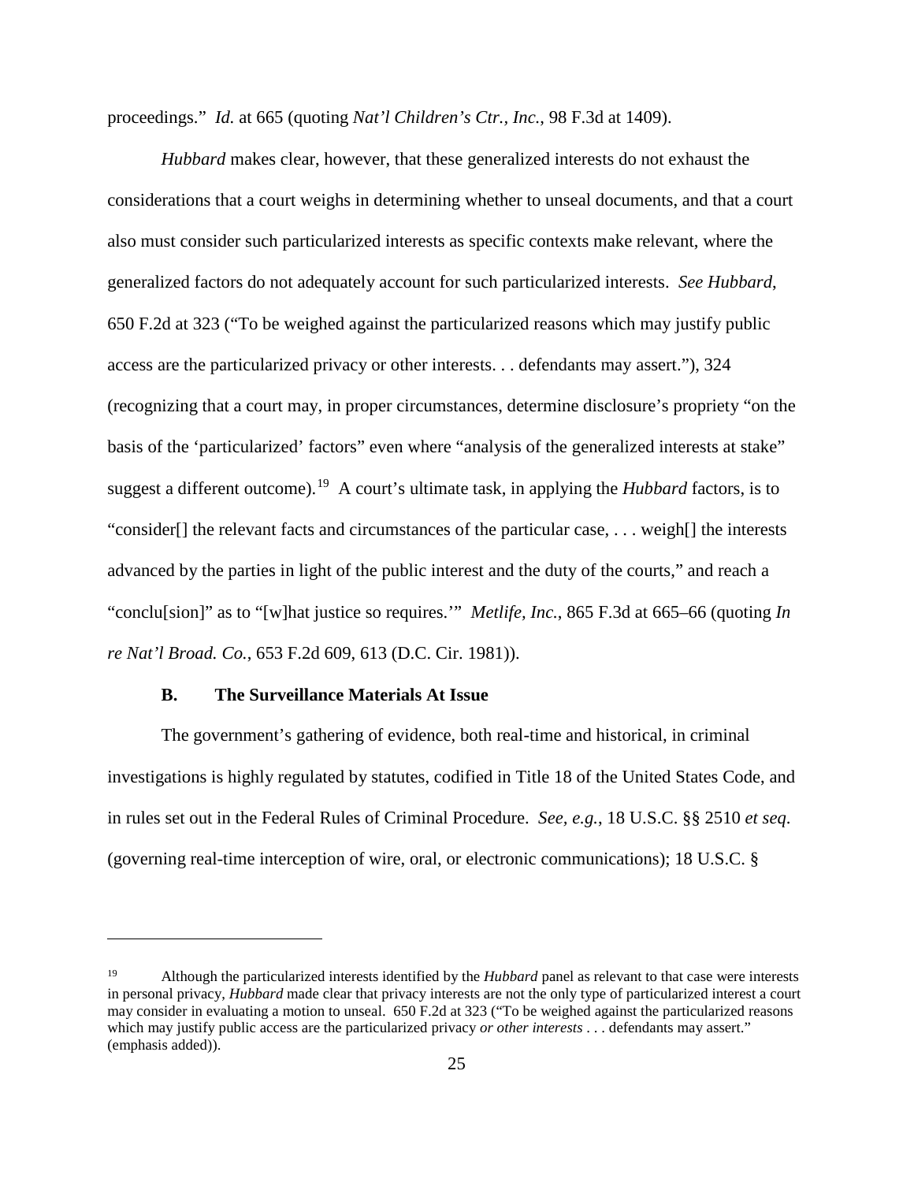proceedings." *Id.* at 665 (quoting *Nat'l Children's Ctr., Inc.*, 98 F.3d at 1409).

*Hubbard* makes clear, however, that these generalized interests do not exhaust the considerations that a court weighs in determining whether to unseal documents, and that a court also must consider such particularized interests as specific contexts make relevant, where the generalized factors do not adequately account for such particularized interests. *See Hubbard*, 650 F.2d at 323 ("To be weighed against the particularized reasons which may justify public access are the particularized privacy or other interests. . . defendants may assert."), 324 (recognizing that a court may, in proper circumstances, determine disclosure's propriety "on the basis of the 'particularized' factors" even where "analysis of the generalized interests at stake" suggest a different outcome).[19] A court's ultimate task, in applying the *Hubbard* factors, is to "consider[] the relevant facts and circumstances of the particular case, . . . weigh[] the interests advanced by the parties in light of the public interest and the duty of the courts," and reach a "conclu[sion]" as to "[w]hat justice so requires.'" *Metlife, Inc.*, 865 F.3d at 665–66 (quoting *In re Nat'l Broad. Co.*, 653 F.2d 609, 613 (D.C. Cir. 1981)).

### B. The Surveillance Materials At Issue

The government's gathering of evidence, both real-time and historical, in criminal investigations is highly regulated by statutes, codified in Title 18 of the United States Code, and in rules set out in the Federal Rules of Criminal Procedure. *See, e.g.*, 18 U.S.C. §§ 2510 *et seq.* (governing real-time interception of wire, oral, or electronic communications); 18 U.S.C. §

---

[19] Although the particularized interests identified by the *Hubbard* panel as relevant to that case were interests in personal privacy, *Hubbard* made clear that privacy interests are not the only type of particularized interest a court may consider in evaluating a motion to unseal. 650 F.2d at 323 ("To be weighed against the particularized reasons which may justify public access are the particularized privacy *or other interests* . . . defendants may assert." (emphasis added)).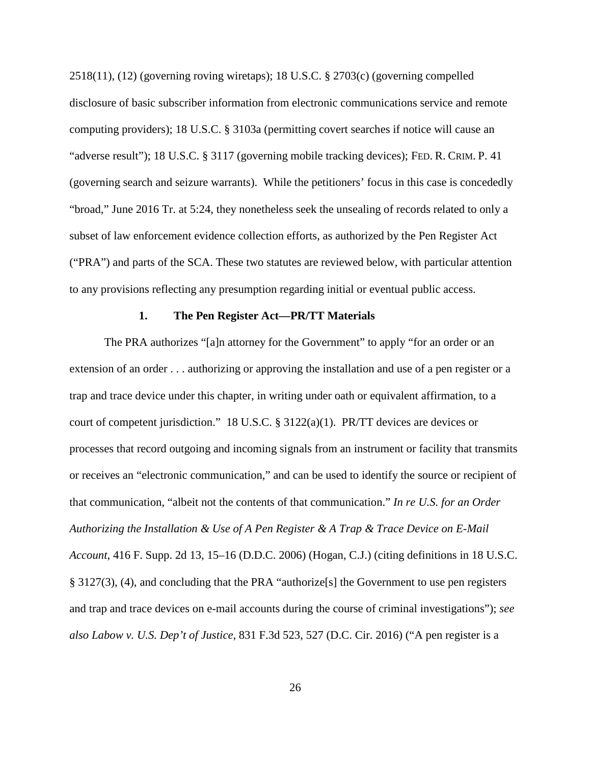2518(11), (12) (governing roving wiretaps); 18 U.S.C. § 2703(c) (governing compelled disclosure of basic subscriber information from electronic communications service and remote computing providers); 18 U.S.C. § 3103a (permitting covert searches if notice will cause an "adverse result"); 18 U.S.C. § 3117 (governing mobile tracking devices); FED. R. CRIM. P. 41 (governing search and seizure warrants). While the petitioners' focus in this case is concededly "broad," June 2016 Tr. at 5:24, they nonetheless seek the unsealing of records related to only a subset of law enforcement evidence collection efforts, as authorized by the Pen Register Act ("PRA") and parts of the SCA. These two statutes are reviewed below, with particular attention to any provisions reflecting any presumption regarding initial or eventual public access.

### 1. The Pen Register Act—PR/TT Materials

The PRA authorizes "[a]n attorney for the Government" to apply "for an order or an extension of an order . . . authorizing or approving the installation and use of a pen register or a trap and trace device under this chapter, in writing under oath or equivalent affirmation, to a court of competent jurisdiction." 18 U.S.C. § 3122(a)(1). PR/TT devices are devices or processes that record outgoing and incoming signals from an instrument or facility that transmits or receives an "electronic communication," and can be used to identify the source or recipient of that communication, "albeit not the contents of that communication." *In re U.S. for an Order Authorizing the Installation & Use of A Pen Register & A Trap & Trace Device on E-Mail Account*, 416 F. Supp. 2d 13, 15–16 (D.D.C. 2006) (Hogan, C.J.) (citing definitions in 18 U.S.C. § 3127(3), (4), and concluding that the PRA "authorize[s] the Government to use pen registers and trap and trace devices on e-mail accounts during the course of criminal investigations"); *see also Labow v. U.S. Dep't of Justice*, 831 F.3d 523, 527 (D.C. Cir. 2016) ("A pen register is a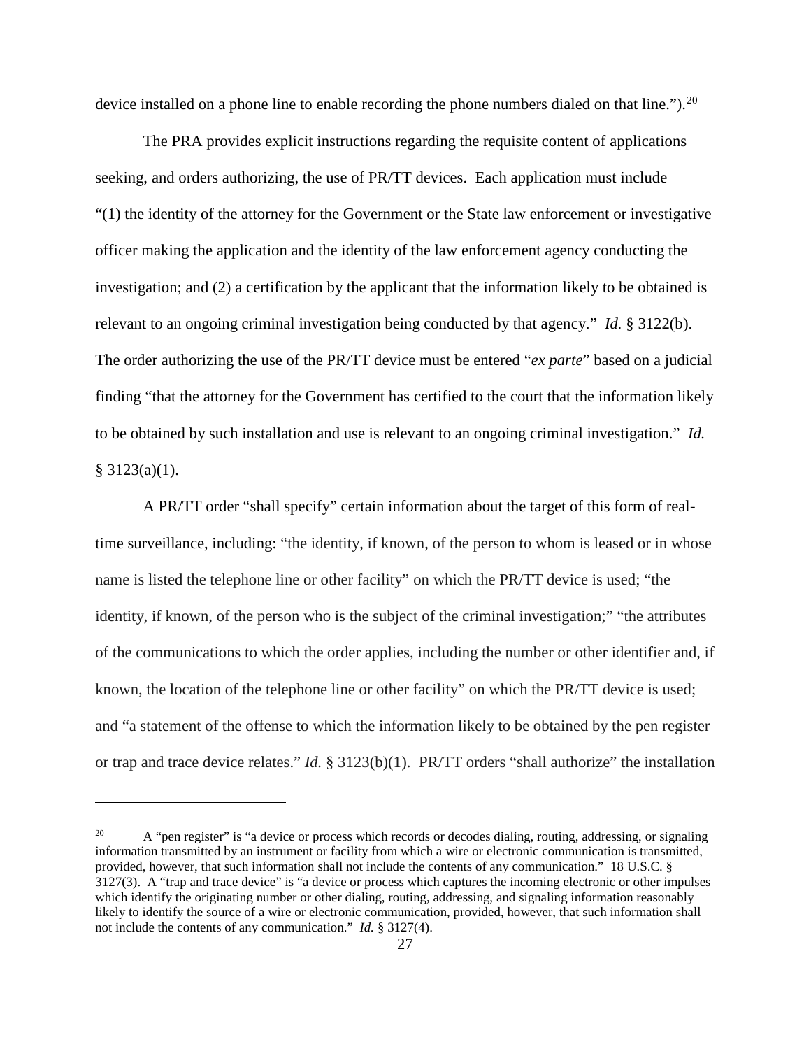device installed on a phone line to enable recording the phone numbers dialed on that line.").[20]

The PRA provides explicit instructions regarding the requisite content of applications seeking, and orders authorizing, the use of PR/TT devices. Each application must include "(1) the identity of the attorney for the Government or the State law enforcement or investigative officer making the application and the identity of the law enforcement agency conducting the investigation; and (2) a certification by the applicant that the information likely to be obtained is relevant to an ongoing criminal investigation being conducted by that agency." *Id.* § 3122(b). The order authorizing the use of the PR/TT device must be entered "*ex parte*" based on a judicial finding "that the attorney for the Government has certified to the court that the information likely to be obtained by such installation and use is relevant to an ongoing criminal investigation." *Id.* § 3123(a)(1).

A PR/TT order "shall specify" certain information about the target of this form of real-time surveillance, including: "the identity, if known, of the person to whom is leased or in whose name is listed the telephone line or other facility" on which the PR/TT device is used; "the identity, if known, of the person who is the subject of the criminal investigation;" "the attributes of the communications to which the order applies, including the number or other identifier and, if known, the location of the telephone line or other facility" on which the PR/TT device is used; and "a statement of the offense to which the information likely to be obtained by the pen register or trap and trace device relates." *Id.* § 3123(b)(1). PR/TT orders "shall authorize" the installation

---

[20] A "pen register" is "a device or process which records or decodes dialing, routing, addressing, or signaling information transmitted by an instrument or facility from which a wire or electronic communication is transmitted, provided, however, that such information shall not include the contents of any communication." 18 U.S.C. § 3127(3). A "trap and trace device" is "a device or process which captures the incoming electronic or other impulses which identify the originating number or other dialing, routing, addressing, and signaling information reasonably likely to identify the source of a wire or electronic communication, provided, however, that such information shall not include the contents of any communication." *Id.* § 3127(4).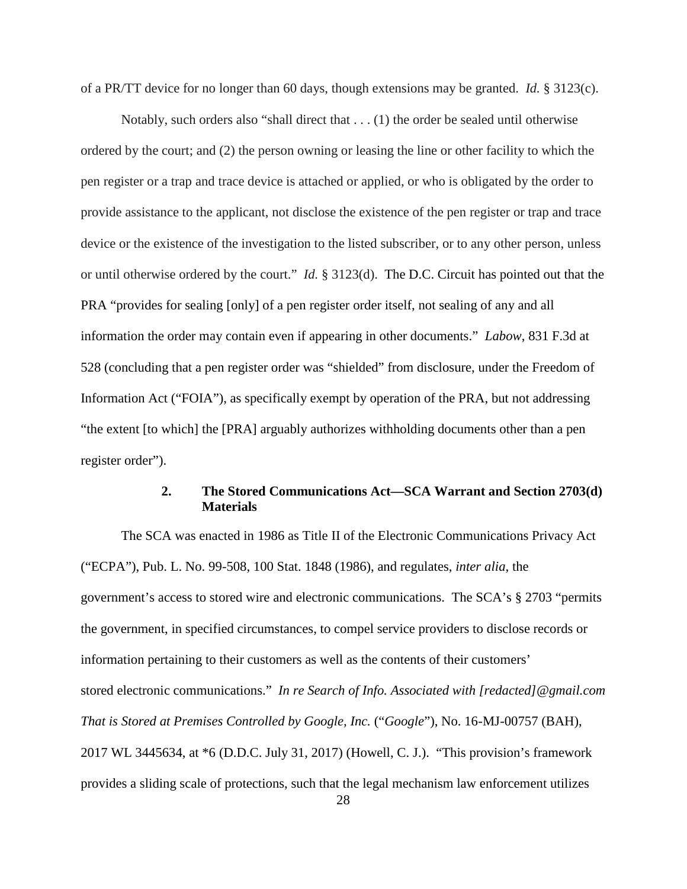of a PR/TT device for no longer than 60 days, though extensions may be granted. *Id.* § 3123(c).

Notably, such orders also "shall direct that . . . (1) the order be sealed until otherwise ordered by the court; and (2) the person owning or leasing the line or other facility to which the pen register or a trap and trace device is attached or applied, or who is obligated by the order to provide assistance to the applicant, not disclose the existence of the pen register or trap and trace device or the existence of the investigation to the listed subscriber, or to any other person, unless or until otherwise ordered by the court." *Id.* § 3123(d). The D.C. Circuit has pointed out that the PRA "provides for sealing [only] of a pen register order itself, not sealing of any and all information the order may contain even if appearing in other documents." *Labow*, 831 F.3d at 528 (concluding that a pen register order was "shielded" from disclosure, under the Freedom of Information Act ("FOIA"), as specifically exempt by operation of the PRA, but not addressing "the extent [to which] the [PRA] arguably authorizes withholding documents other than a pen register order").

### 2. The Stored Communications Act—SCA Warrant and Section 2703(d) Materials

The SCA was enacted in 1986 as Title II of the Electronic Communications Privacy Act ("ECPA"), Pub. L. No. 99-508, 100 Stat. 1848 (1986), and regulates, *inter alia*, the government's access to stored wire and electronic communications. The SCA's § 2703 "permits the government, in specified circumstances, to compel service providers to disclose records or information pertaining to their customers as well as the contents of their customers' stored electronic communications." *In re Search of Info. Associated with [redacted]@gmail.com That is Stored at Premises Controlled by Google, Inc.* ("*Google*"), No. 16-MJ-00757 (BAH), 2017 WL 3445634, at *6 (D.D.C. July 31, 2017) (Howell, C. J.). "This provision's framework provides a sliding scale of protections, such that the legal mechanism law enforcement utilizes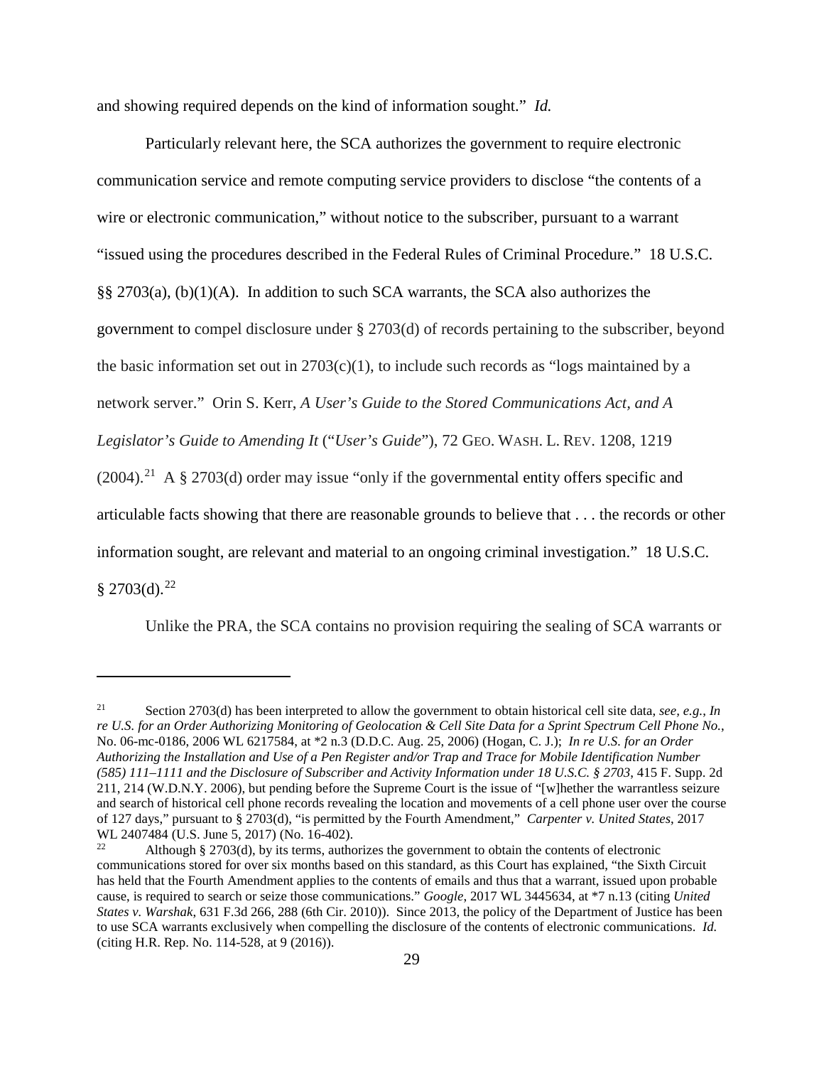and showing required depends on the kind of information sought." *Id.*

Particularly relevant here, the SCA authorizes the government to require electronic communication service and remote computing service providers to disclose "the contents of a wire or electronic communication," without notice to the subscriber, pursuant to a warrant "issued using the procedures described in the Federal Rules of Criminal Procedure." 18 U.S.C. §§ 2703(a), (b)(1)(A). In addition to such SCA warrants, the SCA also authorizes the government to compel disclosure under § 2703(d) of records pertaining to the subscriber, beyond the basic information set out in 2703(c)(1), to include such records as "logs maintained by a network server." Orin S. Kerr, *A User's Guide to the Stored Communications Act, and A Legislator's Guide to Amending It* ("*User's Guide*"), 72 GEO. WASH. L. REV. 1208, 1219 (2004).[21] A § 2703(d) order may issue "only if the governmental entity offers specific and articulable facts showing that there are reasonable grounds to believe that . . . the records or other information sought, are relevant and material to an ongoing criminal investigation." 18 U.S.C. § 2703(d).[22]

Unlike the PRA, the SCA contains no provision requiring the sealing of SCA warrants or

---

[21] Section 2703(d) has been interpreted to allow the government to obtain historical cell site data, *see, e.g.*, *In re U.S. for an Order Authorizing Monitoring of Geolocation & Cell Site Data for a Sprint Spectrum Cell Phone No.*, No. 06-mc-0186, 2006 WL 6217584, at *2 n.3 (D.D.C. Aug. 25, 2006) (Hogan, C. J.); *In re U.S. for an Order Authorizing the Installation and Use of a Pen Register and/or Trap and Trace for Mobile Identification Number (585) 111–1111 and the Disclosure of Subscriber and Activity Information under 18 U.S.C. § 2703*, 415 F. Supp. 2d 211, 214 (W.D.N.Y. 2006), but pending before the Supreme Court is the issue of "[w]hether the warrantless seizure and search of historical cell phone records revealing the location and movements of a cell phone user over the course of 127 days," pursuant to § 2703(d), "is permitted by the Fourth Amendment," *Carpenter v. United States*, 2017 WL 2407484 (U.S. June 5, 2017) (No. 16-402).

[22] Although § 2703(d), by its terms, authorizes the government to obtain the contents of electronic communications stored for over six months based on this standard, as this Court has explained, "the Sixth Circuit has held that the Fourth Amendment applies to the contents of emails and thus that a warrant, issued upon probable cause, is required to search or seize those communications." *Google*, 2017 WL 3445634, at *7 n.13 (citing *United States v. Warshak*, 631 F.3d 266, 288 (6th Cir. 2010)). Since 2013, the policy of the Department of Justice has been to use SCA warrants exclusively when compelling the disclosure of the contents of electronic communications. *Id.* (citing H.R. Rep. No. 114-528, at 9 (2016)).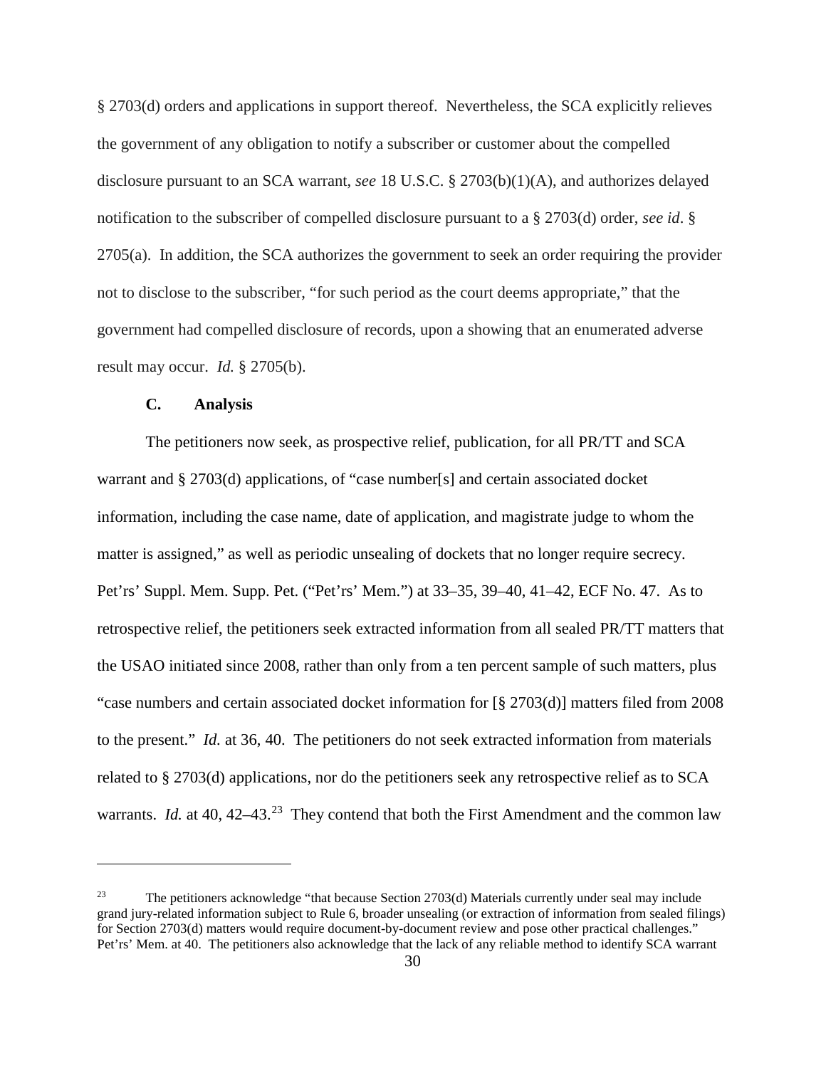§ 2703(d) orders and applications in support thereof. Nevertheless, the SCA explicitly relieves the government of any obligation to notify a subscriber or customer about the compelled disclosure pursuant to an SCA warrant, *see* 18 U.S.C. § 2703(b)(1)(A), and authorizes delayed notification to the subscriber of compelled disclosure pursuant to a § 2703(d) order, *see id*. § 2705(a). In addition, the SCA authorizes the government to seek an order requiring the provider not to disclose to the subscriber, "for such period as the court deems appropriate," that the government had compelled disclosure of records, upon a showing that an enumerated adverse result may occur. *Id.* § 2705(b).

### C. Analysis

The petitioners now seek, as prospective relief, publication, for all PR/TT and SCA warrant and § 2703(d) applications, of "case number[s] and certain associated docket information, including the case name, date of application, and magistrate judge to whom the matter is assigned," as well as periodic unsealing of dockets that no longer require secrecy. Pet'rs' Suppl. Mem. Supp. Pet. ("Pet'rs' Mem.") at 33–35, 39–40, 41–42, ECF No. 47. As to retrospective relief, the petitioners seek extracted information from all sealed PR/TT matters that the USAO initiated since 2008, rather than only from a ten percent sample of such matters, plus "case numbers and certain associated docket information for [§ 2703(d)] matters filed from 2008 to the present." *Id.* at 36, 40. The petitioners do not seek extracted information from materials related to § 2703(d) applications, nor do the petitioners seek any retrospective relief as to SCA warrants. *Id.* at 40, 42–43.[23] They contend that both the First Amendment and the common law

---

[23] The petitioners acknowledge "that because Section 2703(d) Materials currently under seal may include grand jury-related information subject to Rule 6, broader unsealing (or extraction of information from sealed filings) for Section 2703(d) matters would require document-by-document review and pose other practical challenges." Pet'rs' Mem. at 40. The petitioners also acknowledge that the lack of any reliable method to identify SCA warrant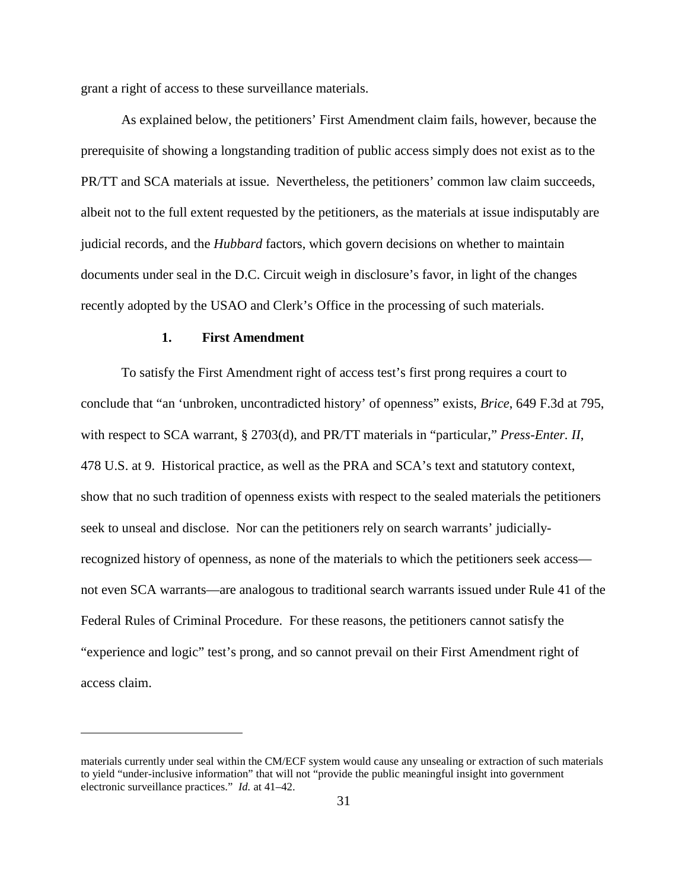grant a right of access to these surveillance materials.

As explained below, the petitioners' First Amendment claim fails, however, because the prerequisite of showing a longstanding tradition of public access simply does not exist as to the PR/TT and SCA materials at issue. Nevertheless, the petitioners' common law claim succeeds, albeit not to the full extent requested by the petitioners, as the materials at issue indisputably are judicial records, and the *Hubbard* factors, which govern decisions on whether to maintain documents under seal in the D.C. Circuit weigh in disclosure's favor, in light of the changes recently adopted by the USAO and Clerk's Office in the processing of such materials.

### 1. First Amendment

To satisfy the First Amendment right of access test's first prong requires a court to conclude that "an 'unbroken, uncontradicted history' of openness" exists, *Brice*, 649 F.3d at 795, with respect to SCA warrant, § 2703(d), and PR/TT materials in "particular," *Press-Enter. II*, 478 U.S. at 9. Historical practice, as well as the PRA and SCA's text and statutory context, show that no such tradition of openness exists with respect to the sealed materials the petitioners seek to unseal and disclose. Nor can the petitioners rely on search warrants' judicially-recognized history of openness, as none of the materials to which the petitioners seek access—not even SCA warrants—are analogous to traditional search warrants issued under Rule 41 of the Federal Rules of Criminal Procedure. For these reasons, the petitioners cannot satisfy the "experience and logic" test's prong, and so cannot prevail on their First Amendment right of access claim.

---

materials currently under seal within the CM/ECF system would cause any unsealing or extraction of such materials to yield "under-inclusive information" that will not "provide the public meaningful insight into government electronic surveillance practices." *Id.* at 41–42.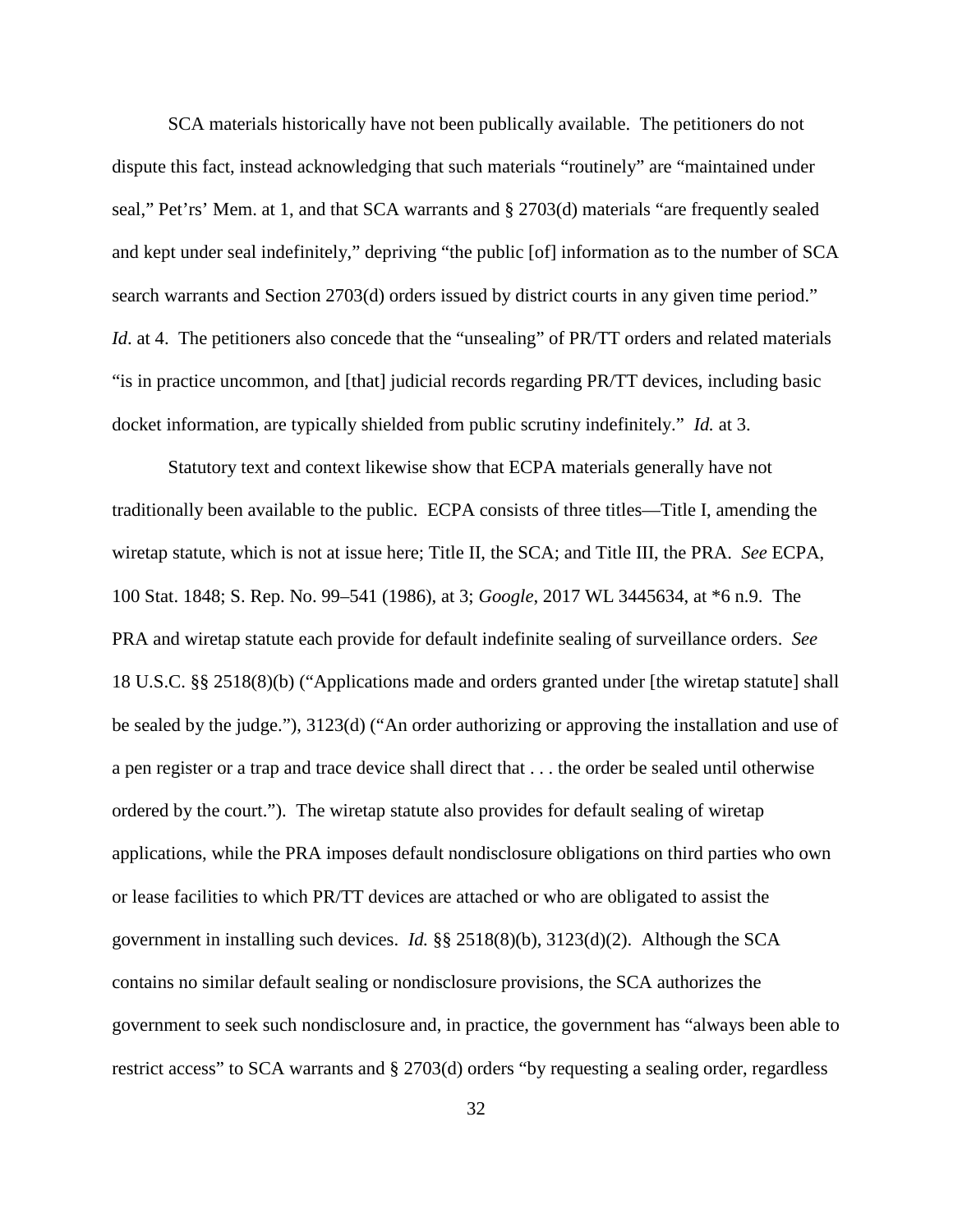SCA materials historically have not been publically available. The petitioners do not dispute this fact, instead acknowledging that such materials "routinely" are "maintained under seal," Pet'rs' Mem. at 1, and that SCA warrants and § 2703(d) materials "are frequently sealed and kept under seal indefinitely," depriving "the public [of] information as to the number of SCA search warrants and Section 2703(d) orders issued by district courts in any given time period." *Id.* at 4. The petitioners also concede that the "unsealing" of PR/TT orders and related materials "is in practice uncommon, and [that] judicial records regarding PR/TT devices, including basic docket information, are typically shielded from public scrutiny indefinitely." *Id.* at 3.

Statutory text and context likewise show that ECPA materials generally have not traditionally been available to the public. ECPA consists of three titles—Title I, amending the wiretap statute, which is not at issue here; Title II, the SCA; and Title III, the PRA. *See* ECPA, 100 Stat. 1848; S. Rep. No. 99–541 (1986), at 3; *Google*, 2017 WL 3445634, at *6 n.9. The PRA and wiretap statute each provide for default indefinite sealing of surveillance orders. *See* 18 U.S.C. §§ 2518(8)(b) ("Applications made and orders granted under [the wiretap statute] shall be sealed by the judge."), 3123(d) ("An order authorizing or approving the installation and use of a pen register or a trap and trace device shall direct that . . . the order be sealed until otherwise ordered by the court."). The wiretap statute also provides for default sealing of wiretap applications, while the PRA imposes default nondisclosure obligations on third parties who own or lease facilities to which PR/TT devices are attached or who are obligated to assist the government in installing such devices. *Id.* §§ 2518(8)(b), 3123(d)(2). Although the SCA contains no similar default sealing or nondisclosure provisions, the SCA authorizes the government to seek such nondisclosure and, in practice, the government has "always been able to restrict access" to SCA warrants and § 2703(d) orders "by requesting a sealing order, regardless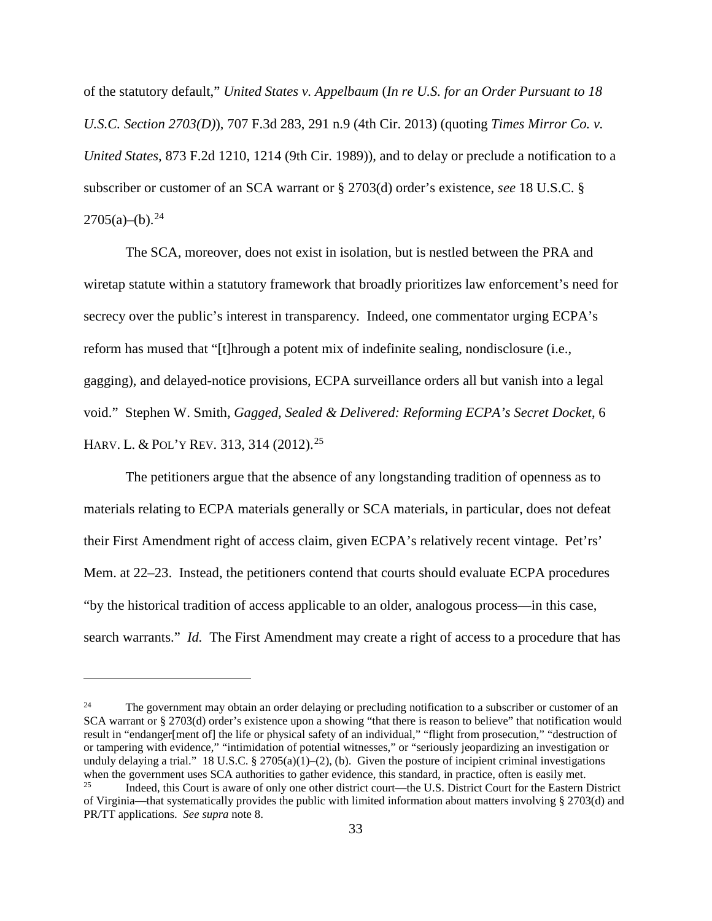of the statutory default," *United States v. Appelbaum* (*In re U.S. for an Order Pursuant to 18 U.S.C. Section 2703(D)*), 707 F.3d 283, 291 n.9 (4th Cir. 2013) (quoting *Times Mirror Co. v. United States*, 873 F.2d 1210, 1214 (9th Cir. 1989)), and to delay or preclude a notification to a subscriber or customer of an SCA warrant or § 2703(d) order's existence, *see* 18 U.S.C. § 2705(a)–(b).[24]

The SCA, moreover, does not exist in isolation, but is nestled between the PRA and wiretap statute within a statutory framework that broadly prioritizes law enforcement's need for secrecy over the public's interest in transparency. Indeed, one commentator urging ECPA's reform has mused that "[t]hrough a potent mix of indefinite sealing, nondisclosure (i.e., gagging), and delayed-notice provisions, ECPA surveillance orders all but vanish into a legal void." Stephen W. Smith, *Gagged, Sealed & Delivered: Reforming ECPA's Secret Docket*, 6 HARV. L. & POL'Y REV. 313, 314 (2012).[25]

The petitioners argue that the absence of any longstanding tradition of openness as to materials relating to ECPA materials generally or SCA materials, in particular, does not defeat their First Amendment right of access claim, given ECPA's relatively recent vintage. Pet'rs' Mem. at 22–23. Instead, the petitioners contend that courts should evaluate ECPA procedures "by the historical tradition of access applicable to an older, analogous process—in this case, search warrants." *Id.* The First Amendment may create a right of access to a procedure that has

---

[24] The government may obtain an order delaying or precluding notification to a subscriber or customer of an SCA warrant or § 2703(d) order's existence upon a showing "that there is reason to believe" that notification would result in "endanger[ment of] the life or physical safety of an individual," "flight from prosecution," "destruction of or tampering with evidence," "intimidation of potential witnesses," or "seriously jeopardizing an investigation or unduly delaying a trial." 18 U.S.C. § 2705(a)(1)–(2), (b). Given the posture of incipient criminal investigations when the government uses SCA authorities to gather evidence, this standard, in practice, often is easily met.

[25] Indeed, this Court is aware of only one other district court—the U.S. District Court for the Eastern District of Virginia—that systematically provides the public with limited information about matters involving § 2703(d) and PR/TT applications. *See supra* note 8.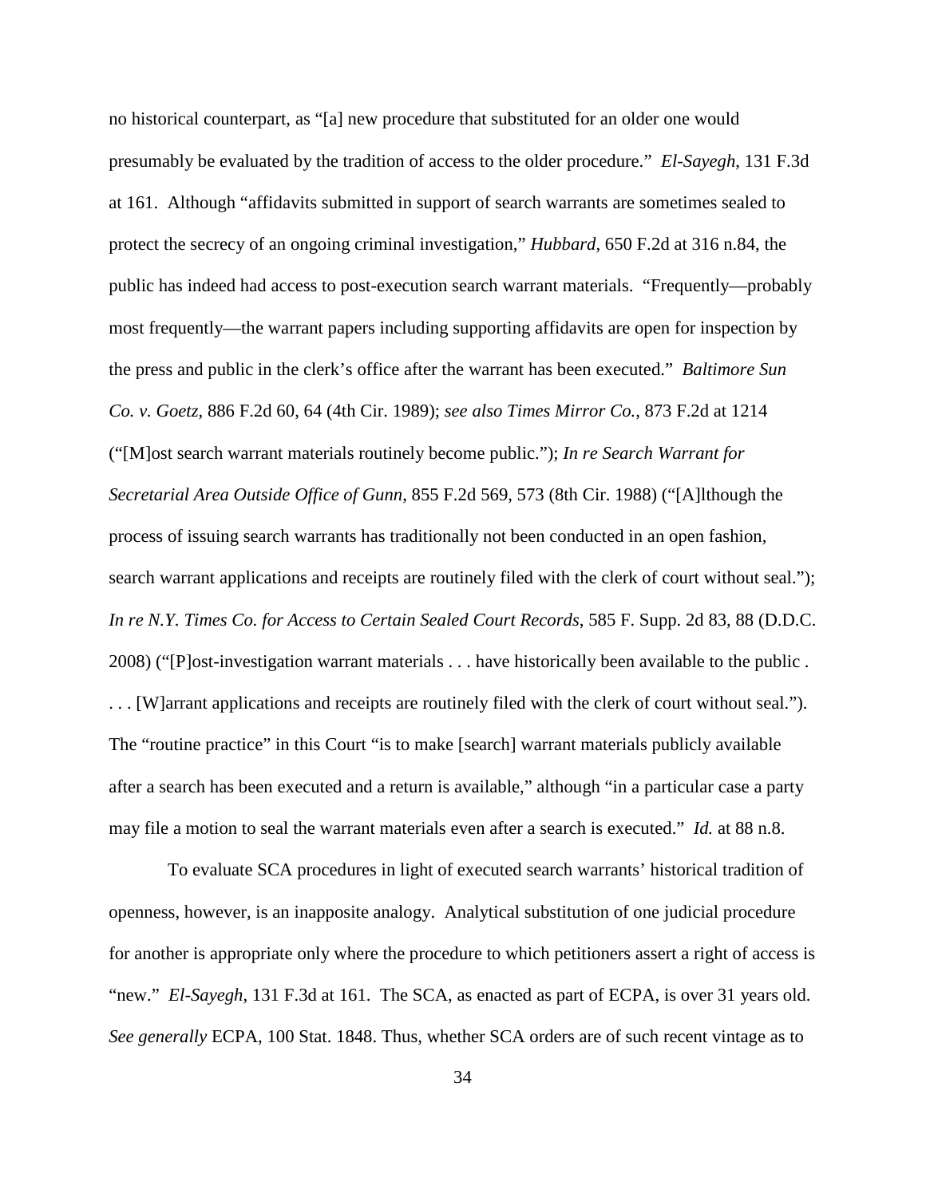no historical counterpart, as "[a] new procedure that substituted for an older one would presumably be evaluated by the tradition of access to the older procedure." *El-Sayegh*, 131 F.3d at 161. Although "affidavits submitted in support of search warrants are sometimes sealed to protect the secrecy of an ongoing criminal investigation," *Hubbard*, 650 F.2d at 316 n.84, the public has indeed had access to post-execution search warrant materials. "Frequently—probably most frequently—the warrant papers including supporting affidavits are open for inspection by the press and public in the clerk's office after the warrant has been executed." *Baltimore Sun Co. v. Goetz*, 886 F.2d 60, 64 (4th Cir. 1989); *see also Times Mirror Co.*, 873 F.2d at 1214 ("[M]ost search warrant materials routinely become public."); *In re Search Warrant for Secretarial Area Outside Office of Gunn*, 855 F.2d 569, 573 (8th Cir. 1988) ("[A]lthough the process of issuing search warrants has traditionally not been conducted in an open fashion, search warrant applications and receipts are routinely filed with the clerk of court without seal."); *In re N.Y. Times Co. for Access to Certain Sealed Court Records*, 585 F. Supp. 2d 83, 88 (D.D.C. 2008) ("[P]ost-investigation warrant materials . . . have historically been available to the public . . . . [W]arrant applications and receipts are routinely filed with the clerk of court without seal."). The "routine practice" in this Court "is to make [search] warrant materials publicly available after a search has been executed and a return is available," although "in a particular case a party may file a motion to seal the warrant materials even after a search is executed." *Id.* at 88 n.8.

To evaluate SCA procedures in light of executed search warrants' historical tradition of openness, however, is an inapposite analogy. Analytical substitution of one judicial procedure for another is appropriate only where the procedure to which petitioners assert a right of access is "new." *El-Sayegh*, 131 F.3d at 161. The SCA, as enacted as part of ECPA, is over 31 years old. *See generally* ECPA, 100 Stat. 1848. Thus, whether SCA orders are of such recent vintage as to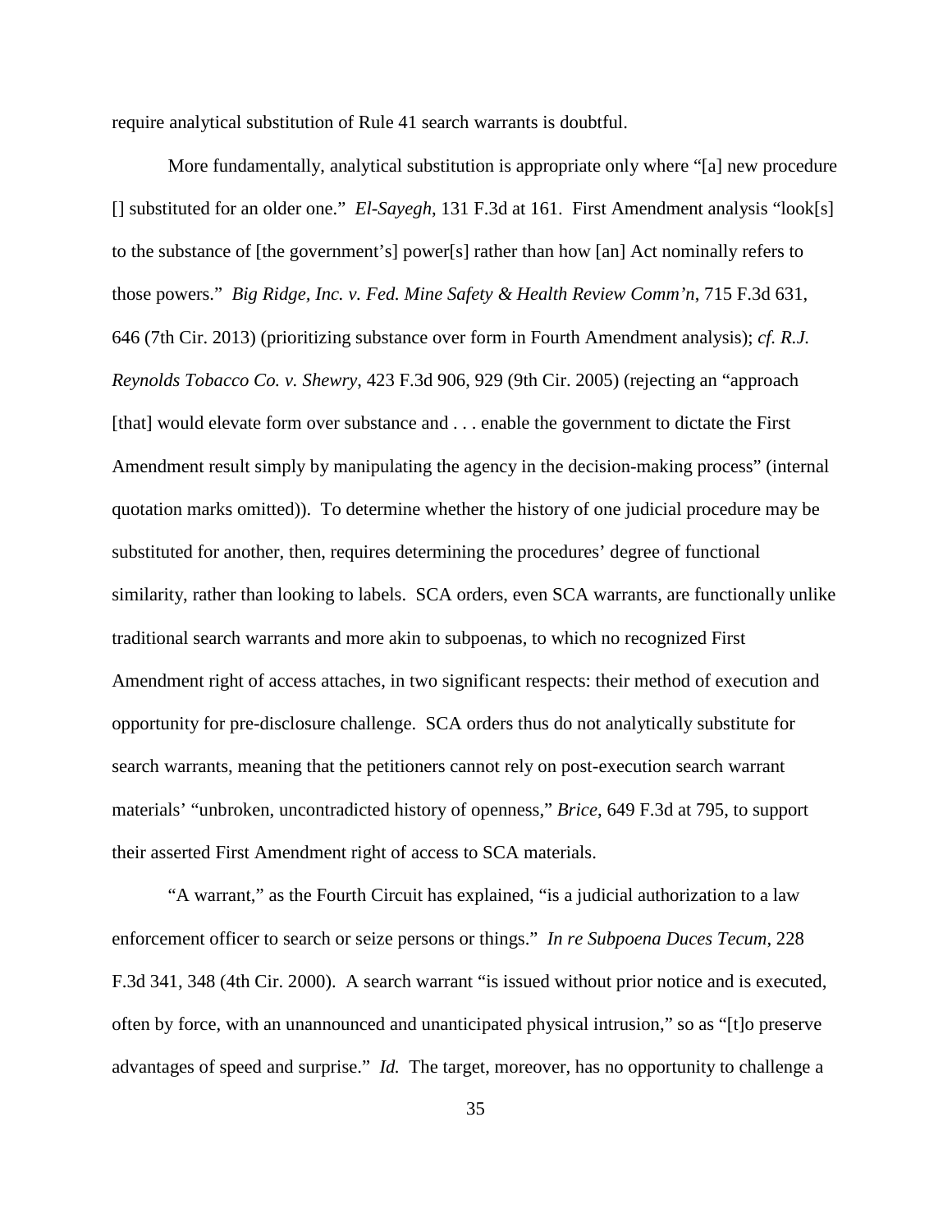require analytical substitution of Rule 41 search warrants is doubtful.

More fundamentally, analytical substitution is appropriate only where "[a] new procedure [] substituted for an older one." *El-Sayegh*, 131 F.3d at 161. First Amendment analysis "look[s] to the substance of [the government's] power[s] rather than how [an] Act nominally refers to those powers." *Big Ridge, Inc. v. Fed. Mine Safety & Health Review Comm'n*, 715 F.3d 631, 646 (7th Cir. 2013) (prioritizing substance over form in Fourth Amendment analysis); *cf. R.J. Reynolds Tobacco Co. v. Shewry*, 423 F.3d 906, 929 (9th Cir. 2005) (rejecting an "approach [that] would elevate form over substance and . . . enable the government to dictate the First Amendment result simply by manipulating the agency in the decision-making process" (internal quotation marks omitted)). To determine whether the history of one judicial procedure may be substituted for another, then, requires determining the procedures' degree of functional similarity, rather than looking to labels. SCA orders, even SCA warrants, are functionally unlike traditional search warrants and more akin to subpoenas, to which no recognized First Amendment right of access attaches, in two significant respects: their method of execution and opportunity for pre-disclosure challenge. SCA orders thus do not analytically substitute for search warrants, meaning that the petitioners cannot rely on post-execution search warrant materials' "unbroken, uncontradicted history of openness," *Brice*, 649 F.3d at 795, to support their asserted First Amendment right of access to SCA materials.

"A warrant," as the Fourth Circuit has explained, "is a judicial authorization to a law enforcement officer to search or seize persons or things." *In re Subpoena Duces Tecum*, 228 F.3d 341, 348 (4th Cir. 2000). A search warrant "is issued without prior notice and is executed, often by force, with an unannounced and unanticipated physical intrusion," so as "[t]o preserve advantages of speed and surprise." *Id.* The target, moreover, has no opportunity to challenge a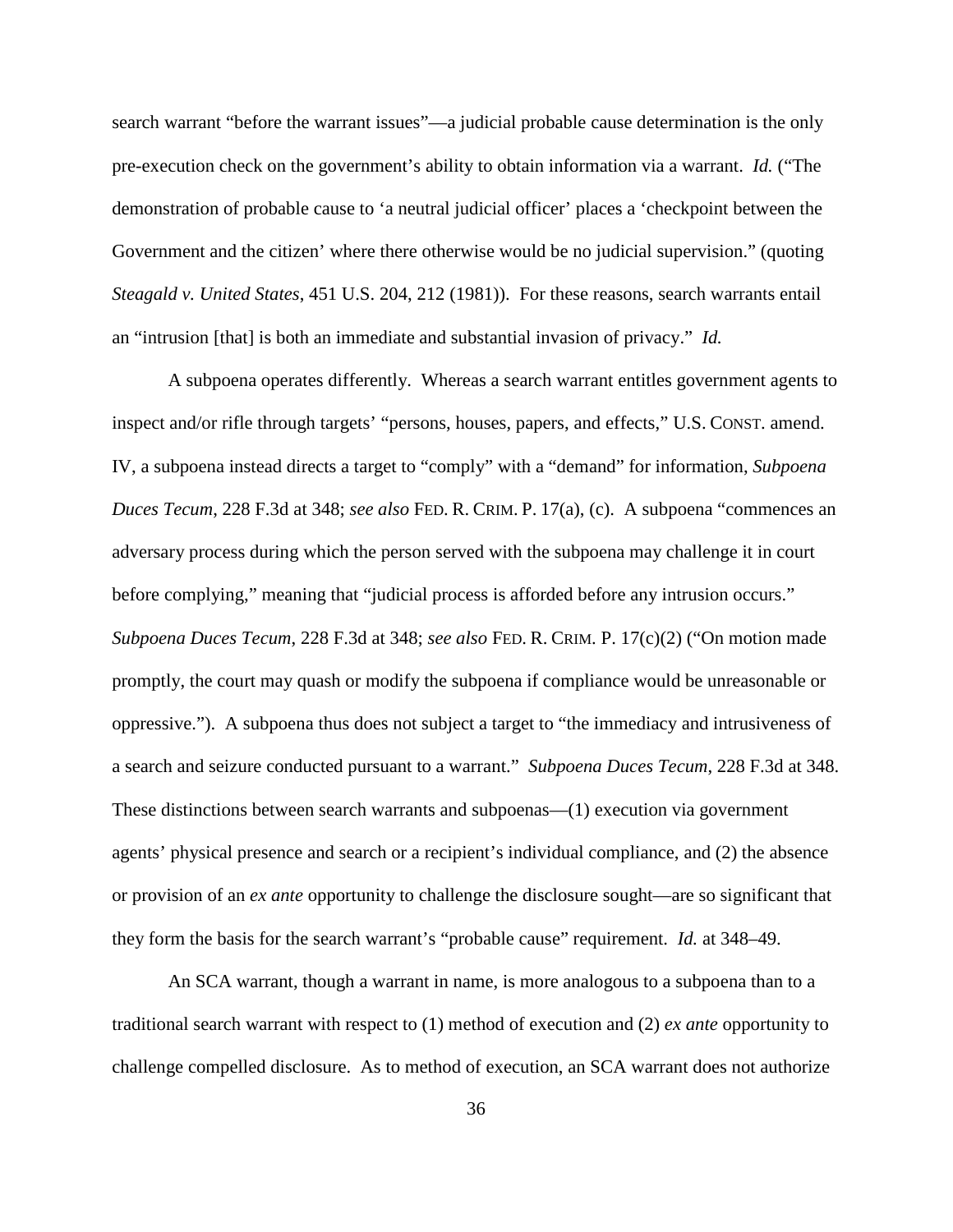search warrant "before the warrant issues"—a judicial probable cause determination is the only pre-execution check on the government's ability to obtain information via a warrant. *Id.* ("The demonstration of probable cause to 'a neutral judicial officer' places a 'checkpoint between the Government and the citizen' where there otherwise would be no judicial supervision." (quoting *Steagald v. United States*, 451 U.S. 204, 212 (1981)). For these reasons, search warrants entail an "intrusion [that] is both an immediate and substantial invasion of privacy." *Id.*

A subpoena operates differently. Whereas a search warrant entitles government agents to inspect and/or rifle through targets' "persons, houses, papers, and effects," U.S. CONST. amend. IV, a subpoena instead directs a target to "comply" with a "demand" for information, *Subpoena Duces Tecum*, 228 F.3d at 348; *see also* FED. R. CRIM. P. 17(a), (c). A subpoena "commences an adversary process during which the person served with the subpoena may challenge it in court before complying," meaning that "judicial process is afforded before any intrusion occurs." *Subpoena Duces Tecum*, 228 F.3d at 348; *see also* FED. R. CRIM. P. 17(c)(2) ("On motion made promptly, the court may quash or modify the subpoena if compliance would be unreasonable or oppressive."). A subpoena thus does not subject a target to "the immediacy and intrusiveness of a search and seizure conducted pursuant to a warrant." *Subpoena Duces Tecum*, 228 F.3d at 348. These distinctions between search warrants and subpoenas—(1) execution via government agents' physical presence and search or a recipient's individual compliance, and (2) the absence or provision of an *ex ante* opportunity to challenge the disclosure sought—are so significant that they form the basis for the search warrant's "probable cause" requirement. *Id.* at 348–49.

An SCA warrant, though a warrant in name, is more analogous to a subpoena than to a traditional search warrant with respect to (1) method of execution and (2) *ex ante* opportunity to challenge compelled disclosure. As to method of execution, an SCA warrant does not authorize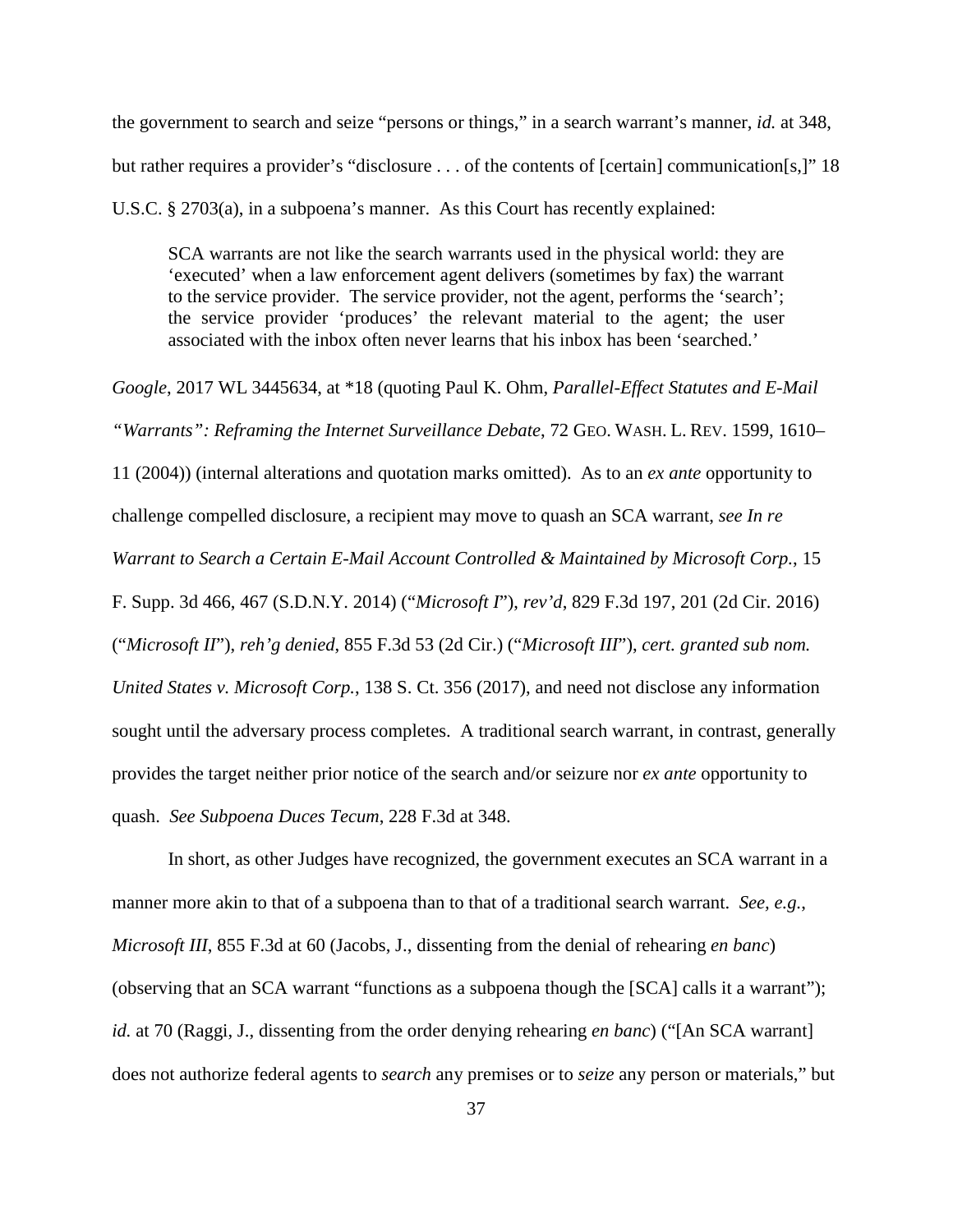the government to search and seize "persons or things," in a search warrant's manner, *id.* at 348, but rather requires a provider's "disclosure . . . of the contents of [certain] communication[s,]" 18 U.S.C. § 2703(a), in a subpoena's manner. As this Court has recently explained:

> SCA warrants are not like the search warrants used in the physical world: they are 'executed' when a law enforcement agent delivers (sometimes by fax) the warrant to the service provider. The service provider, not the agent, performs the 'search'; the service provider 'produces' the relevant material to the agent; the user associated with the inbox often never learns that his inbox has been 'searched.'

*Google*, 2017 WL 3445634, at *18 (quoting Paul K. Ohm, *Parallel-Effect Statutes and E-Mail "Warrants": Reframing the Internet Surveillance Debate*, 72 GEO. WASH. L. REV. 1599, 1610–11 (2004)) (internal alterations and quotation marks omitted). As to an *ex ante* opportunity to challenge compelled disclosure, a recipient may move to quash an SCA warrant, *see In re Warrant to Search a Certain E-Mail Account Controlled & Maintained by Microsoft Corp.*, 15 F. Supp. 3d 466, 467 (S.D.N.Y. 2014) ("*Microsoft I*"), *rev'd*, 829 F.3d 197, 201 (2d Cir. 2016) ("*Microsoft II*"), *reh'g denied*, 855 F.3d 53 (2d Cir.) ("*Microsoft III*"), *cert. granted sub nom. United States v. Microsoft Corp.*, 138 S. Ct. 356 (2017), and need not disclose any information sought until the adversary process completes. A traditional search warrant, in contrast, generally provides the target neither prior notice of the search and/or seizure nor *ex ante* opportunity to quash. *See Subpoena Duces Tecum*, 228 F.3d at 348.

In short, as other Judges have recognized, the government executes an SCA warrant in a manner more akin to that of a subpoena than to that of a traditional search warrant. *See, e.g.*, *Microsoft III*, 855 F.3d at 60 (Jacobs, J., dissenting from the denial of rehearing *en banc*) (observing that an SCA warrant "functions as a subpoena though the [SCA] calls it a warrant"); *id.* at 70 (Raggi, J., dissenting from the order denying rehearing *en banc*) ("[An SCA warrant] does not authorize federal agents to *search* any premises or to *seize* any person or materials," but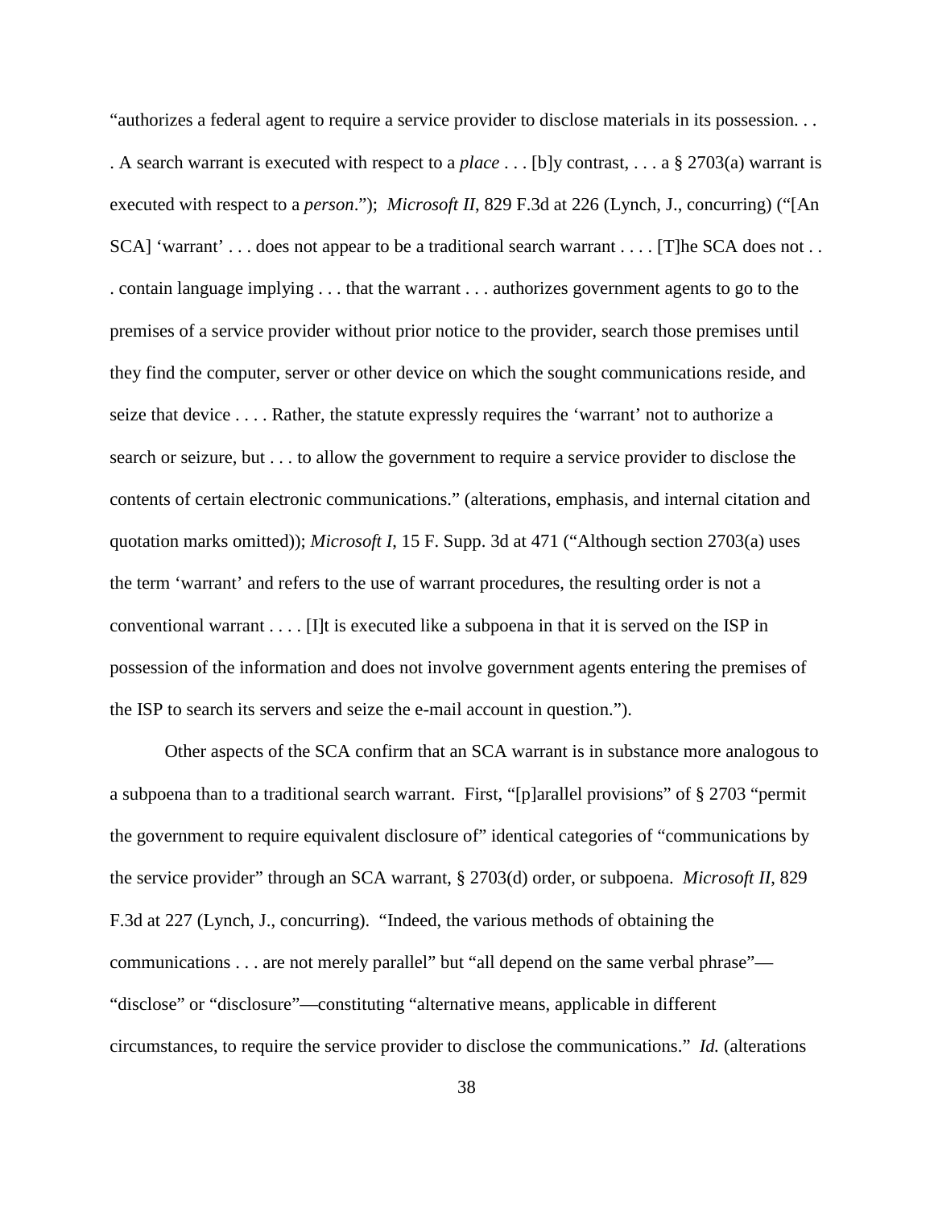"authorizes a federal agent to require a service provider to disclose materials in its possession. . . . A search warrant is executed with respect to a *place* . . . [b]y contrast, . . . a § 2703(a) warrant is executed with respect to a *person*."); *Microsoft II*, 829 F.3d at 226 (Lynch, J., concurring) ("[An SCA] 'warrant' . . . does not appear to be a traditional search warrant . . . . [T]he SCA does not . . . contain language implying . . . that the warrant . . . authorizes government agents to go to the premises of a service provider without prior notice to the provider, search those premises until they find the computer, server or other device on which the sought communications reside, and seize that device . . . . Rather, the statute expressly requires the 'warrant' not to authorize a search or seizure, but . . . to allow the government to require a service provider to disclose the contents of certain electronic communications." (alterations, emphasis, and internal citation and quotation marks omitted)); *Microsoft I*, 15 F. Supp. 3d at 471 ("Although section 2703(a) uses the term 'warrant' and refers to the use of warrant procedures, the resulting order is not a conventional warrant . . . . [I]t is executed like a subpoena in that it is served on the ISP in possession of the information and does not involve government agents entering the premises of the ISP to search its servers and seize the e-mail account in question.").

Other aspects of the SCA confirm that an SCA warrant is in substance more analogous to a subpoena than to a traditional search warrant. First, "[p]arallel provisions" of § 2703 "permit the government to require equivalent disclosure of" identical categories of "communications by the service provider" through an SCA warrant, § 2703(d) order, or subpoena. *Microsoft II*, 829 F.3d at 227 (Lynch, J., concurring). "Indeed, the various methods of obtaining the communications . . . are not merely parallel" but "all depend on the same verbal phrase"—"disclose" or "disclosure"—constituting "alternative means, applicable in different circumstances, to require the service provider to disclose the communications." *Id.* (alterations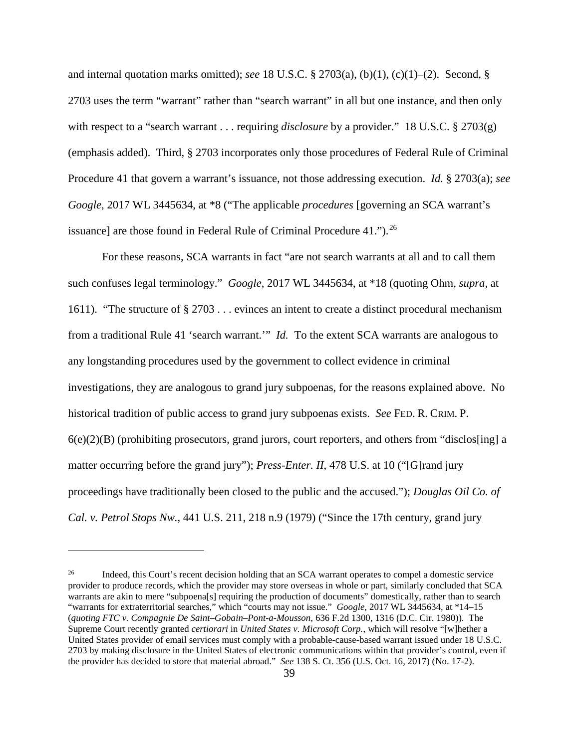and internal quotation marks omitted); *see* 18 U.S.C. § 2703(a), (b)(1), (c)(1)–(2). Second, § 2703 uses the term "warrant" rather than "search warrant" in all but one instance, and then only with respect to a "search warrant . . . requiring *disclosure* by a provider." 18 U.S.C. § 2703(g) (emphasis added). Third, § 2703 incorporates only those procedures of Federal Rule of Criminal Procedure 41 that govern a warrant's issuance, not those addressing execution. *Id.* § 2703(a); *see Google*, 2017 WL 3445634, at *8 ("The applicable *procedures* [governing an SCA warrant's issuance] are those found in Federal Rule of Criminal Procedure 41.").[26]

For these reasons, SCA warrants in fact "are not search warrants at all and to call them such confuses legal terminology." *Google*, 2017 WL 3445634, at *18 (quoting Ohm, *supra*, at 1611). "The structure of § 2703 . . . evinces an intent to create a distinct procedural mechanism from a traditional Rule 41 'search warrant.'" *Id.* To the extent SCA warrants are analogous to any longstanding procedures used by the government to collect evidence in criminal investigations, they are analogous to grand jury subpoenas, for the reasons explained above. No historical tradition of public access to grand jury subpoenas exists. *See* FED. R. CRIM. P. 6(e)(2)(B) (prohibiting prosecutors, grand jurors, court reporters, and others from "disclos[ing] a matter occurring before the grand jury"); *Press-Enter. II*, 478 U.S. at 10 ("[G]rand jury proceedings have traditionally been closed to the public and the accused."); *Douglas Oil Co. of Cal. v. Petrol Stops Nw.*, 441 U.S. 211, 218 n.9 (1979) ("Since the 17th century, grand jury

---

[26] Indeed, this Court's recent decision holding that an SCA warrant operates to compel a domestic service provider to produce records, which the provider may store overseas in whole or part, similarly concluded that SCA warrants are akin to mere "subpoena[s] requiring the production of documents" domestically, rather than to search "warrants for extraterritorial searches," which "courts may not issue." *Google*, 2017 WL 3445634, at *14–15 (*quoting FTC v. Compagnie De Saint–Gobain–Pont-a-Mousson*, 636 F.2d 1300, 1316 (D.C. Cir. 1980)). The Supreme Court recently granted *certiorari* in *United States v. Microsoft Corp.*, which will resolve "[w]hether a United States provider of email services must comply with a probable-cause-based warrant issued under 18 U.S.C. 2703 by making disclosure in the United States of electronic communications within that provider's control, even if the provider has decided to store that material abroad." *See* 138 S. Ct. 356 (U.S. Oct. 16, 2017) (No. 17-2).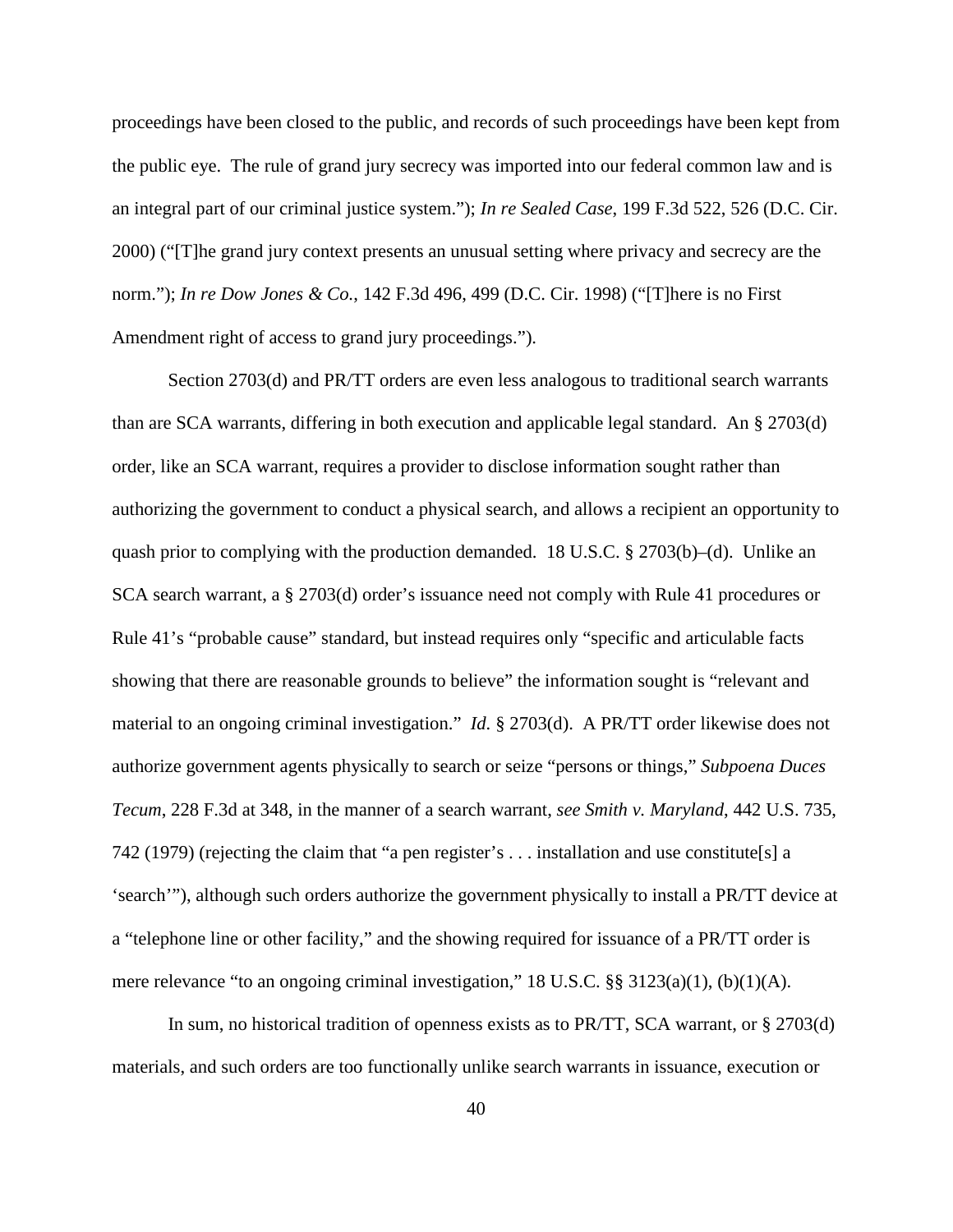proceedings have been closed to the public, and records of such proceedings have been kept from the public eye. The rule of grand jury secrecy was imported into our federal common law and is an integral part of our criminal justice system."); *In re Sealed Case*, 199 F.3d 522, 526 (D.C. Cir. 2000) ("[T]he grand jury context presents an unusual setting where privacy and secrecy are the norm."); *In re Dow Jones & Co.*, 142 F.3d 496, 499 (D.C. Cir. 1998) ("[T]here is no First Amendment right of access to grand jury proceedings.").

Section 2703(d) and PR/TT orders are even less analogous to traditional search warrants than are SCA warrants, differing in both execution and applicable legal standard. An § 2703(d) order, like an SCA warrant, requires a provider to disclose information sought rather than authorizing the government to conduct a physical search, and allows a recipient an opportunity to quash prior to complying with the production demanded. 18 U.S.C. § 2703(b)–(d). Unlike an SCA search warrant, a § 2703(d) order's issuance need not comply with Rule 41 procedures or Rule 41's "probable cause" standard, but instead requires only "specific and articulable facts showing that there are reasonable grounds to believe" the information sought is "relevant and material to an ongoing criminal investigation." *Id.* § 2703(d). A PR/TT order likewise does not authorize government agents physically to search or seize "persons or things," *Subpoena Duces Tecum*, 228 F.3d at 348, in the manner of a search warrant, *see Smith v. Maryland*, 442 U.S. 735, 742 (1979) (rejecting the claim that "a pen register's . . . installation and use constitute[s] a 'search'"), although such orders authorize the government physically to install a PR/TT device at a "telephone line or other facility," and the showing required for issuance of a PR/TT order is mere relevance "to an ongoing criminal investigation," 18 U.S.C. §§ 3123(a)(1), (b)(1)(A).

In sum, no historical tradition of openness exists as to PR/TT, SCA warrant, or § 2703(d) materials, and such orders are too functionally unlike search warrants in issuance, execution or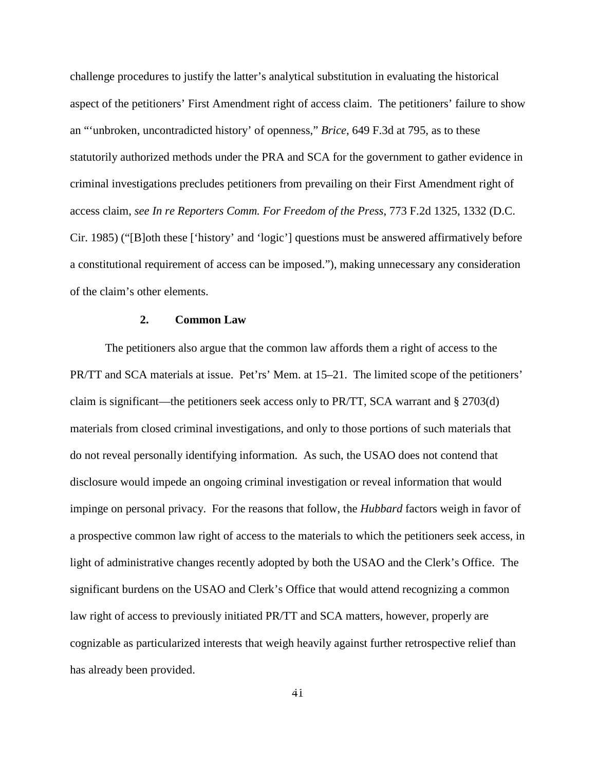challenge procedures to justify the latter's analytical substitution in evaluating the historical aspect of the petitioners' First Amendment right of access claim. The petitioners' failure to show an "'unbroken, uncontradicted history' of openness," *Brice*, 649 F.3d at 795, as to these statutorily authorized methods under the PRA and SCA for the government to gather evidence in criminal investigations precludes petitioners from prevailing on their First Amendment right of access claim, *see In re Reporters Comm. For Freedom of the Press*, 773 F.2d 1325, 1332 (D.C. Cir. 1985) ("[B]oth these ['history' and 'logic'] questions must be answered affirmatively before a constitutional requirement of access can be imposed."), making unnecessary any consideration of the claim's other elements.

### 2. Common Law

The petitioners also argue that the common law affords them a right of access to the PR/TT and SCA materials at issue. Pet'rs' Mem. at 15–21. The limited scope of the petitioners' claim is significant—the petitioners seek access only to PR/TT, SCA warrant and § 2703(d) materials from closed criminal investigations, and only to those portions of such materials that do not reveal personally identifying information. As such, the USAO does not contend that disclosure would impede an ongoing criminal investigation or reveal information that would impinge on personal privacy. For the reasons that follow, the *Hubbard* factors weigh in favor of a prospective common law right of access to the materials to which the petitioners seek access, in light of administrative changes recently adopted by both the USAO and the Clerk's Office. The significant burdens on the USAO and Clerk's Office that would attend recognizing a common law right of access to previously initiated PR/TT and SCA matters, however, properly are cognizable as particularized interests that weigh heavily against further retrospective relief than has already been provided.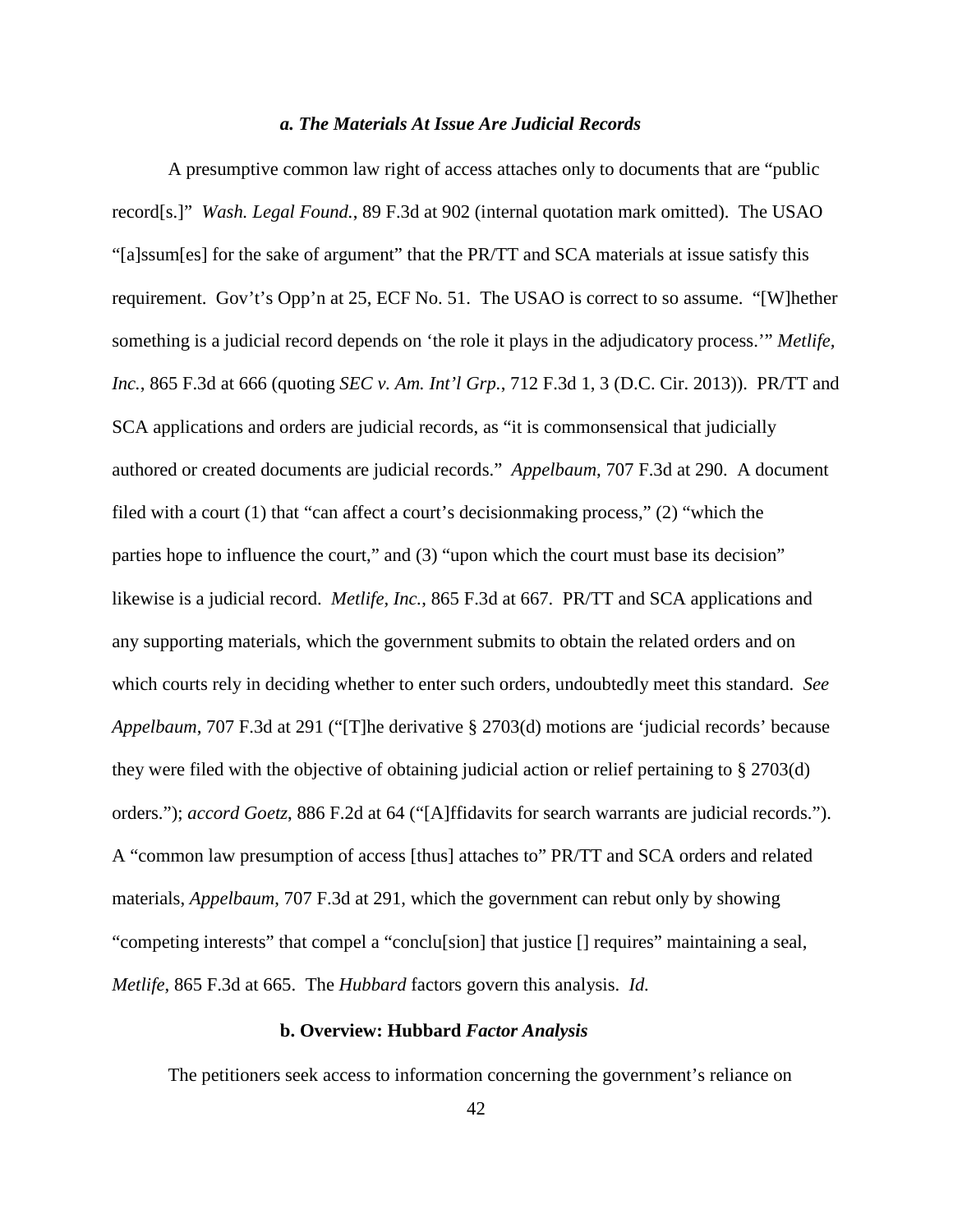### *a. The Materials At Issue Are Judicial Records*

A presumptive common law right of access attaches only to documents that are "public record[s.]" *Wash. Legal Found.*, 89 F.3d at 902 (internal quotation mark omitted). The USAO "[a]ssum[es] for the sake of argument" that the PR/TT and SCA materials at issue satisfy this requirement. Gov't's Opp'n at 25, ECF No. 51. The USAO is correct to so assume. "[W]hether something is a judicial record depends on 'the role it plays in the adjudicatory process.'" *Metlife, Inc.*, 865 F.3d at 666 (quoting *SEC v. Am. Int'l Grp.*, 712 F.3d 1, 3 (D.C. Cir. 2013)). PR/TT and SCA applications and orders are judicial records, as "it is commonsensical that judicially authored or created documents are judicial records." *Appelbaum*, 707 F.3d at 290. A document filed with a court (1) that "can affect a court's decisionmaking process," (2) "which the parties hope to influence the court," and (3) "upon which the court must base its decision" likewise is a judicial record. *Metlife, Inc.*, 865 F.3d at 667. PR/TT and SCA applications and any supporting materials, which the government submits to obtain the related orders and on which courts rely in deciding whether to enter such orders, undoubtedly meet this standard. *See Appelbaum*, 707 F.3d at 291 ("[T]he derivative § 2703(d) motions are 'judicial records' because they were filed with the objective of obtaining judicial action or relief pertaining to § 2703(d) orders."); *accord Goetz*, 886 F.2d at 64 ("[A]ffidavits for search warrants are judicial records."). A "common law presumption of access [thus] attaches to" PR/TT and SCA orders and related materials, *Appelbaum*, 707 F.3d at 291, which the government can rebut only by showing "competing interests" that compel a "conclu[sion] that justice [] requires" maintaining a seal, *Metlife*, 865 F.3d at 665. The *Hubbard* factors govern this analysis. *Id.*

### **b. Overview: Hubbard *Factor Analysis***

The petitioners seek access to information concerning the government's reliance on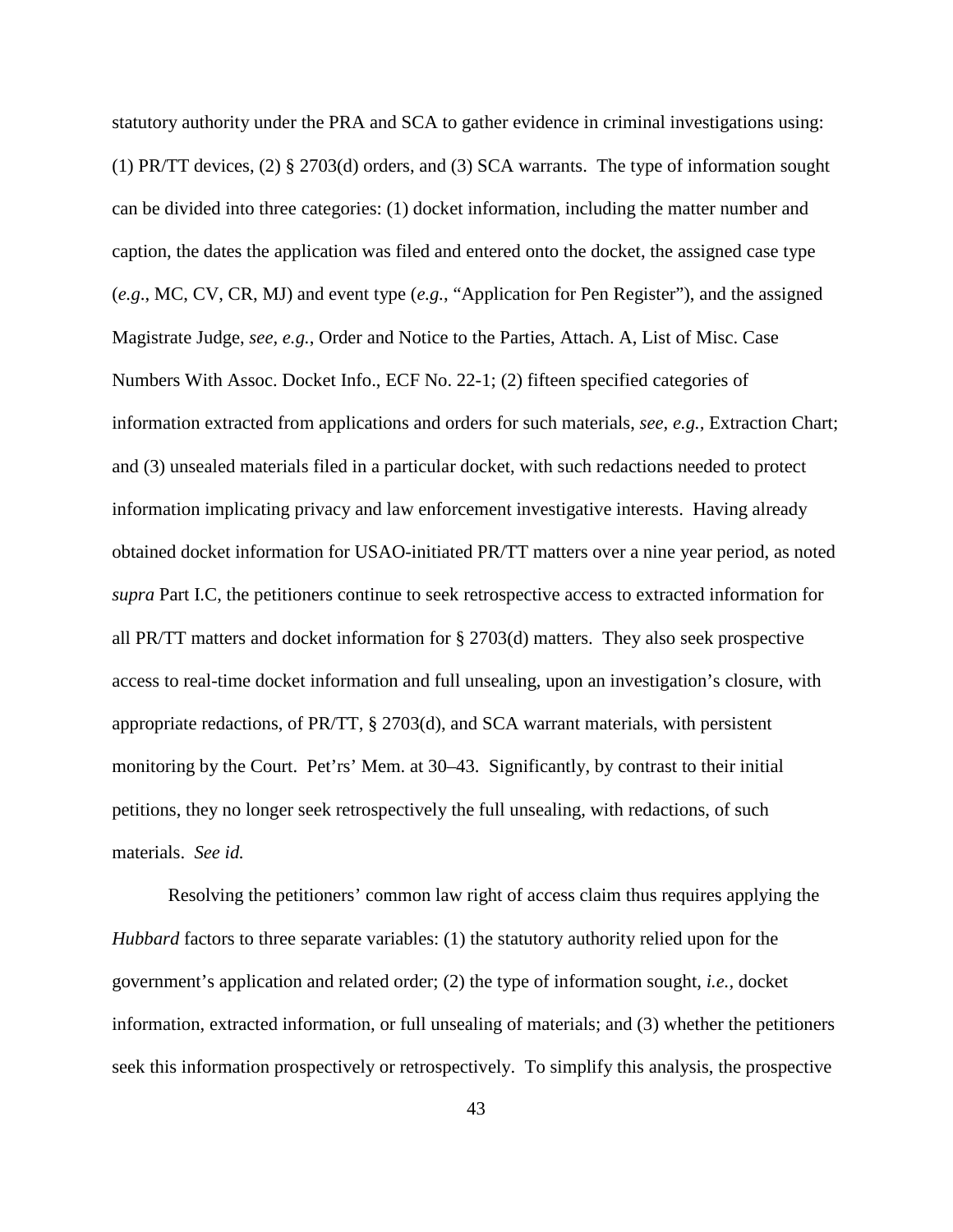statutory authority under the PRA and SCA to gather evidence in criminal investigations using: (1) PR/TT devices, (2) § 2703(d) orders, and (3) SCA warrants. The type of information sought can be divided into three categories: (1) docket information, including the matter number and caption, the dates the application was filed and entered onto the docket, the assigned case type (*e.g*., MC, CV, CR, MJ) and event type (*e.g.*, "Application for Pen Register"), and the assigned Magistrate Judge, *see, e.g.*, Order and Notice to the Parties, Attach. A, List of Misc. Case Numbers With Assoc. Docket Info., ECF No. 22-1; (2) fifteen specified categories of information extracted from applications and orders for such materials, *see, e.g.,* Extraction Chart; and (3) unsealed materials filed in a particular docket, with such redactions needed to protect information implicating privacy and law enforcement investigative interests. Having already obtained docket information for USAO-initiated PR/TT matters over a nine year period, as noted *supra* Part I.C, the petitioners continue to seek retrospective access to extracted information for all PR/TT matters and docket information for § 2703(d) matters. They also seek prospective access to real-time docket information and full unsealing, upon an investigation's closure, with appropriate redactions, of PR/TT, § 2703(d), and SCA warrant materials, with persistent monitoring by the Court. Pet'rs' Mem. at 30–43. Significantly, by contrast to their initial petitions, they no longer seek retrospectively the full unsealing, with redactions, of such materials. *See id.*

Resolving the petitioners' common law right of access claim thus requires applying the *Hubbard* factors to three separate variables: (1) the statutory authority relied upon for the government's application and related order; (2) the type of information sought, *i.e.*, docket information, extracted information, or full unsealing of materials; and (3) whether the petitioners seek this information prospectively or retrospectively. To simplify this analysis, the prospective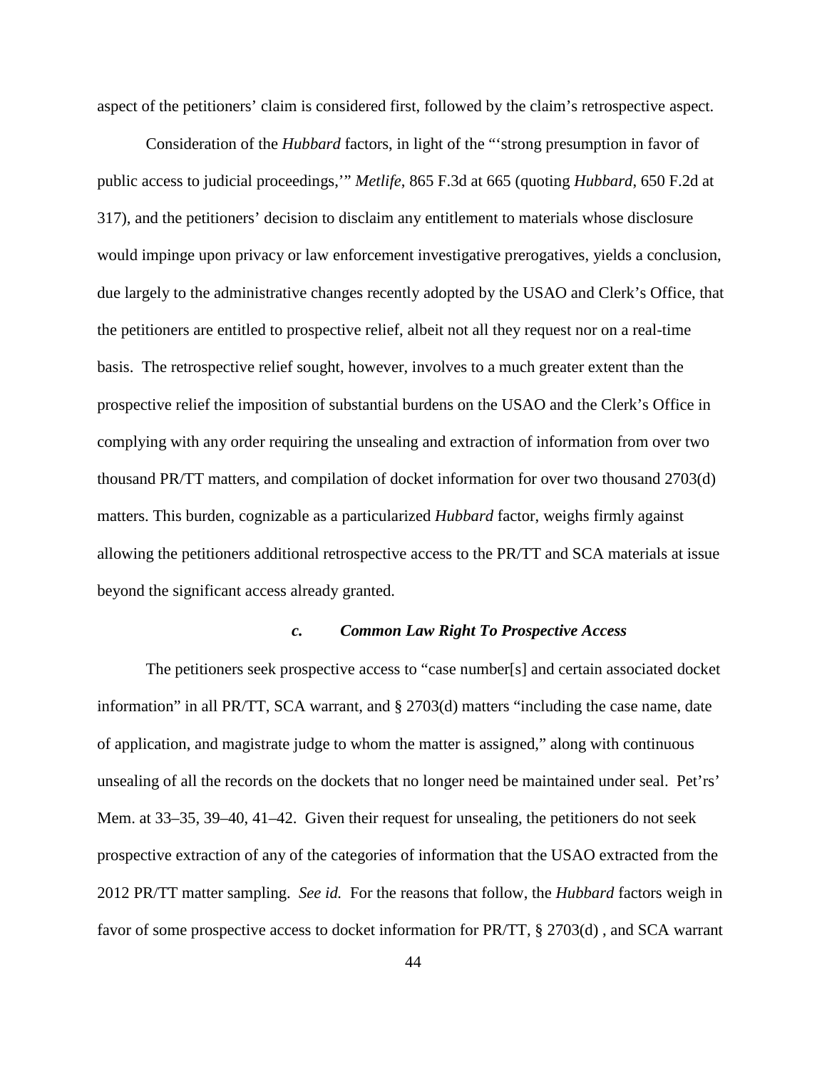aspect of the petitioners' claim is considered first, followed by the claim's retrospective aspect.

Consideration of the *Hubbard* factors, in light of the "'strong presumption in favor of public access to judicial proceedings,'" *Metlife*, 865 F.3d at 665 (quoting *Hubbard*, 650 F.2d at 317), and the petitioners' decision to disclaim any entitlement to materials whose disclosure would impinge upon privacy or law enforcement investigative prerogatives, yields a conclusion, due largely to the administrative changes recently adopted by the USAO and Clerk's Office, that the petitioners are entitled to prospective relief, albeit not all they request nor on a real-time basis. The retrospective relief sought, however, involves to a much greater extent than the prospective relief the imposition of substantial burdens on the USAO and the Clerk's Office in complying with any order requiring the unsealing and extraction of information from over two thousand PR/TT matters, and compilation of docket information for over two thousand 2703(d) matters. This burden, cognizable as a particularized *Hubbard* factor, weighs firmly against allowing the petitioners additional retrospective access to the PR/TT and SCA materials at issue beyond the significant access already granted.

#### *c. Common Law Right To Prospective Access*

The petitioners seek prospective access to "case number[s] and certain associated docket information" in all PR/TT, SCA warrant, and § 2703(d) matters "including the case name, date of application, and magistrate judge to whom the matter is assigned," along with continuous unsealing of all the records on the dockets that no longer need be maintained under seal. Pet'rs' Mem. at 33–35, 39–40, 41–42. Given their request for unsealing, the petitioners do not seek prospective extraction of any of the categories of information that the USAO extracted from the 2012 PR/TT matter sampling. *See id.* For the reasons that follow, the *Hubbard* factors weigh in favor of some prospective access to docket information for PR/TT, § 2703(d) , and SCA warrant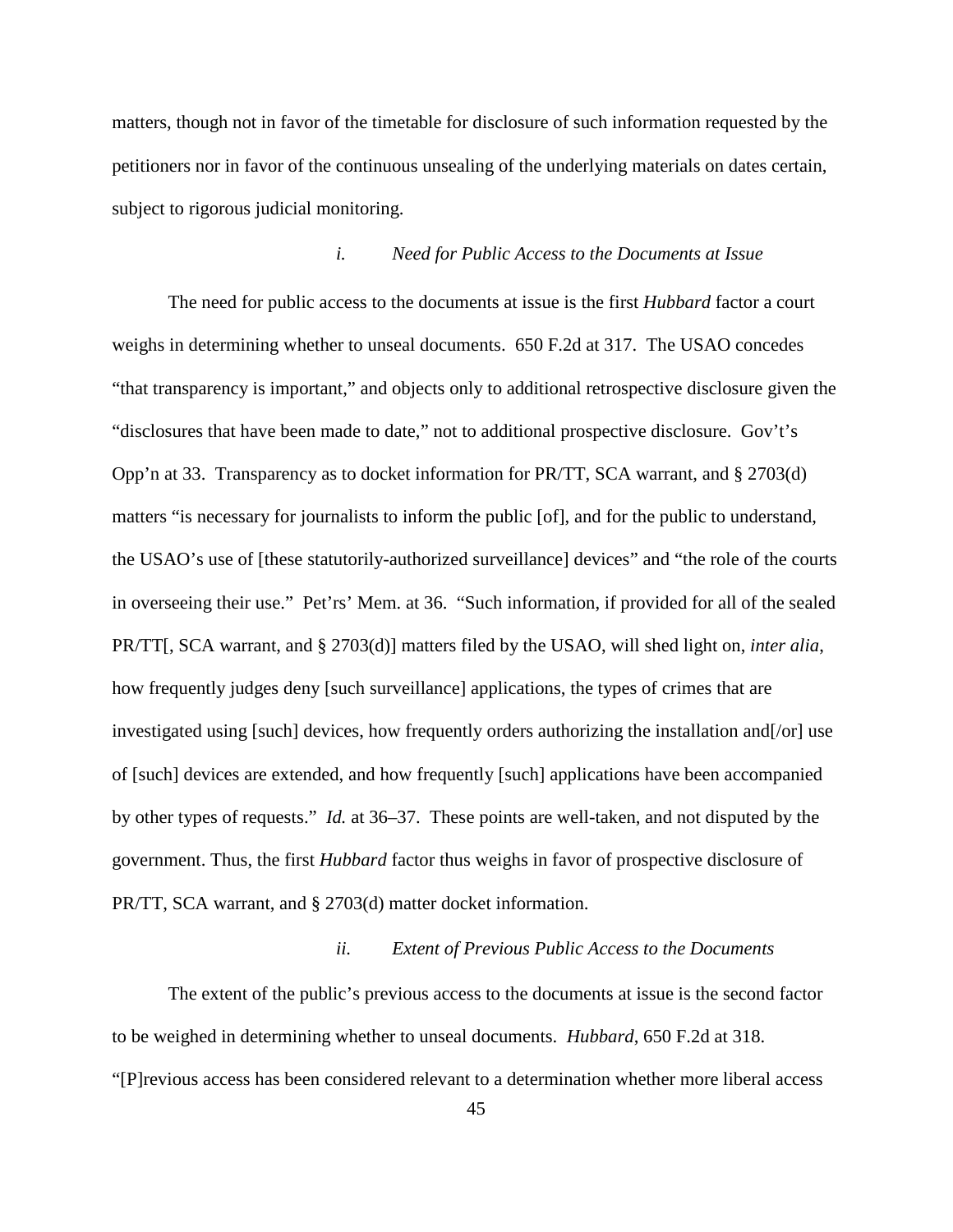matters, though not in favor of the timetable for disclosure of such information requested by the petitioners nor in favor of the continuous unsealing of the underlying materials on dates certain, subject to rigorous judicial monitoring.

#### *i. Need for Public Access to the Documents at Issue*

The need for public access to the documents at issue is the first *Hubbard* factor a court weighs in determining whether to unseal documents. 650 F.2d at 317. The USAO concedes "that transparency is important," and objects only to additional retrospective disclosure given the "disclosures that have been made to date," not to additional prospective disclosure. Gov't's Opp'n at 33. Transparency as to docket information for PR/TT, SCA warrant, and § 2703(d) matters "is necessary for journalists to inform the public [of], and for the public to understand, the USAO's use of [these statutorily-authorized surveillance] devices" and "the role of the courts in overseeing their use." Pet'rs' Mem. at 36. "Such information, if provided for all of the sealed PR/TT[, SCA warrant, and § 2703(d)] matters filed by the USAO, will shed light on, *inter alia*, how frequently judges deny [such surveillance] applications, the types of crimes that are investigated using [such] devices, how frequently orders authorizing the installation and[/or] use of [such] devices are extended, and how frequently [such] applications have been accompanied by other types of requests." *Id.* at 36–37. These points are well-taken, and not disputed by the government. Thus, the first *Hubbard* factor thus weighs in favor of prospective disclosure of PR/TT, SCA warrant, and § 2703(d) matter docket information.

#### *ii. Extent of Previous Public Access to the Documents*

The extent of the public's previous access to the documents at issue is the second factor to be weighed in determining whether to unseal documents. *Hubbard*, 650 F.2d at 318. "[P]revious access has been considered relevant to a determination whether more liberal access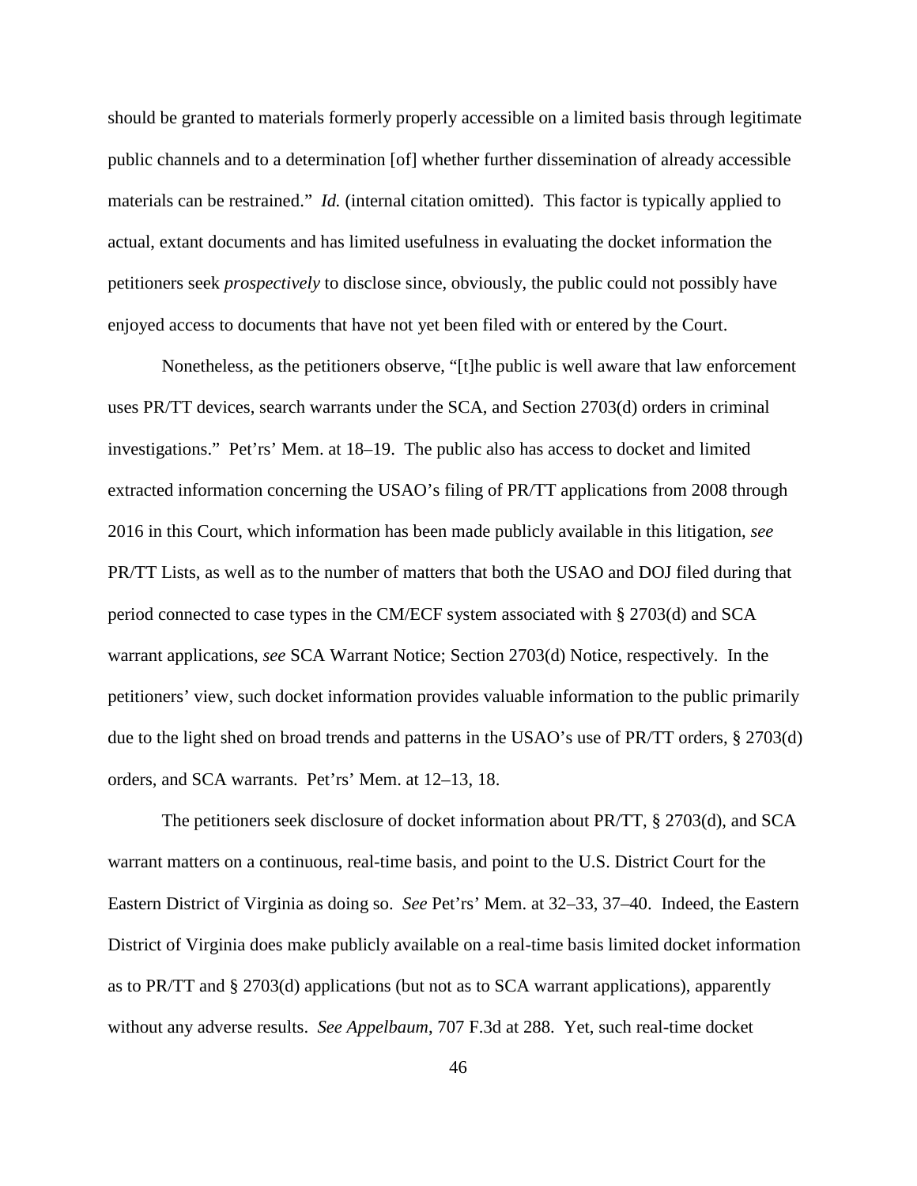should be granted to materials formerly properly accessible on a limited basis through legitimate public channels and to a determination [of] whether further dissemination of already accessible materials can be restrained." *Id.* (internal citation omitted). This factor is typically applied to actual, extant documents and has limited usefulness in evaluating the docket information the petitioners seek *prospectively* to disclose since, obviously, the public could not possibly have enjoyed access to documents that have not yet been filed with or entered by the Court.

Nonetheless, as the petitioners observe, "[t]he public is well aware that law enforcement uses PR/TT devices, search warrants under the SCA, and Section 2703(d) orders in criminal investigations." Pet'rs' Mem. at 18–19. The public also has access to docket and limited extracted information concerning the USAO's filing of PR/TT applications from 2008 through 2016 in this Court, which information has been made publicly available in this litigation, *see* PR/TT Lists, as well as to the number of matters that both the USAO and DOJ filed during that period connected to case types in the CM/ECF system associated with § 2703(d) and SCA warrant applications, *see* SCA Warrant Notice; Section 2703(d) Notice, respectively. In the petitioners' view, such docket information provides valuable information to the public primarily due to the light shed on broad trends and patterns in the USAO's use of PR/TT orders, § 2703(d) orders, and SCA warrants. Pet'rs' Mem. at 12–13, 18.

The petitioners seek disclosure of docket information about PR/TT, § 2703(d), and SCA warrant matters on a continuous, real-time basis, and point to the U.S. District Court for the Eastern District of Virginia as doing so. *See* Pet'rs' Mem. at 32–33, 37–40. Indeed, the Eastern District of Virginia does make publicly available on a real-time basis limited docket information as to PR/TT and § 2703(d) applications (but not as to SCA warrant applications), apparently without any adverse results. *See Appelbaum*, 707 F.3d at 288. Yet, such real-time docket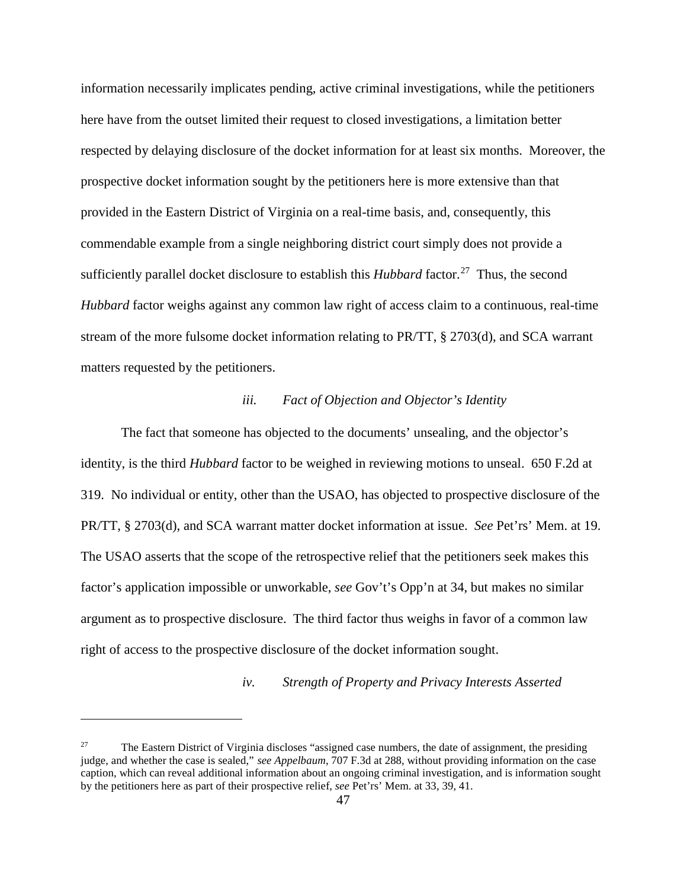information necessarily implicates pending, active criminal investigations, while the petitioners here have from the outset limited their request to closed investigations, a limitation better respected by delaying disclosure of the docket information for at least six months. Moreover, the prospective docket information sought by the petitioners here is more extensive than that provided in the Eastern District of Virginia on a real-time basis, and, consequently, this commendable example from a single neighboring district court simply does not provide a sufficiently parallel docket disclosure to establish this *Hubbard* factor.[27] Thus, the second *Hubbard* factor weighs against any common law right of access claim to a continuous, real-time stream of the more fulsome docket information relating to PR/TT, § 2703(d), and SCA warrant matters requested by the petitioners.

*iii. Fact of Objection and Objector's Identity*

The fact that someone has objected to the documents' unsealing, and the objector's identity, is the third *Hubbard* factor to be weighed in reviewing motions to unseal. 650 F.2d at 319. No individual or entity, other than the USAO, has objected to prospective disclosure of the PR/TT, § 2703(d), and SCA warrant matter docket information at issue. *See* Pet'rs' Mem. at 19. The USAO asserts that the scope of the retrospective relief that the petitioners seek makes this factor's application impossible or unworkable, *see* Gov't's Opp'n at 34, but makes no similar argument as to prospective disclosure. The third factor thus weighs in favor of a common law right of access to the prospective disclosure of the docket information sought.

*iv. Strength of Property and Privacy Interests Asserted*

---

[27] The Eastern District of Virginia discloses "assigned case numbers, the date of assignment, the presiding judge, and whether the case is sealed," *see Appelbaum*, 707 F.3d at 288, without providing information on the case caption, which can reveal additional information about an ongoing criminal investigation, and is information sought by the petitioners here as part of their prospective relief, *see* Pet'rs' Mem. at 33, 39, 41.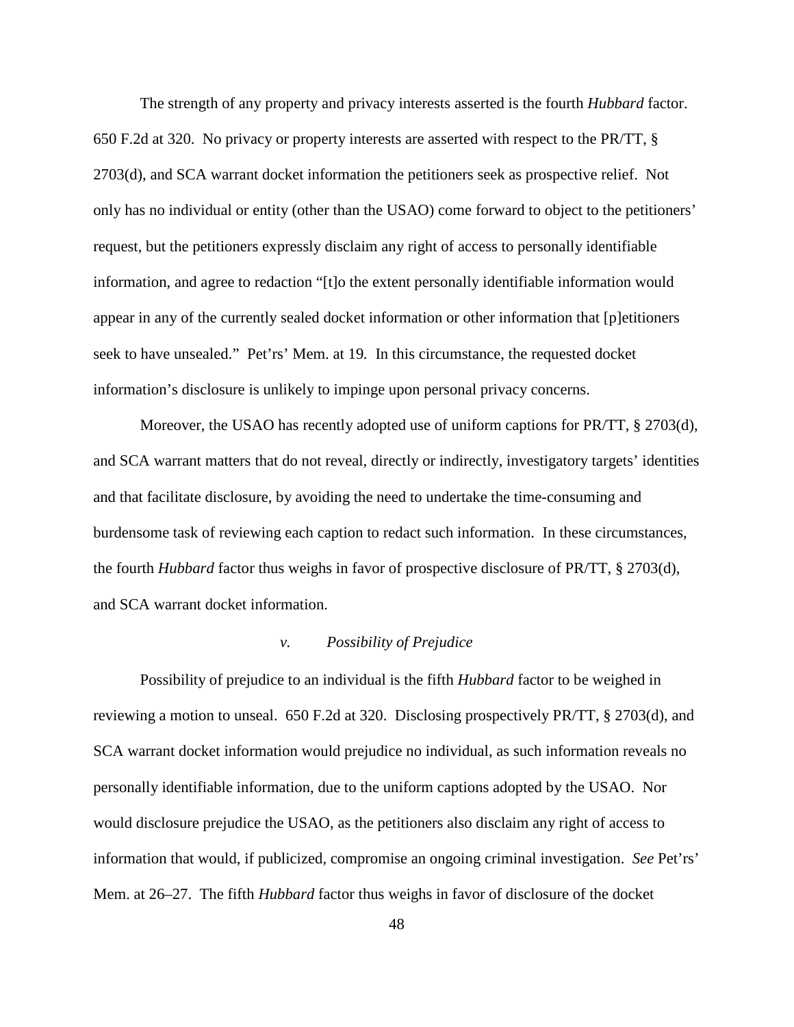The strength of any property and privacy interests asserted is the fourth *Hubbard* factor. 650 F.2d at 320. No privacy or property interests are asserted with respect to the PR/TT, § 2703(d), and SCA warrant docket information the petitioners seek as prospective relief. Not only has no individual or entity (other than the USAO) come forward to object to the petitioners' request, but the petitioners expressly disclaim any right of access to personally identifiable information, and agree to redaction "[t]o the extent personally identifiable information would appear in any of the currently sealed docket information or other information that [p]etitioners seek to have unsealed." Pet'rs' Mem. at 19. In this circumstance, the requested docket information's disclosure is unlikely to impinge upon personal privacy concerns.

Moreover, the USAO has recently adopted use of uniform captions for PR/TT, § 2703(d), and SCA warrant matters that do not reveal, directly or indirectly, investigatory targets' identities and that facilitate disclosure, by avoiding the need to undertake the time-consuming and burdensome task of reviewing each caption to redact such information. In these circumstances, the fourth *Hubbard* factor thus weighs in favor of prospective disclosure of PR/TT, § 2703(d), and SCA warrant docket information.

#### *v. Possibility of Prejudice*

Possibility of prejudice to an individual is the fifth *Hubbard* factor to be weighed in reviewing a motion to unseal. 650 F.2d at 320. Disclosing prospectively PR/TT, § 2703(d), and SCA warrant docket information would prejudice no individual, as such information reveals no personally identifiable information, due to the uniform captions adopted by the USAO. Nor would disclosure prejudice the USAO, as the petitioners also disclaim any right of access to information that would, if publicized, compromise an ongoing criminal investigation. *See* Pet'rs' Mem. at 26–27. The fifth *Hubbard* factor thus weighs in favor of disclosure of the docket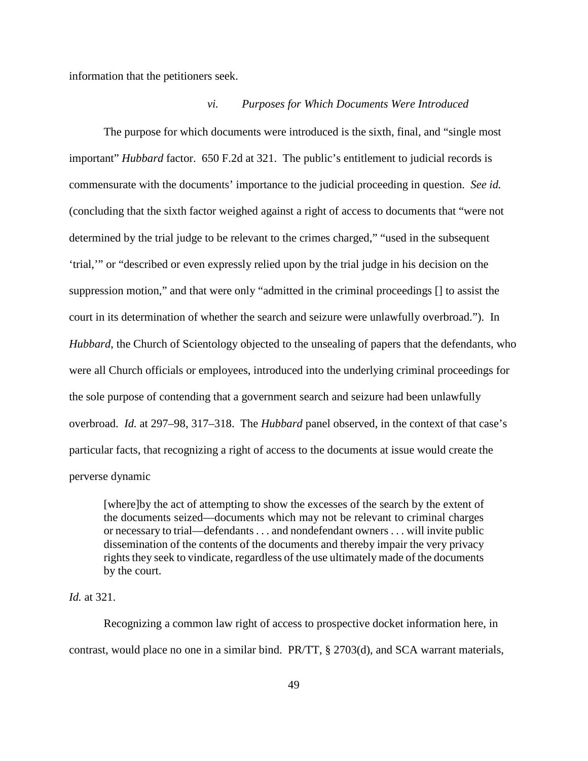information that the petitioners seek.

*vi. Purposes for Which Documents Were Introduced*

The purpose for which documents were introduced is the sixth, final, and "single most important" *Hubbard* factor. 650 F.2d at 321. The public's entitlement to judicial records is commensurate with the documents' importance to the judicial proceeding in question. *See id.* (concluding that the sixth factor weighed against a right of access to documents that "were not determined by the trial judge to be relevant to the crimes charged," "used in the subsequent 'trial,'" or "described or even expressly relied upon by the trial judge in his decision on the suppression motion," and that were only "admitted in the criminal proceedings [] to assist the court in its determination of whether the search and seizure were unlawfully overbroad."). In *Hubbard*, the Church of Scientology objected to the unsealing of papers that the defendants, who were all Church officials or employees, introduced into the underlying criminal proceedings for the sole purpose of contending that a government search and seizure had been unlawfully overbroad. *Id.* at 297–98, 317–318. The *Hubbard* panel observed, in the context of that case's particular facts, that recognizing a right of access to the documents at issue would create the perverse dynamic

> [where]by the act of attempting to show the excesses of the search by the extent of the documents seized—documents which may not be relevant to criminal charges or necessary to trial—defendants . . . and nondefendant owners . . . will invite public dissemination of the contents of the documents and thereby impair the very privacy rights they seek to vindicate, regardless of the use ultimately made of the documents by the court.

*Id.* at 321.

Recognizing a common law right of access to prospective docket information here, in contrast, would place no one in a similar bind. PR/TT, § 2703(d), and SCA warrant materials,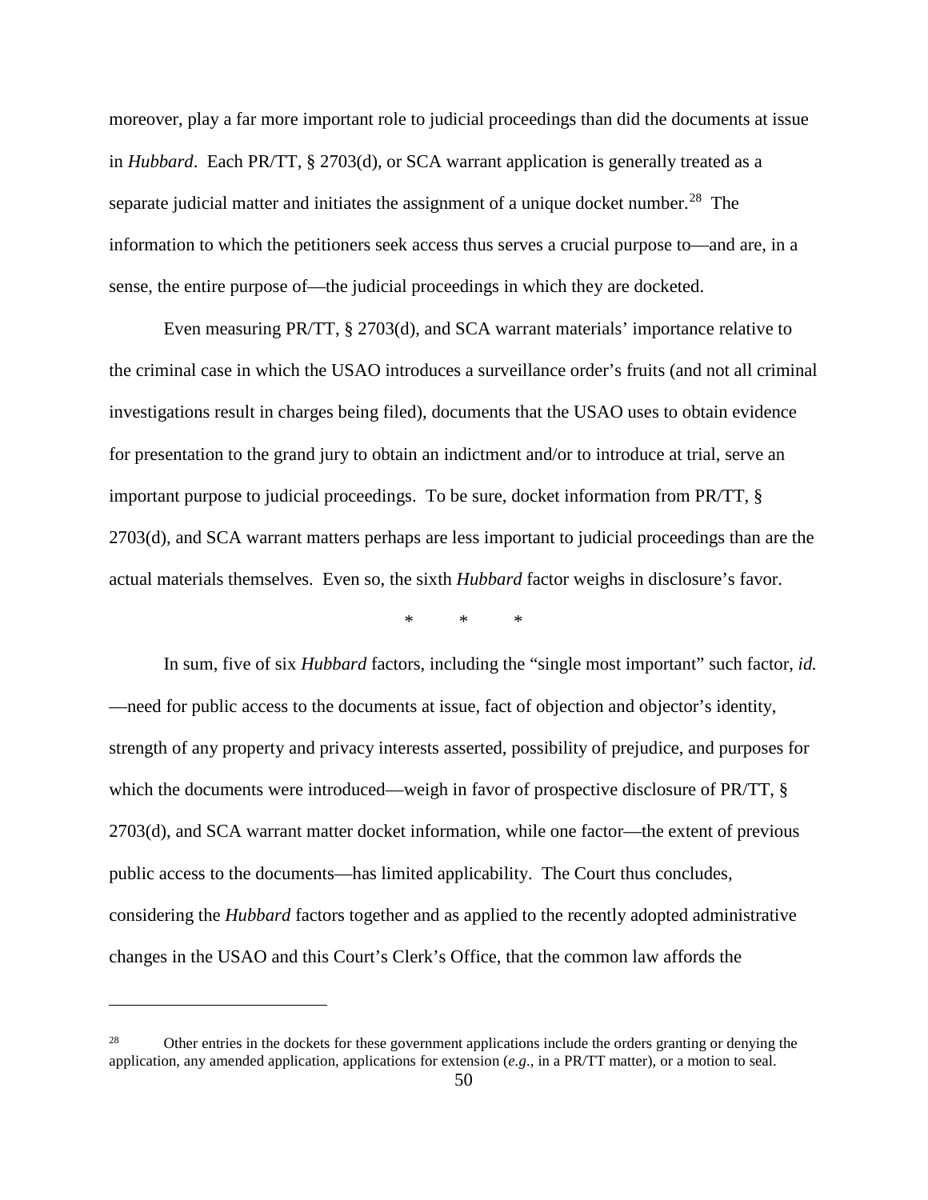moreover, play a far more important role to judicial proceedings than did the documents at issue in *Hubbard*. Each PR/TT, § 2703(d), or SCA warrant application is generally treated as a separate judicial matter and initiates the assignment of a unique docket number.[28] The information to which the petitioners seek access thus serves a crucial purpose to—and are, in a sense, the entire purpose of—the judicial proceedings in which they are docketed.

Even measuring PR/TT, § 2703(d), and SCA warrant materials' importance relative to the criminal case in which the USAO introduces a surveillance order's fruits (and not all criminal investigations result in charges being filed), documents that the USAO uses to obtain evidence for presentation to the grand jury to obtain an indictment and/or to introduce at trial, serve an important purpose to judicial proceedings. To be sure, docket information from PR/TT, § 2703(d), and SCA warrant matters perhaps are less important to judicial proceedings than are the actual materials themselves. Even so, the sixth *Hubbard* factor weighs in disclosure's favor.

\* \* \*

In sum, five of six *Hubbard* factors, including the "single most important" such factor, *id.* —need for public access to the documents at issue, fact of objection and objector's identity, strength of any property and privacy interests asserted, possibility of prejudice, and purposes for which the documents were introduced—weigh in favor of prospective disclosure of PR/TT, § 2703(d), and SCA warrant matter docket information, while one factor—the extent of previous public access to the documents—has limited applicability. The Court thus concludes, considering the *Hubbard* factors together and as applied to the recently adopted administrative changes in the USAO and this Court's Clerk's Office, that the common law affords the

---

[28] Other entries in the dockets for these government applications include the orders granting or denying the application, any amended application, applications for extension (*e.g*., in a PR/TT matter), or a motion to seal.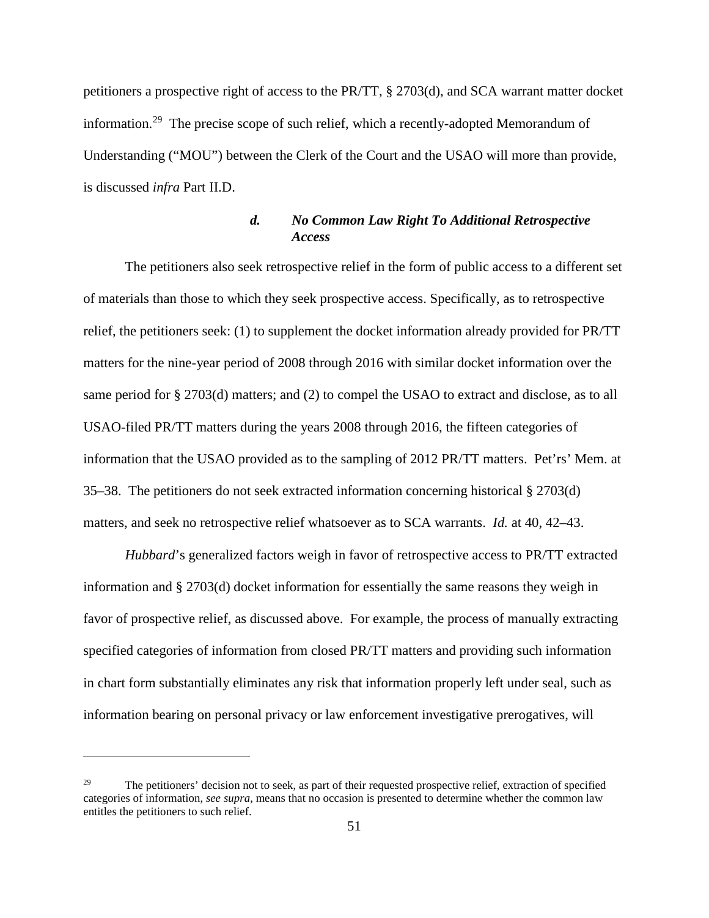petitioners a prospective right of access to the PR/TT, § 2703(d), and SCA warrant matter docket information.[29] The precise scope of such relief, which a recently-adopted Memorandum of Understanding ("MOU") between the Clerk of the Court and the USAO will more than provide, is discussed *infra* Part II.D.

#### *d. No Common Law Right To Additional Retrospective Access*

The petitioners also seek retrospective relief in the form of public access to a different set of materials than those to which they seek prospective access. Specifically, as to retrospective relief, the petitioners seek: (1) to supplement the docket information already provided for PR/TT matters for the nine-year period of 2008 through 2016 with similar docket information over the same period for § 2703(d) matters; and (2) to compel the USAO to extract and disclose, as to all USAO-filed PR/TT matters during the years 2008 through 2016, the fifteen categories of information that the USAO provided as to the sampling of 2012 PR/TT matters. Pet'rs' Mem. at 35–38. The petitioners do not seek extracted information concerning historical § 2703(d) matters, and seek no retrospective relief whatsoever as to SCA warrants. *Id.* at 40, 42–43.

*Hubbard*'s generalized factors weigh in favor of retrospective access to PR/TT extracted information and § 2703(d) docket information for essentially the same reasons they weigh in favor of prospective relief, as discussed above. For example, the process of manually extracting specified categories of information from closed PR/TT matters and providing such information in chart form substantially eliminates any risk that information properly left under seal, such as information bearing on personal privacy or law enforcement investigative prerogatives, will

---

[29] The petitioners' decision not to seek, as part of their requested prospective relief, extraction of specified categories of information, *see supra*, means that no occasion is presented to determine whether the common law entitles the petitioners to such relief.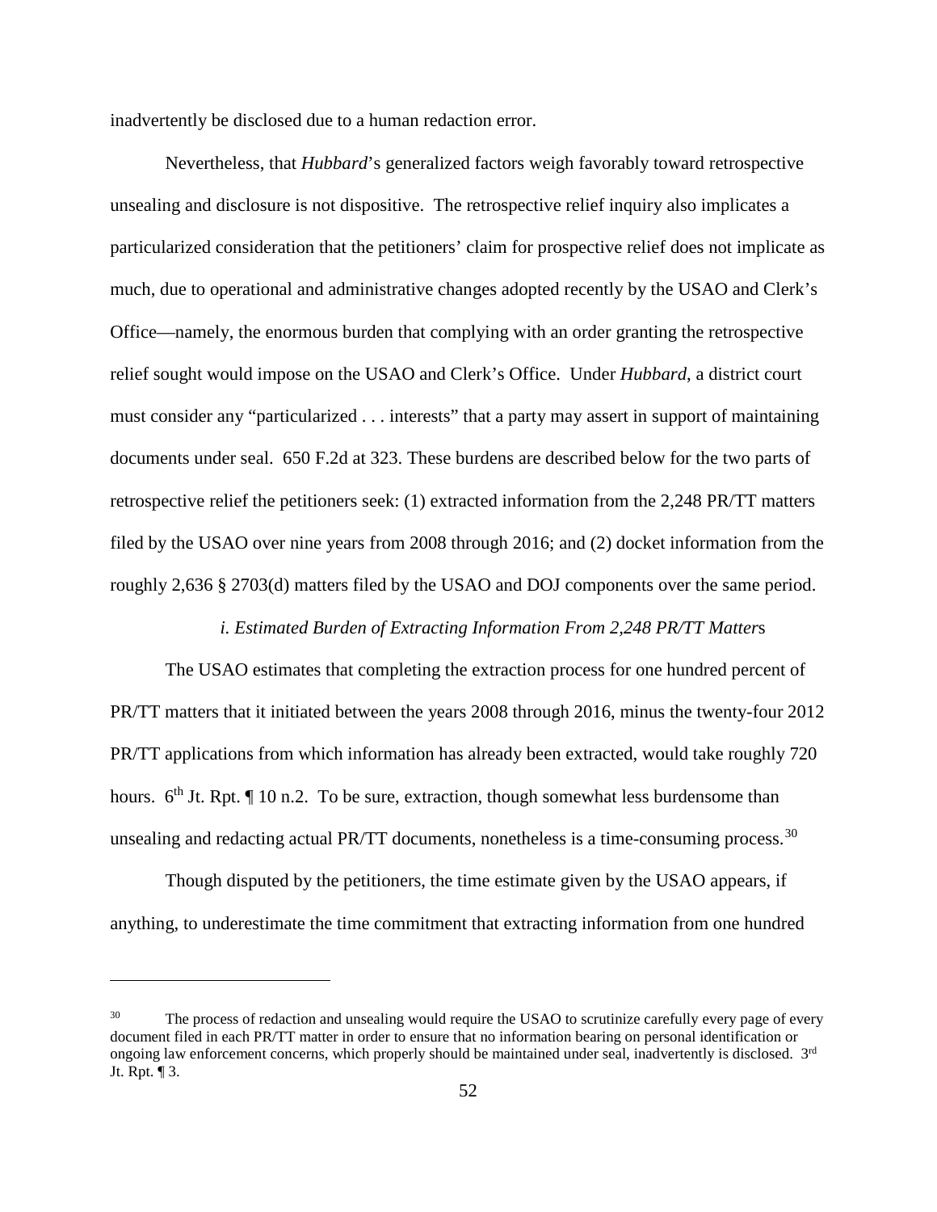inadvertently be disclosed due to a human redaction error.

Nevertheless, that *Hubbard*'s generalized factors weigh favorably toward retrospective unsealing and disclosure is not dispositive. The retrospective relief inquiry also implicates a particularized consideration that the petitioners' claim for prospective relief does not implicate as much, due to operational and administrative changes adopted recently by the USAO and Clerk's Office—namely, the enormous burden that complying with an order granting the retrospective relief sought would impose on the USAO and Clerk's Office. Under *Hubbard*, a district court must consider any "particularized . . . interests" that a party may assert in support of maintaining documents under seal. 650 F.2d at 323. These burdens are described below for the two parts of retrospective relief the petitioners seek: (1) extracted information from the 2,248 PR/TT matters filed by the USAO over nine years from 2008 through 2016; and (2) docket information from the roughly 2,636 § 2703(d) matters filed by the USAO and DOJ components over the same period.

*i. Estimated Burden of Extracting Information From 2,248 PR/TT Matters*

The USAO estimates that completing the extraction process for one hundred percent of PR/TT matters that it initiated between the years 2008 through 2016, minus the twenty-four 2012 PR/TT applications from which information has already been extracted, would take roughly 720 hours. 6th Jt. Rpt. ¶ 10 n.2. To be sure, extraction, though somewhat less burdensome than unsealing and redacting actual PR/TT documents, nonetheless is a time-consuming process.[30]

Though disputed by the petitioners, the time estimate given by the USAO appears, if anything, to underestimate the time commitment that extracting information from one hundred

---

[30] The process of redaction and unsealing would require the USAO to scrutinize carefully every page of every document filed in each PR/TT matter in order to ensure that no information bearing on personal identification or ongoing law enforcement concerns, which properly should be maintained under seal, inadvertently is disclosed. 3rd Jt. Rpt. ¶ 3.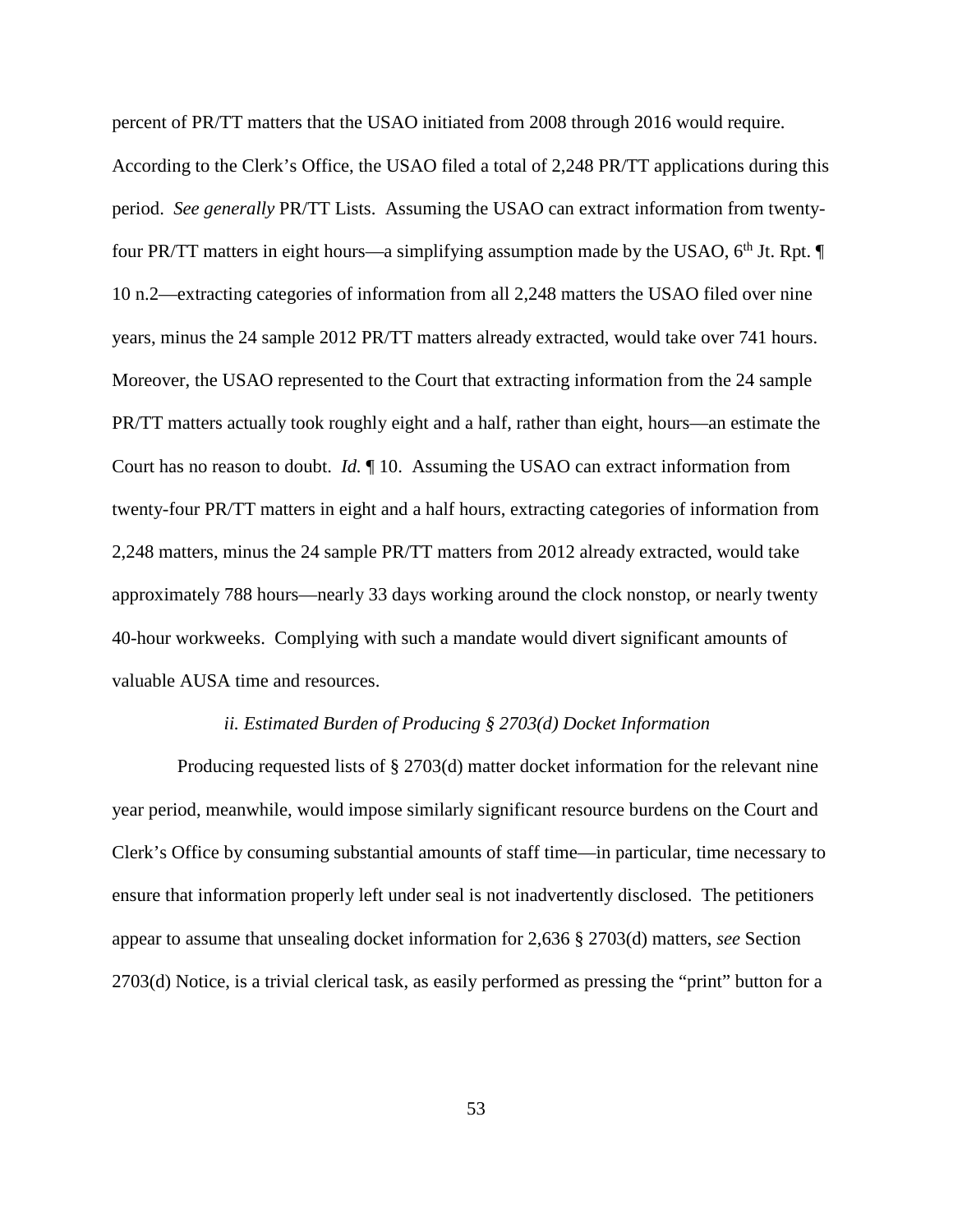percent of PR/TT matters that the USAO initiated from 2008 through 2016 would require. According to the Clerk's Office, the USAO filed a total of 2,248 PR/TT applications during this period. *See generally* PR/TT Lists. Assuming the USAO can extract information from twenty-four PR/TT matters in eight hours—a simplifying assumption made by the USAO, 6th Jt. Rpt. ¶ 10 n.2—extracting categories of information from all 2,248 matters the USAO filed over nine years, minus the 24 sample 2012 PR/TT matters already extracted, would take over 741 hours. Moreover, the USAO represented to the Court that extracting information from the 24 sample PR/TT matters actually took roughly eight and a half, rather than eight, hours—an estimate the Court has no reason to doubt. *Id.* ¶ 10. Assuming the USAO can extract information from twenty-four PR/TT matters in eight and a half hours, extracting categories of information from 2,248 matters, minus the 24 sample PR/TT matters from 2012 already extracted, would take approximately 788 hours—nearly 33 days working around the clock nonstop, or nearly twenty 40-hour workweeks. Complying with such a mandate would divert significant amounts of valuable AUSA time and resources.

*ii. Estimated Burden of Producing § 2703(d) Docket Information*

Producing requested lists of § 2703(d) matter docket information for the relevant nine year period, meanwhile, would impose similarly significant resource burdens on the Court and Clerk's Office by consuming substantial amounts of staff time—in particular, time necessary to ensure that information properly left under seal is not inadvertently disclosed. The petitioners appear to assume that unsealing docket information for 2,636 § 2703(d) matters, *see* Section 2703(d) Notice, is a trivial clerical task, as easily performed as pressing the "print" button for a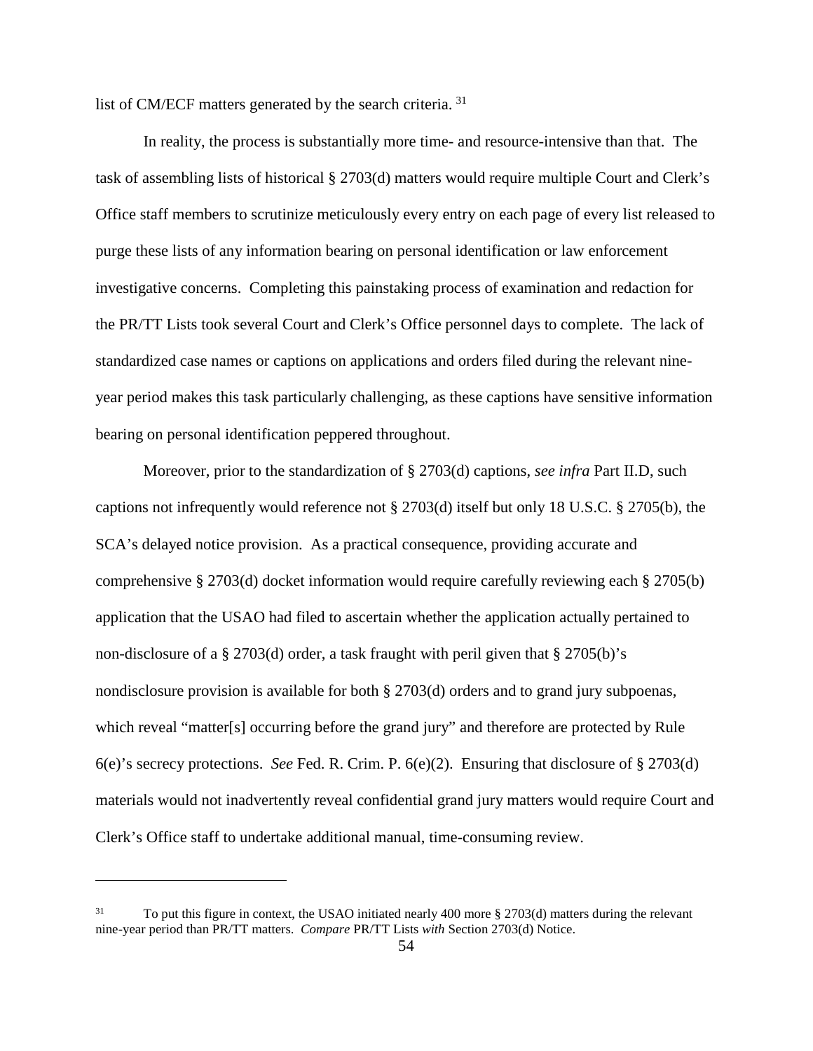list of CM/ECF matters generated by the search criteria. [31]

In reality, the process is substantially more time- and resource-intensive than that. The task of assembling lists of historical § 2703(d) matters would require multiple Court and Clerk's Office staff members to scrutinize meticulously every entry on each page of every list released to purge these lists of any information bearing on personal identification or law enforcement investigative concerns. Completing this painstaking process of examination and redaction for the PR/TT Lists took several Court and Clerk's Office personnel days to complete. The lack of standardized case names or captions on applications and orders filed during the relevant nine-year period makes this task particularly challenging, as these captions have sensitive information bearing on personal identification peppered throughout.

Moreover, prior to the standardization of § 2703(d) captions, *see infra* Part II.D, such captions not infrequently would reference not § 2703(d) itself but only 18 U.S.C. § 2705(b), the SCA's delayed notice provision. As a practical consequence, providing accurate and comprehensive § 2703(d) docket information would require carefully reviewing each § 2705(b) application that the USAO had filed to ascertain whether the application actually pertained to non-disclosure of a § 2703(d) order, a task fraught with peril given that § 2705(b)'s nondisclosure provision is available for both § 2703(d) orders and to grand jury subpoenas, which reveal "matter[s] occurring before the grand jury" and therefore are protected by Rule 6(e)'s secrecy protections. *See* Fed. R. Crim. P. 6(e)(2). Ensuring that disclosure of § 2703(d) materials would not inadvertently reveal confidential grand jury matters would require Court and Clerk's Office staff to undertake additional manual, time-consuming review.

---

[31] To put this figure in context, the USAO initiated nearly 400 more § 2703(d) matters during the relevant nine-year period than PR/TT matters. *Compare* PR/TT Lists *with* Section 2703(d) Notice.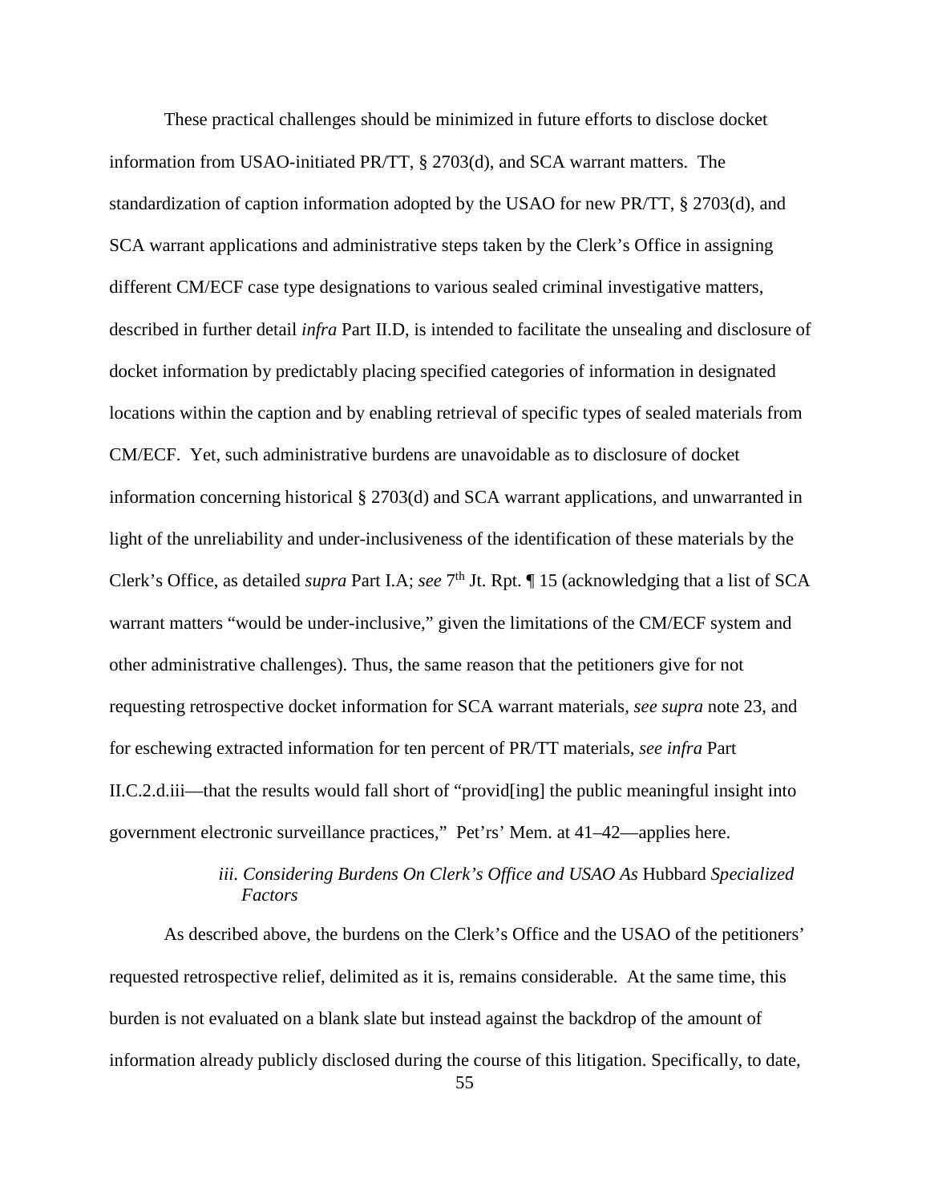These practical challenges should be minimized in future efforts to disclose docket information from USAO-initiated PR/TT, § 2703(d), and SCA warrant matters. The standardization of caption information adopted by the USAO for new PR/TT, § 2703(d), and SCA warrant applications and administrative steps taken by the Clerk's Office in assigning different CM/ECF case type designations to various sealed criminal investigative matters, described in further detail *infra* Part II.D, is intended to facilitate the unsealing and disclosure of docket information by predictably placing specified categories of information in designated locations within the caption and by enabling retrieval of specific types of sealed materials from CM/ECF. Yet, such administrative burdens are unavoidable as to disclosure of docket information concerning historical § 2703(d) and SCA warrant applications, and unwarranted in light of the unreliability and under-inclusiveness of the identification of these materials by the Clerk's Office, as detailed *supra* Part I.A; *see* 7th Jt. Rpt. ¶ 15 (acknowledging that a list of SCA warrant matters "would be under-inclusive," given the limitations of the CM/ECF system and other administrative challenges). Thus, the same reason that the petitioners give for not requesting retrospective docket information for SCA warrant materials, *see supra* note 23, and for eschewing extracted information for ten percent of PR/TT materials, *see infra* Part II.C.2.d.iii—that the results would fall short of "provid[ing] the public meaningful insight into government electronic surveillance practices," Pet'rs' Mem. at 41–42—applies here.

##### *iii. Considering Burdens On Clerk's Office and USAO As* Hubbard *Specialized Factors*

As described above, the burdens on the Clerk's Office and the USAO of the petitioners' requested retrospective relief, delimited as it is, remains considerable. At the same time, this burden is not evaluated on a blank slate but instead against the backdrop of the amount of information already publicly disclosed during the course of this litigation. Specifically, to date,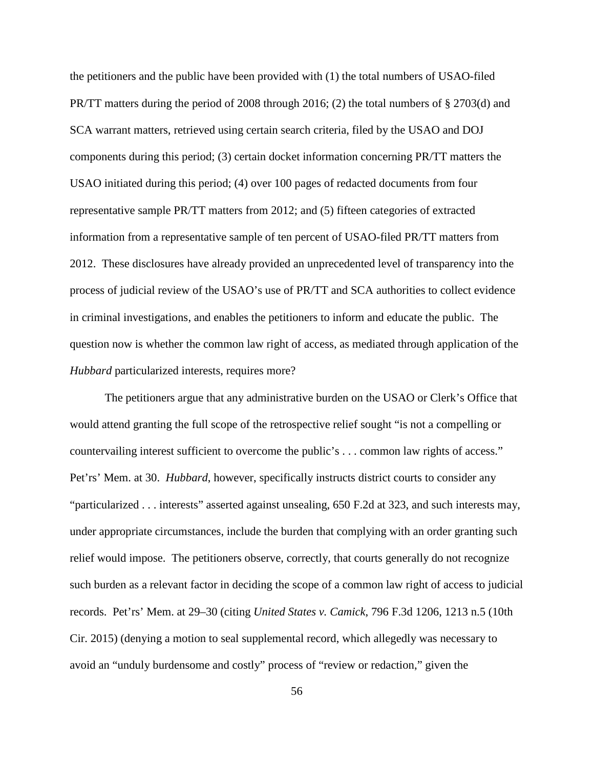the petitioners and the public have been provided with (1) the total numbers of USAO-filed PR/TT matters during the period of 2008 through 2016; (2) the total numbers of § 2703(d) and SCA warrant matters, retrieved using certain search criteria, filed by the USAO and DOJ components during this period; (3) certain docket information concerning PR/TT matters the USAO initiated during this period; (4) over 100 pages of redacted documents from four representative sample PR/TT matters from 2012; and (5) fifteen categories of extracted information from a representative sample of ten percent of USAO-filed PR/TT matters from 2012. These disclosures have already provided an unprecedented level of transparency into the process of judicial review of the USAO's use of PR/TT and SCA authorities to collect evidence in criminal investigations, and enables the petitioners to inform and educate the public. The question now is whether the common law right of access, as mediated through application of the *Hubbard* particularized interests, requires more?

The petitioners argue that any administrative burden on the USAO or Clerk's Office that would attend granting the full scope of the retrospective relief sought "is not a compelling or countervailing interest sufficient to overcome the public's . . . common law rights of access." Pet'rs' Mem. at 30. *Hubbard*, however, specifically instructs district courts to consider any "particularized . . . interests" asserted against unsealing, 650 F.2d at 323, and such interests may, under appropriate circumstances, include the burden that complying with an order granting such relief would impose. The petitioners observe, correctly, that courts generally do not recognize such burden as a relevant factor in deciding the scope of a common law right of access to judicial records. Pet'rs' Mem. at 29–30 (citing *United States v. Camick*, 796 F.3d 1206, 1213 n.5 (10th Cir. 2015) (denying a motion to seal supplemental record, which allegedly was necessary to avoid an "unduly burdensome and costly" process of "review or redaction," given the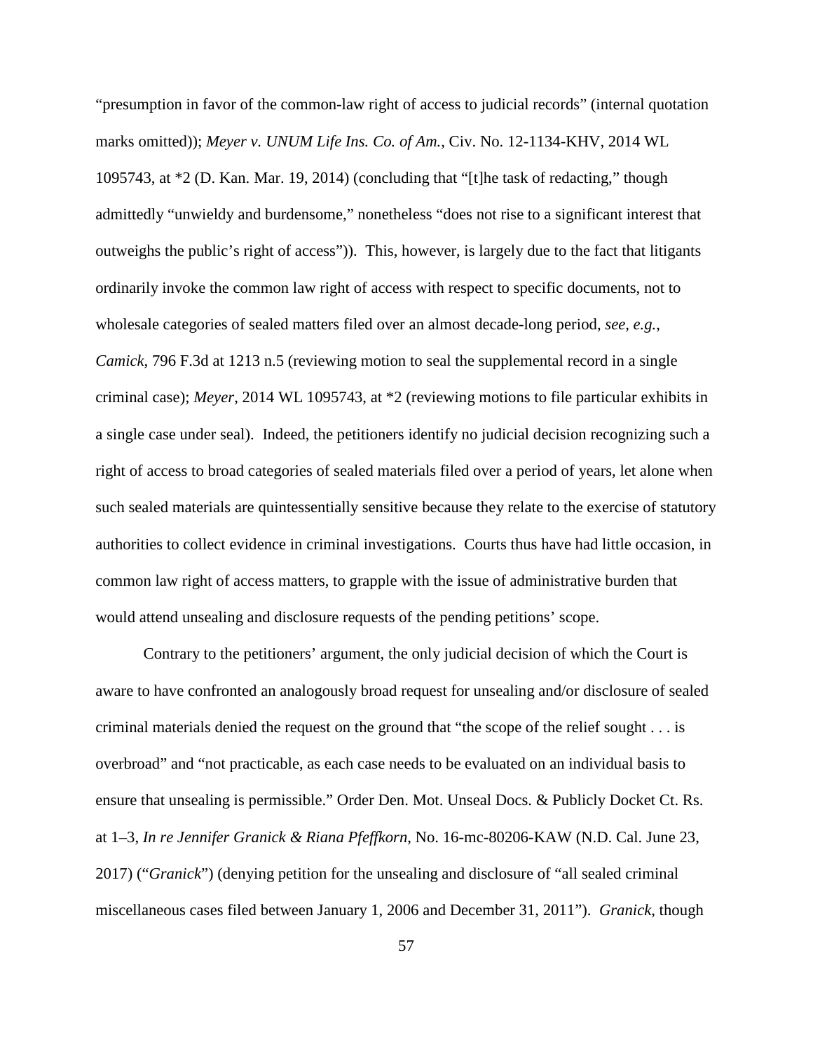"presumption in favor of the common-law right of access to judicial records" (internal quotation marks omitted)); *Meyer v. UNUM Life Ins. Co. of Am.*, Civ. No. 12-1134-KHV, 2014 WL 1095743, at *2 (D. Kan. Mar. 19, 2014) (concluding that "[t]he task of redacting," though admittedly "unwieldy and burdensome," nonetheless "does not rise to a significant interest that outweighs the public's right of access")). This, however, is largely due to the fact that litigants ordinarily invoke the common law right of access with respect to specific documents, not to wholesale categories of sealed matters filed over an almost decade-long period, *see, e.g.*, *Camick*, 796 F.3d at 1213 n.5 (reviewing motion to seal the supplemental record in a single criminal case); *Meyer*, 2014 WL 1095743, at *2 (reviewing motions to file particular exhibits in a single case under seal). Indeed, the petitioners identify no judicial decision recognizing such a right of access to broad categories of sealed materials filed over a period of years, let alone when such sealed materials are quintessentially sensitive because they relate to the exercise of statutory authorities to collect evidence in criminal investigations. Courts thus have had little occasion, in common law right of access matters, to grapple with the issue of administrative burden that would attend unsealing and disclosure requests of the pending petitions' scope.

Contrary to the petitioners' argument, the only judicial decision of which the Court is aware to have confronted an analogously broad request for unsealing and/or disclosure of sealed criminal materials denied the request on the ground that "the scope of the relief sought . . . is overbroad" and "not practicable, as each case needs to be evaluated on an individual basis to ensure that unsealing is permissible." Order Den. Mot. Unseal Docs. & Publicly Docket Ct. Rs. at 1–3, *In re Jennifer Granick & Riana Pfeffkorn*, No. 16-mc-80206-KAW (N.D. Cal. June 23, 2017) ("*Granick*") (denying petition for the unsealing and disclosure of "all sealed criminal miscellaneous cases filed between January 1, 2006 and December 31, 2011"). *Granick*, though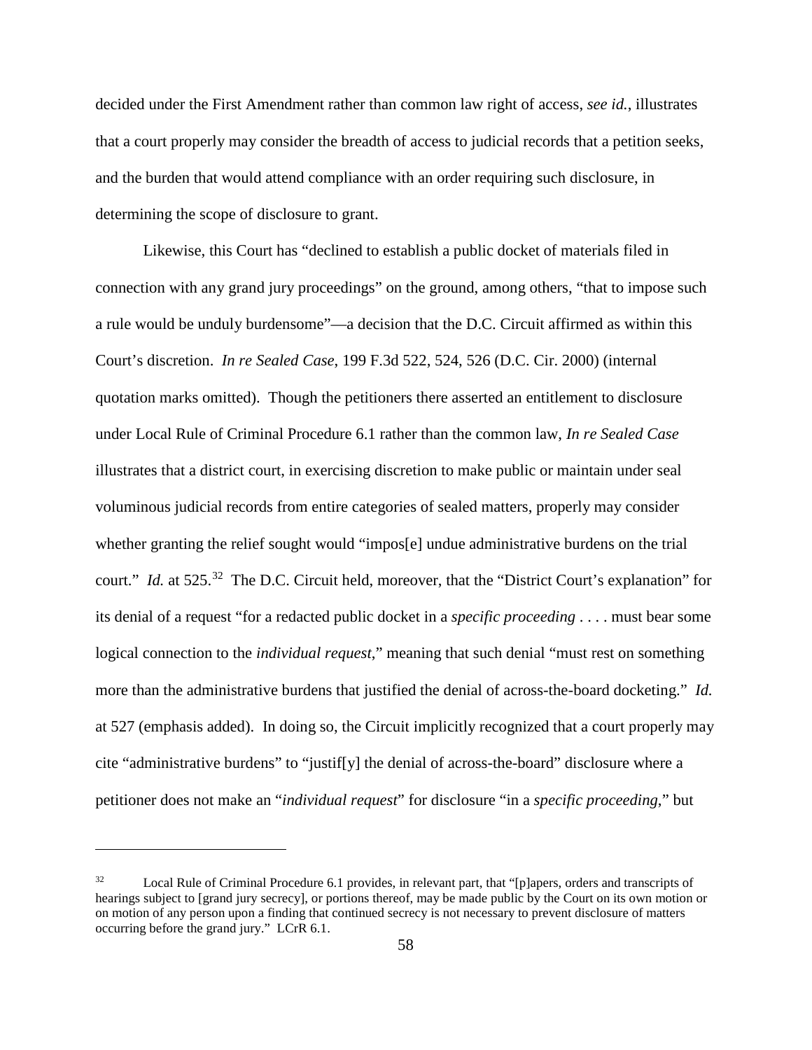decided under the First Amendment rather than common law right of access, *see id.*, illustrates that a court properly may consider the breadth of access to judicial records that a petition seeks, and the burden that would attend compliance with an order requiring such disclosure, in determining the scope of disclosure to grant.

Likewise, this Court has "declined to establish a public docket of materials filed in connection with any grand jury proceedings" on the ground, among others, "that to impose such a rule would be unduly burdensome"—a decision that the D.C. Circuit affirmed as within this Court's discretion. *In re Sealed Case*, 199 F.3d 522, 524, 526 (D.C. Cir. 2000) (internal quotation marks omitted). Though the petitioners there asserted an entitlement to disclosure under Local Rule of Criminal Procedure 6.1 rather than the common law, *In re Sealed Case* illustrates that a district court, in exercising discretion to make public or maintain under seal voluminous judicial records from entire categories of sealed matters, properly may consider whether granting the relief sought would "impos[e] undue administrative burdens on the trial court." *Id.* at 525.[32] The D.C. Circuit held, moreover, that the "District Court's explanation" for its denial of a request "for a redacted public docket in a *specific proceeding* . . . . must bear some logical connection to the *individual request*," meaning that such denial "must rest on something more than the administrative burdens that justified the denial of across-the-board docketing." *Id.* at 527 (emphasis added). In doing so, the Circuit implicitly recognized that a court properly may cite "administrative burdens" to "justif[y] the denial of across-the-board" disclosure where a petitioner does not make an "*individual request*" for disclosure "in a *specific proceeding*," but

---

[32] Local Rule of Criminal Procedure 6.1 provides, in relevant part, that "[p]apers, orders and transcripts of hearings subject to [grand jury secrecy], or portions thereof, may be made public by the Court on its own motion or on motion of any person upon a finding that continued secrecy is not necessary to prevent disclosure of matters occurring before the grand jury." LCrR 6.1.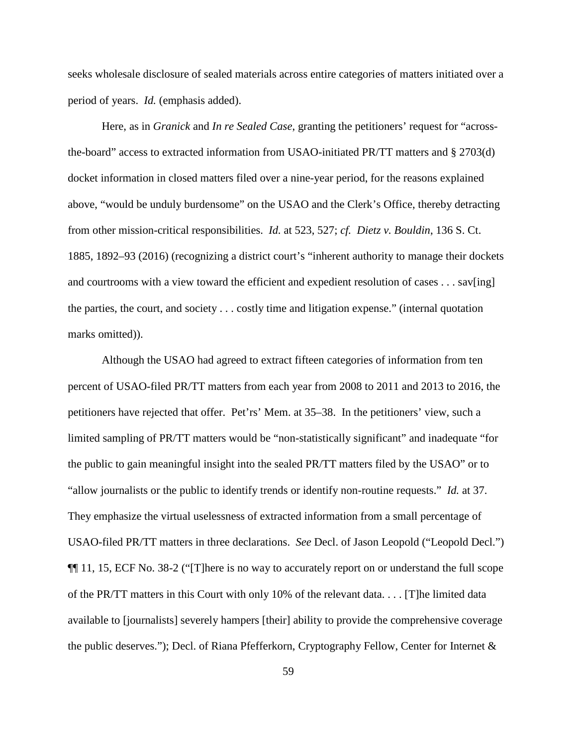seeks wholesale disclosure of sealed materials across entire categories of matters initiated over a period of years. *Id.* (emphasis added).

Here, as in *Granick* and *In re Sealed Case*, granting the petitioners' request for "across-the-board" access to extracted information from USAO-initiated PR/TT matters and § 2703(d) docket information in closed matters filed over a nine-year period, for the reasons explained above, "would be unduly burdensome" on the USAO and the Clerk's Office, thereby detracting from other mission-critical responsibilities. *Id.* at 523, 527; *cf. Dietz v. Bouldin*, 136 S. Ct. 1885, 1892–93 (2016) (recognizing a district court's "inherent authority to manage their dockets and courtrooms with a view toward the efficient and expedient resolution of cases . . . sav[ing] the parties, the court, and society . . . costly time and litigation expense." (internal quotation marks omitted)).

Although the USAO had agreed to extract fifteen categories of information from ten percent of USAO-filed PR/TT matters from each year from 2008 to 2011 and 2013 to 2016, the petitioners have rejected that offer. Pet'rs' Mem. at 35–38. In the petitioners' view, such a limited sampling of PR/TT matters would be "non-statistically significant" and inadequate "for the public to gain meaningful insight into the sealed PR/TT matters filed by the USAO" or to "allow journalists or the public to identify trends or identify non-routine requests." *Id.* at 37. They emphasize the virtual uselessness of extracted information from a small percentage of USAO-filed PR/TT matters in three declarations. *See* Decl. of Jason Leopold ("Leopold Decl.") ¶¶ 11, 15, ECF No. 38-2 ("[T]here is no way to accurately report on or understand the full scope of the PR/TT matters in this Court with only 10% of the relevant data. . . . [T]he limited data available to [journalists] severely hampers [their] ability to provide the comprehensive coverage the public deserves."); Decl. of Riana Pfefferkorn, Cryptography Fellow, Center for Internet &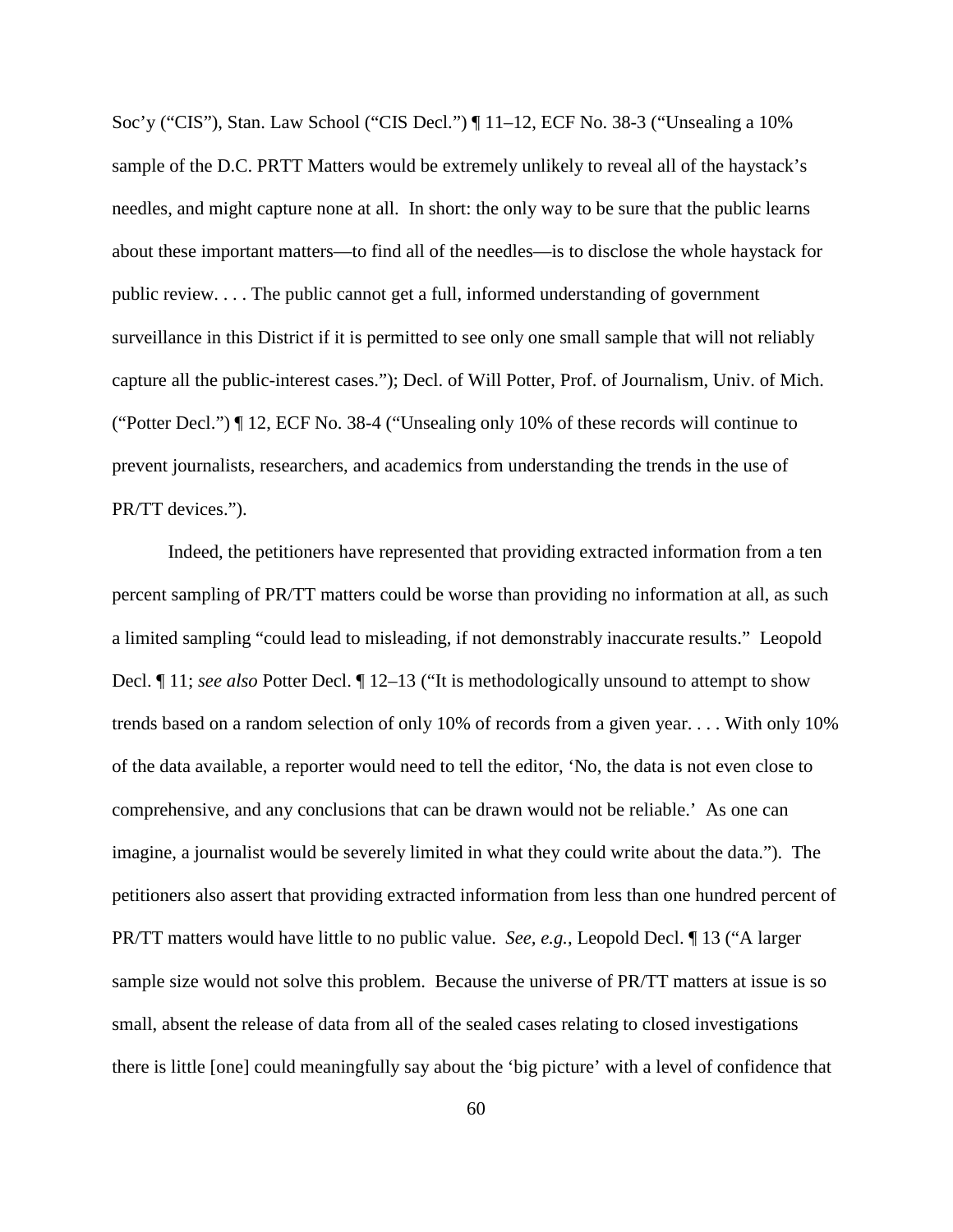Soc'y ("CIS"), Stan. Law School ("CIS Decl.") ¶ 11–12, ECF No. 38-3 ("Unsealing a 10% sample of the D.C. PRTT Matters would be extremely unlikely to reveal all of the haystack's needles, and might capture none at all. In short: the only way to be sure that the public learns about these important matters—to find all of the needles—is to disclose the whole haystack for public review. . . . The public cannot get a full, informed understanding of government surveillance in this District if it is permitted to see only one small sample that will not reliably capture all the public-interest cases."); Decl. of Will Potter, Prof. of Journalism, Univ. of Mich. ("Potter Decl.") ¶ 12, ECF No. 38-4 ("Unsealing only 10% of these records will continue to prevent journalists, researchers, and academics from understanding the trends in the use of PR/TT devices.").

Indeed, the petitioners have represented that providing extracted information from a ten percent sampling of PR/TT matters could be worse than providing no information at all, as such a limited sampling "could lead to misleading, if not demonstrably inaccurate results." Leopold Decl. ¶ 11; *see also* Potter Decl. ¶ 12–13 ("It is methodologically unsound to attempt to show trends based on a random selection of only 10% of records from a given year. . . . With only 10% of the data available, a reporter would need to tell the editor, 'No, the data is not even close to comprehensive, and any conclusions that can be drawn would not be reliable.' As one can imagine, a journalist would be severely limited in what they could write about the data."). The petitioners also assert that providing extracted information from less than one hundred percent of PR/TT matters would have little to no public value. *See, e.g.*, Leopold Decl. ¶ 13 ("A larger sample size would not solve this problem. Because the universe of PR/TT matters at issue is so small, absent the release of data from all of the sealed cases relating to closed investigations there is little [one] could meaningfully say about the 'big picture' with a level of confidence that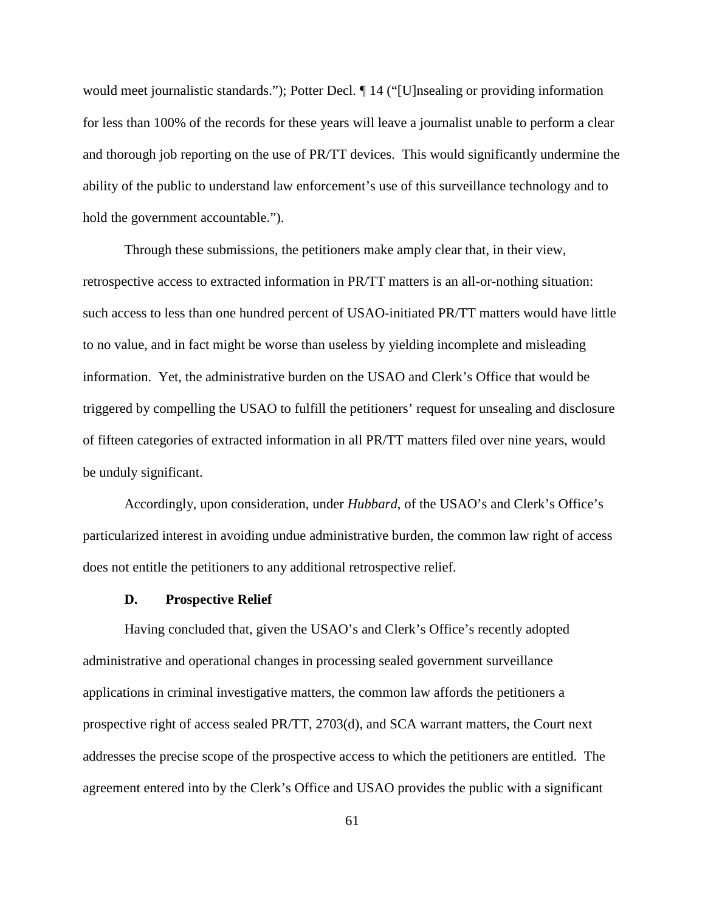would meet journalistic standards."); Potter Decl. ¶ 14 ("[U]nsealing or providing information for less than 100% of the records for these years will leave a journalist unable to perform a clear and thorough job reporting on the use of PR/TT devices. This would significantly undermine the ability of the public to understand law enforcement's use of this surveillance technology and to hold the government accountable.").

Through these submissions, the petitioners make amply clear that, in their view, retrospective access to extracted information in PR/TT matters is an all-or-nothing situation: such access to less than one hundred percent of USAO-initiated PR/TT matters would have little to no value, and in fact might be worse than useless by yielding incomplete and misleading information. Yet, the administrative burden on the USAO and Clerk's Office that would be triggered by compelling the USAO to fulfill the petitioners' request for unsealing and disclosure of fifteen categories of extracted information in all PR/TT matters filed over nine years, would be unduly significant.

Accordingly, upon consideration, under *Hubbard*, of the USAO's and Clerk's Office's particularized interest in avoiding undue administrative burden, the common law right of access does not entitle the petitioners to any additional retrospective relief.

### D. Prospective Relief

Having concluded that, given the USAO's and Clerk's Office's recently adopted administrative and operational changes in processing sealed government surveillance applications in criminal investigative matters, the common law affords the petitioners a prospective right of access sealed PR/TT, 2703(d), and SCA warrant matters, the Court next addresses the precise scope of the prospective access to which the petitioners are entitled. The agreement entered into by the Clerk's Office and USAO provides the public with a significant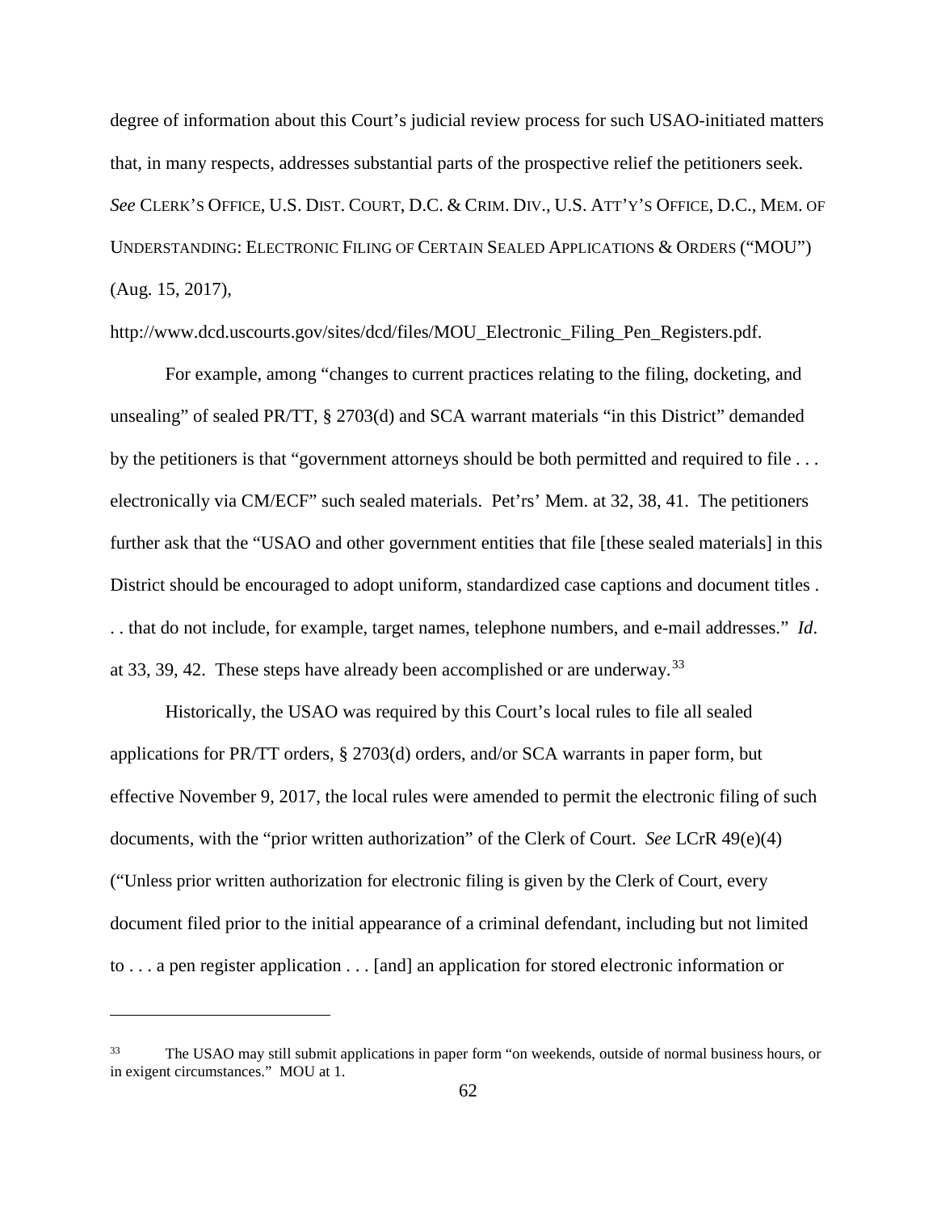degree of information about this Court's judicial review process for such USAO-initiated matters that, in many respects, addresses substantial parts of the prospective relief the petitioners seek. *See* CLERK'S OFFICE, U.S. DIST. COURT, D.C. & CRIM. DIV., U.S. ATT'Y'S OFFICE, D.C., MEM. OF UNDERSTANDING: ELECTRONIC FILING OF CERTAIN SEALED APPLICATIONS & ORDERS ("MOU") (Aug. 15, 2017), http://www.dcd.uscourts.gov/sites/dcd/files/MOU_Electronic_Filing_Pen_Registers.pdf.

For example, among "changes to current practices relating to the filing, docketing, and unsealing" of sealed PR/TT, § 2703(d) and SCA warrant materials "in this District" demanded by the petitioners is that "government attorneys should be both permitted and required to file . . . electronically via CM/ECF" such sealed materials. Pet'rs' Mem. at 32, 38, 41. The petitioners further ask that the "USAO and other government entities that file [these sealed materials] in this District should be encouraged to adopt uniform, standardized case captions and document titles . . . that do not include, for example, target names, telephone numbers, and e-mail addresses." *Id*. at 33, 39, 42. These steps have already been accomplished or are underway.[33]

Historically, the USAO was required by this Court's local rules to file all sealed applications for PR/TT orders, § 2703(d) orders, and/or SCA warrants in paper form, but effective November 9, 2017, the local rules were amended to permit the electronic filing of such documents, with the "prior written authorization" of the Clerk of Court. *See* LCrR 49(e)(4) ("Unless prior written authorization for electronic filing is given by the Clerk of Court, every document filed prior to the initial appearance of a criminal defendant, including but not limited to . . . a pen register application . . . [and] an application for stored electronic information or

---

[33] The USAO may still submit applications in paper form "on weekends, outside of normal business hours, or in exigent circumstances." MOU at 1.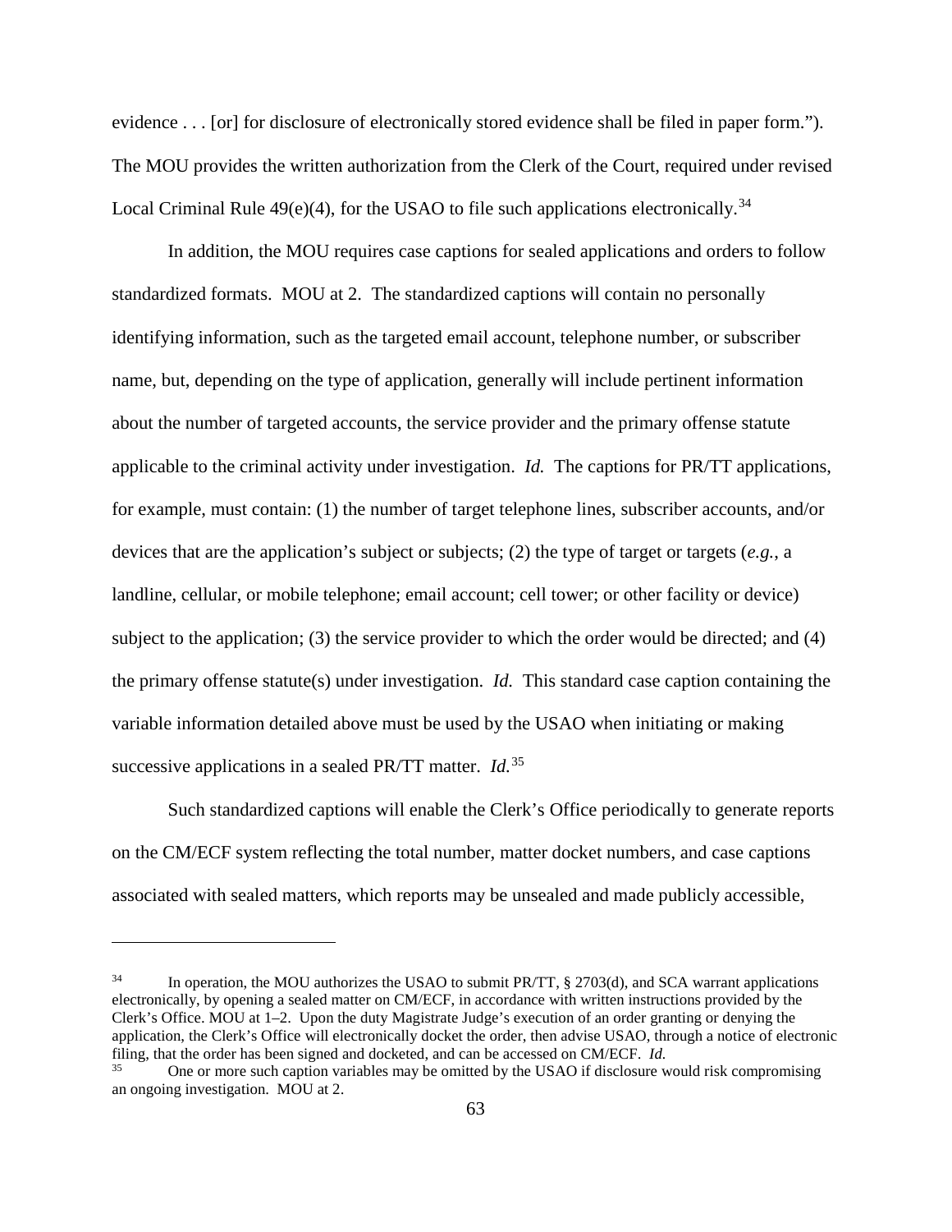evidence . . . [or] for disclosure of electronically stored evidence shall be filed in paper form."). The MOU provides the written authorization from the Clerk of the Court, required under revised Local Criminal Rule 49(e)(4), for the USAO to file such applications electronically.[34]

In addition, the MOU requires case captions for sealed applications and orders to follow standardized formats. MOU at 2. The standardized captions will contain no personally identifying information, such as the targeted email account, telephone number, or subscriber name, but, depending on the type of application, generally will include pertinent information about the number of targeted accounts, the service provider and the primary offense statute applicable to the criminal activity under investigation. *Id.* The captions for PR/TT applications, for example, must contain: (1) the number of target telephone lines, subscriber accounts, and/or devices that are the application's subject or subjects; (2) the type of target or targets (*e.g.*, a landline, cellular, or mobile telephone; email account; cell tower; or other facility or device) subject to the application; (3) the service provider to which the order would be directed; and (4) the primary offense statute(s) under investigation. *Id.* This standard case caption containing the variable information detailed above must be used by the USAO when initiating or making successive applications in a sealed PR/TT matter. *Id.*[35]

Such standardized captions will enable the Clerk's Office periodically to generate reports on the CM/ECF system reflecting the total number, matter docket numbers, and case captions associated with sealed matters, which reports may be unsealed and made publicly accessible,

---

[34] In operation, the MOU authorizes the USAO to submit PR/TT, § 2703(d), and SCA warrant applications electronically, by opening a sealed matter on CM/ECF, in accordance with written instructions provided by the Clerk's Office. MOU at 1–2. Upon the duty Magistrate Judge's execution of an order granting or denying the application, the Clerk's Office will electronically docket the order, then advise USAO, through a notice of electronic filing, that the order has been signed and docketed, and can be accessed on CM/ECF. *Id.*

[35] One or more such caption variables may be omitted by the USAO if disclosure would risk compromising an ongoing investigation. MOU at 2.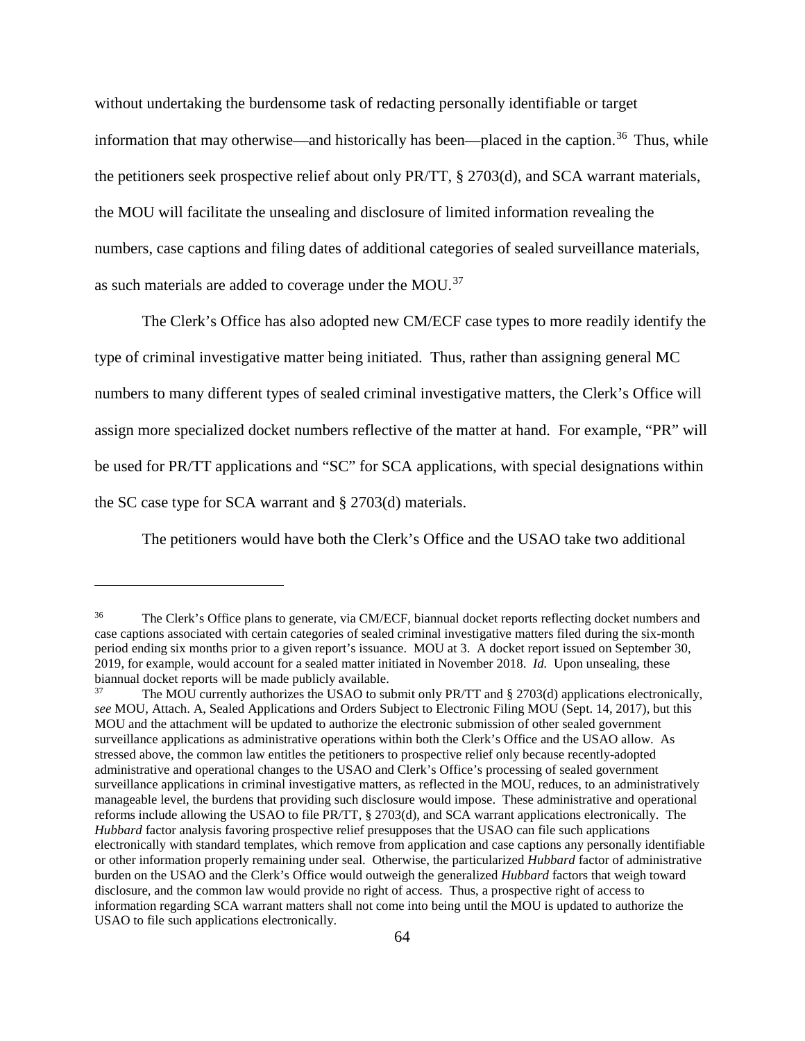without undertaking the burdensome task of redacting personally identifiable or target information that may otherwise—and historically has been—placed in the caption.[36] Thus, while the petitioners seek prospective relief about only PR/TT, § 2703(d), and SCA warrant materials, the MOU will facilitate the unsealing and disclosure of limited information revealing the numbers, case captions and filing dates of additional categories of sealed surveillance materials, as such materials are added to coverage under the MOU.[37]

The Clerk's Office has also adopted new CM/ECF case types to more readily identify the type of criminal investigative matter being initiated. Thus, rather than assigning general MC numbers to many different types of sealed criminal investigative matters, the Clerk's Office will assign more specialized docket numbers reflective of the matter at hand. For example, "PR" will be used for PR/TT applications and "SC" for SCA applications, with special designations within the SC case type for SCA warrant and § 2703(d) materials.

The petitioners would have both the Clerk's Office and the USAO take two additional

---

[36] The Clerk's Office plans to generate, via CM/ECF, biannual docket reports reflecting docket numbers and case captions associated with certain categories of sealed criminal investigative matters filed during the six-month period ending six months prior to a given report's issuance. MOU at 3. A docket report issued on September 30, 2019, for example, would account for a sealed matter initiated in November 2018. *Id.* Upon unsealing, these biannual docket reports will be made publicly available.

[37] The MOU currently authorizes the USAO to submit only PR/TT and § 2703(d) applications electronically, *see* MOU, Attach. A, Sealed Applications and Orders Subject to Electronic Filing MOU (Sept. 14, 2017), but this MOU and the attachment will be updated to authorize the electronic submission of other sealed government surveillance applications as administrative operations within both the Clerk's Office and the USAO allow. As stressed above, the common law entitles the petitioners to prospective relief only because recently-adopted administrative and operational changes to the USAO and Clerk's Office's processing of sealed government surveillance applications in criminal investigative matters, as reflected in the MOU, reduces, to an administratively manageable level, the burdens that providing such disclosure would impose. These administrative and operational reforms include allowing the USAO to file PR/TT, § 2703(d), and SCA warrant applications electronically. The *Hubbard* factor analysis favoring prospective relief presupposes that the USAO can file such applications electronically with standard templates, which remove from application and case captions any personally identifiable or other information properly remaining under seal. Otherwise, the particularized *Hubbard* factor of administrative burden on the USAO and the Clerk's Office would outweigh the generalized *Hubbard* factors that weigh toward disclosure, and the common law would provide no right of access. Thus, a prospective right of access to information regarding SCA warrant matters shall not come into being until the MOU is updated to authorize the USAO to file such applications electronically.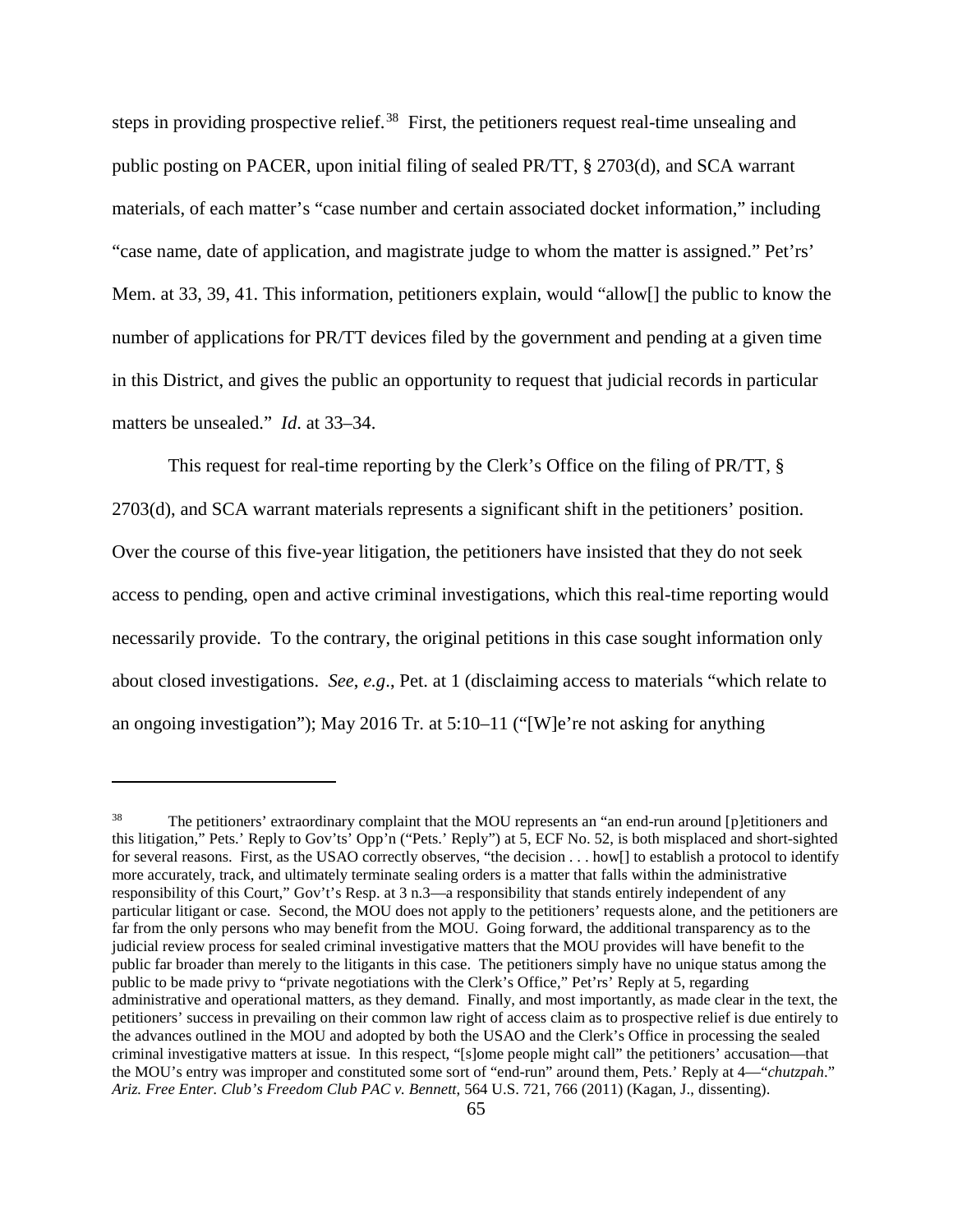steps in providing prospective relief.[38] First, the petitioners request real-time unsealing and public posting on PACER, upon initial filing of sealed PR/TT, § 2703(d), and SCA warrant materials, of each matter's "case number and certain associated docket information," including "case name, date of application, and magistrate judge to whom the matter is assigned." Pet'rs' Mem. at 33, 39, 41. This information, petitioners explain, would "allow[] the public to know the number of applications for PR/TT devices filed by the government and pending at a given time in this District, and gives the public an opportunity to request that judicial records in particular matters be unsealed." *Id*. at 33–34.

This request for real-time reporting by the Clerk's Office on the filing of PR/TT, § 2703(d), and SCA warrant materials represents a significant shift in the petitioners' position. Over the course of this five-year litigation, the petitioners have insisted that they do not seek access to pending, open and active criminal investigations, which this real-time reporting would necessarily provide. To the contrary, the original petitions in this case sought information only about closed investigations. *See*, *e.g*., Pet. at 1 (disclaiming access to materials "which relate to an ongoing investigation"); May 2016 Tr. at 5:10–11 ("[W]e're not asking for anything

---

[38] The petitioners' extraordinary complaint that the MOU represents an "an end-run around [p]etitioners and this litigation," Pets.' Reply to Gov'ts' Opp'n ("Pets.' Reply") at 5, ECF No. 52, is both misplaced and short-sighted for several reasons. First, as the USAO correctly observes, "the decision . . . how[] to establish a protocol to identify more accurately, track, and ultimately terminate sealing orders is a matter that falls within the administrative responsibility of this Court," Gov't's Resp. at 3 n.3—a responsibility that stands entirely independent of any particular litigant or case. Second, the MOU does not apply to the petitioners' requests alone, and the petitioners are far from the only persons who may benefit from the MOU. Going forward, the additional transparency as to the judicial review process for sealed criminal investigative matters that the MOU provides will have benefit to the public far broader than merely to the litigants in this case. The petitioners simply have no unique status among the public to be made privy to "private negotiations with the Clerk's Office," Pet'rs' Reply at 5, regarding administrative and operational matters, as they demand. Finally, and most importantly, as made clear in the text, the petitioners' success in prevailing on their common law right of access claim as to prospective relief is due entirely to the advances outlined in the MOU and adopted by both the USAO and the Clerk's Office in processing the sealed criminal investigative matters at issue. In this respect, "[s]ome people might call" the petitioners' accusation—that the MOU's entry was improper and constituted some sort of "end-run" around them, Pets.' Reply at 4—"*chutzpah*." *Ariz. Free Enter. Club's Freedom Club PAC v. Bennett*, 564 U.S. 721, 766 (2011) (Kagan, J., dissenting).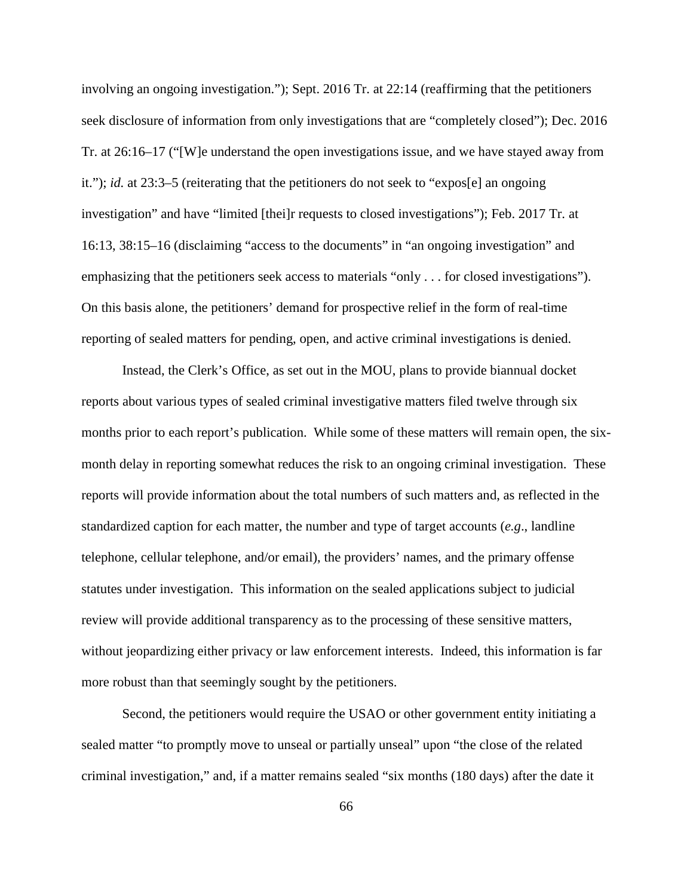involving an ongoing investigation."); Sept. 2016 Tr. at 22:14 (reaffirming that the petitioners seek disclosure of information from only investigations that are "completely closed"); Dec. 2016 Tr. at 26:16–17 ("[W]e understand the open investigations issue, and we have stayed away from it."); *id.* at 23:3–5 (reiterating that the petitioners do not seek to "expos[e] an ongoing investigation" and have "limited [thei]r requests to closed investigations"); Feb. 2017 Tr. at 16:13, 38:15–16 (disclaiming "access to the documents" in "an ongoing investigation" and emphasizing that the petitioners seek access to materials "only . . . for closed investigations"). On this basis alone, the petitioners' demand for prospective relief in the form of real-time reporting of sealed matters for pending, open, and active criminal investigations is denied.

Instead, the Clerk's Office, as set out in the MOU, plans to provide biannual docket reports about various types of sealed criminal investigative matters filed twelve through six months prior to each report's publication. While some of these matters will remain open, the six-month delay in reporting somewhat reduces the risk to an ongoing criminal investigation. These reports will provide information about the total numbers of such matters and, as reflected in the standardized caption for each matter, the number and type of target accounts (*e.g*., landline telephone, cellular telephone, and/or email), the providers' names, and the primary offense statutes under investigation. This information on the sealed applications subject to judicial review will provide additional transparency as to the processing of these sensitive matters, without jeopardizing either privacy or law enforcement interests. Indeed, this information is far more robust than that seemingly sought by the petitioners.

Second, the petitioners would require the USAO or other government entity initiating a sealed matter "to promptly move to unseal or partially unseal" upon "the close of the related criminal investigation," and, if a matter remains sealed "six months (180 days) after the date it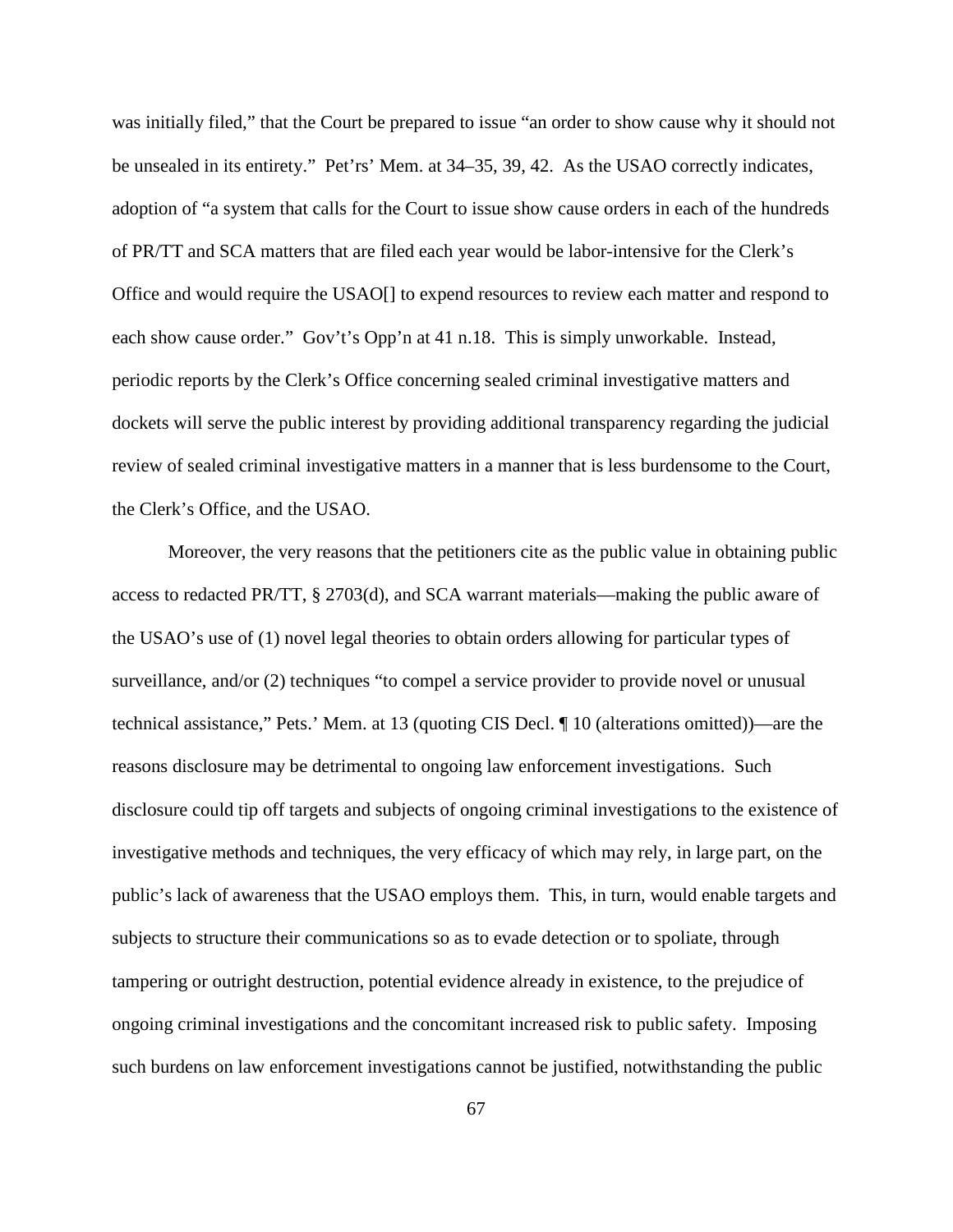was initially filed," that the Court be prepared to issue "an order to show cause why it should not be unsealed in its entirety." Pet'rs' Mem. at 34–35, 39, 42. As the USAO correctly indicates, adoption of "a system that calls for the Court to issue show cause orders in each of the hundreds of PR/TT and SCA matters that are filed each year would be labor-intensive for the Clerk's Office and would require the USAO[] to expend resources to review each matter and respond to each show cause order." Gov't's Opp'n at 41 n.18. This is simply unworkable. Instead, periodic reports by the Clerk's Office concerning sealed criminal investigative matters and dockets will serve the public interest by providing additional transparency regarding the judicial review of sealed criminal investigative matters in a manner that is less burdensome to the Court, the Clerk's Office, and the USAO.

Moreover, the very reasons that the petitioners cite as the public value in obtaining public access to redacted PR/TT, § 2703(d), and SCA warrant materials—making the public aware of the USAO's use of (1) novel legal theories to obtain orders allowing for particular types of surveillance, and/or (2) techniques "to compel a service provider to provide novel or unusual technical assistance," Pets.' Mem. at 13 (quoting CIS Decl. ¶ 10 (alterations omitted))—are the reasons disclosure may be detrimental to ongoing law enforcement investigations. Such disclosure could tip off targets and subjects of ongoing criminal investigations to the existence of investigative methods and techniques, the very efficacy of which may rely, in large part, on the public's lack of awareness that the USAO employs them. This, in turn, would enable targets and subjects to structure their communications so as to evade detection or to spoliate, through tampering or outright destruction, potential evidence already in existence, to the prejudice of ongoing criminal investigations and the concomitant increased risk to public safety. Imposing such burdens on law enforcement investigations cannot be justified, notwithstanding the public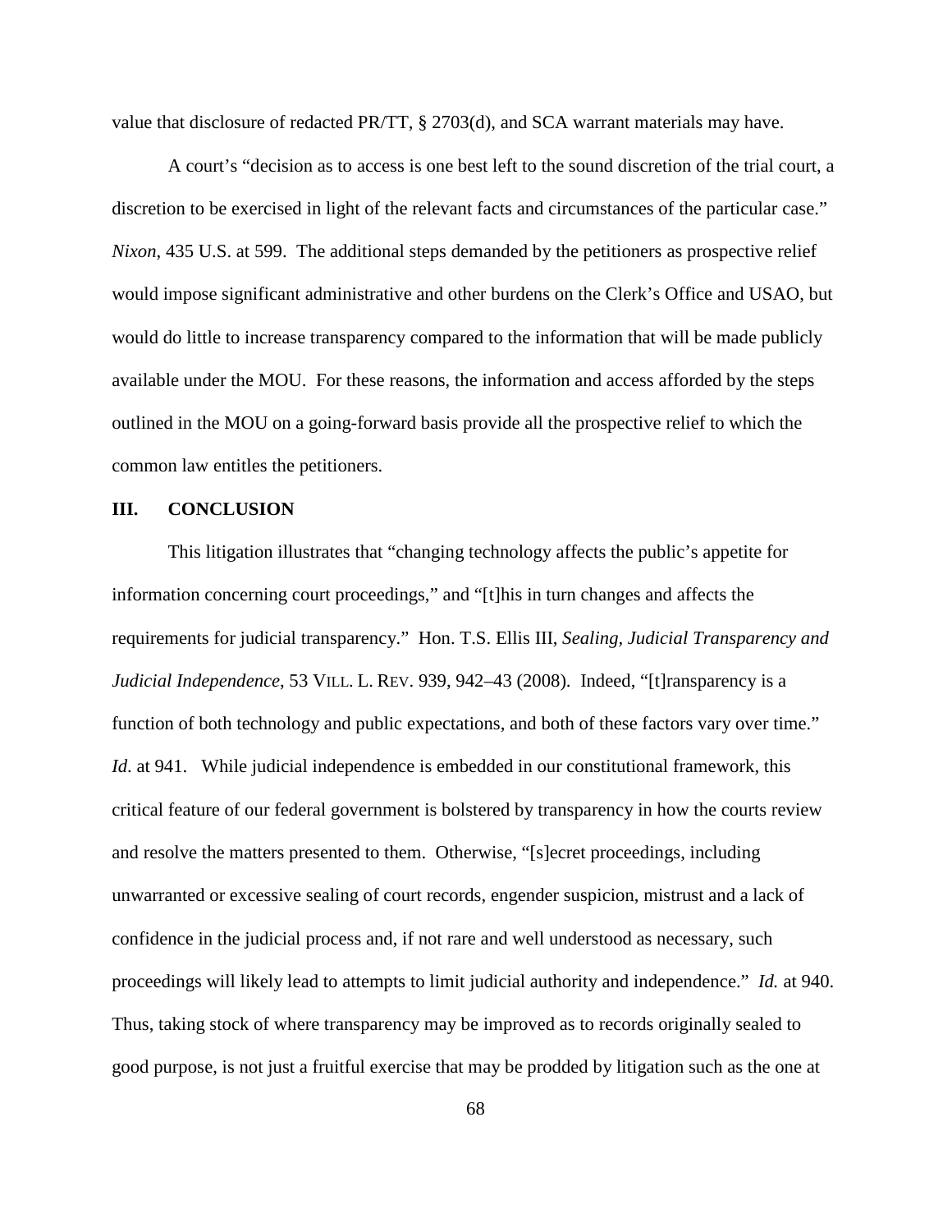value that disclosure of redacted PR/TT, § 2703(d), and SCA warrant materials may have.

A court's "decision as to access is one best left to the sound discretion of the trial court, a discretion to be exercised in light of the relevant facts and circumstances of the particular case." *Nixon*, 435 U.S. at 599. The additional steps demanded by the petitioners as prospective relief would impose significant administrative and other burdens on the Clerk's Office and USAO, but would do little to increase transparency compared to the information that will be made publicly available under the MOU. For these reasons, the information and access afforded by the steps outlined in the MOU on a going-forward basis provide all the prospective relief to which the common law entitles the petitioners.

## III. CONCLUSION

This litigation illustrates that "changing technology affects the public's appetite for information concerning court proceedings," and "[t]his in turn changes and affects the requirements for judicial transparency." Hon. T.S. Ellis III, *Sealing, Judicial Transparency and Judicial Independence*, 53 VILL. L. REV. 939, 942–43 (2008). Indeed, "[t]ransparency is a function of both technology and public expectations, and both of these factors vary over time." *Id*. at 941. While judicial independence is embedded in our constitutional framework, this critical feature of our federal government is bolstered by transparency in how the courts review and resolve the matters presented to them. Otherwise, "[s]ecret proceedings, including unwarranted or excessive sealing of court records, engender suspicion, mistrust and a lack of confidence in the judicial process and, if not rare and well understood as necessary, such proceedings will likely lead to attempts to limit judicial authority and independence." *Id.* at 940. Thus, taking stock of where transparency may be improved as to records originally sealed to good purpose, is not just a fruitful exercise that may be prodded by litigation such as the one at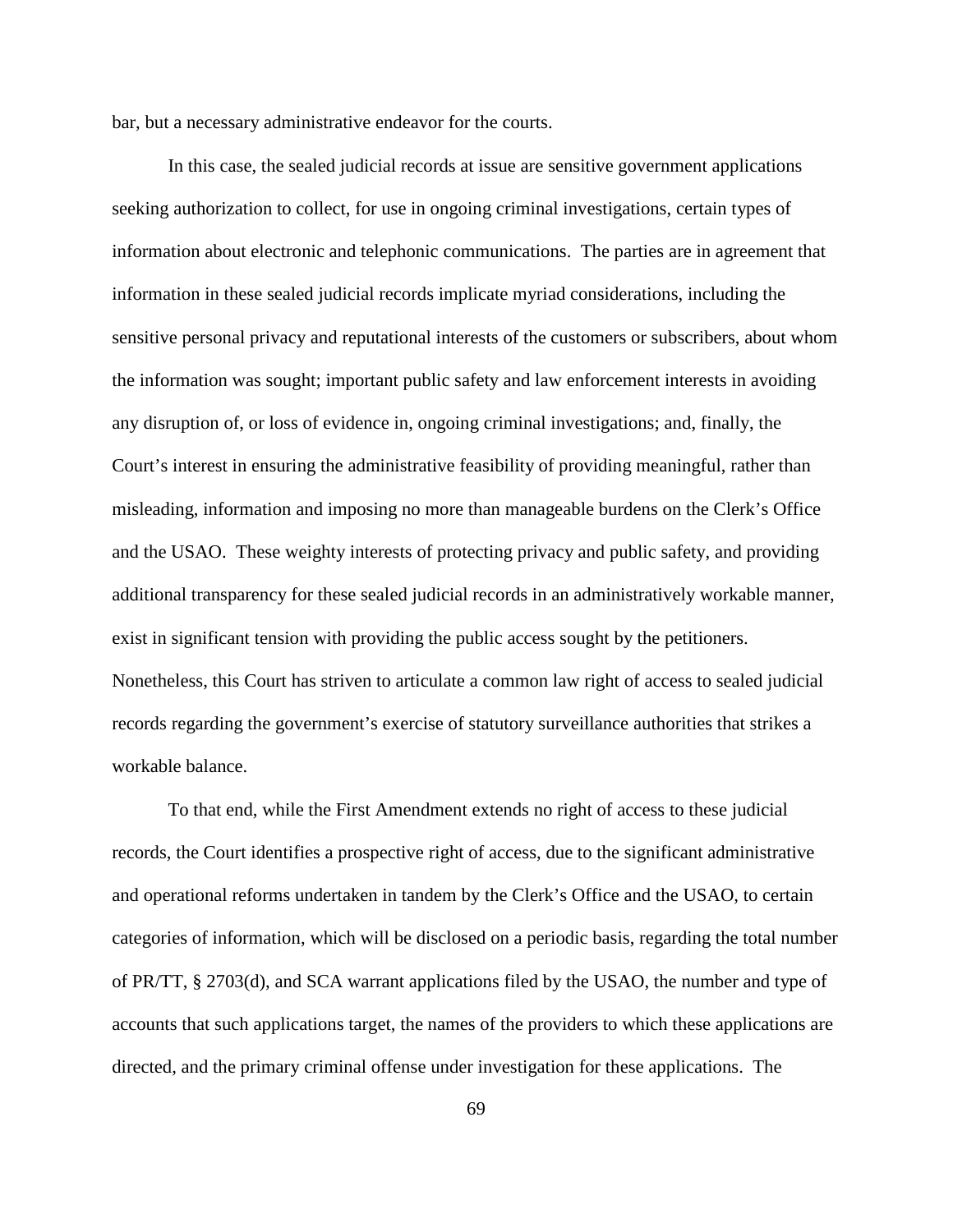bar, but a necessary administrative endeavor for the courts.

In this case, the sealed judicial records at issue are sensitive government applications seeking authorization to collect, for use in ongoing criminal investigations, certain types of information about electronic and telephonic communications. The parties are in agreement that information in these sealed judicial records implicate myriad considerations, including the sensitive personal privacy and reputational interests of the customers or subscribers, about whom the information was sought; important public safety and law enforcement interests in avoiding any disruption of, or loss of evidence in, ongoing criminal investigations; and, finally, the Court's interest in ensuring the administrative feasibility of providing meaningful, rather than misleading, information and imposing no more than manageable burdens on the Clerk's Office and the USAO. These weighty interests of protecting privacy and public safety, and providing additional transparency for these sealed judicial records in an administratively workable manner, exist in significant tension with providing the public access sought by the petitioners. Nonetheless, this Court has striven to articulate a common law right of access to sealed judicial records regarding the government's exercise of statutory surveillance authorities that strikes a workable balance.

To that end, while the First Amendment extends no right of access to these judicial records, the Court identifies a prospective right of access, due to the significant administrative and operational reforms undertaken in tandem by the Clerk's Office and the USAO, to certain categories of information, which will be disclosed on a periodic basis, regarding the total number of PR/TT, § 2703(d), and SCA warrant applications filed by the USAO, the number and type of accounts that such applications target, the names of the providers to which these applications are directed, and the primary criminal offense under investigation for these applications. The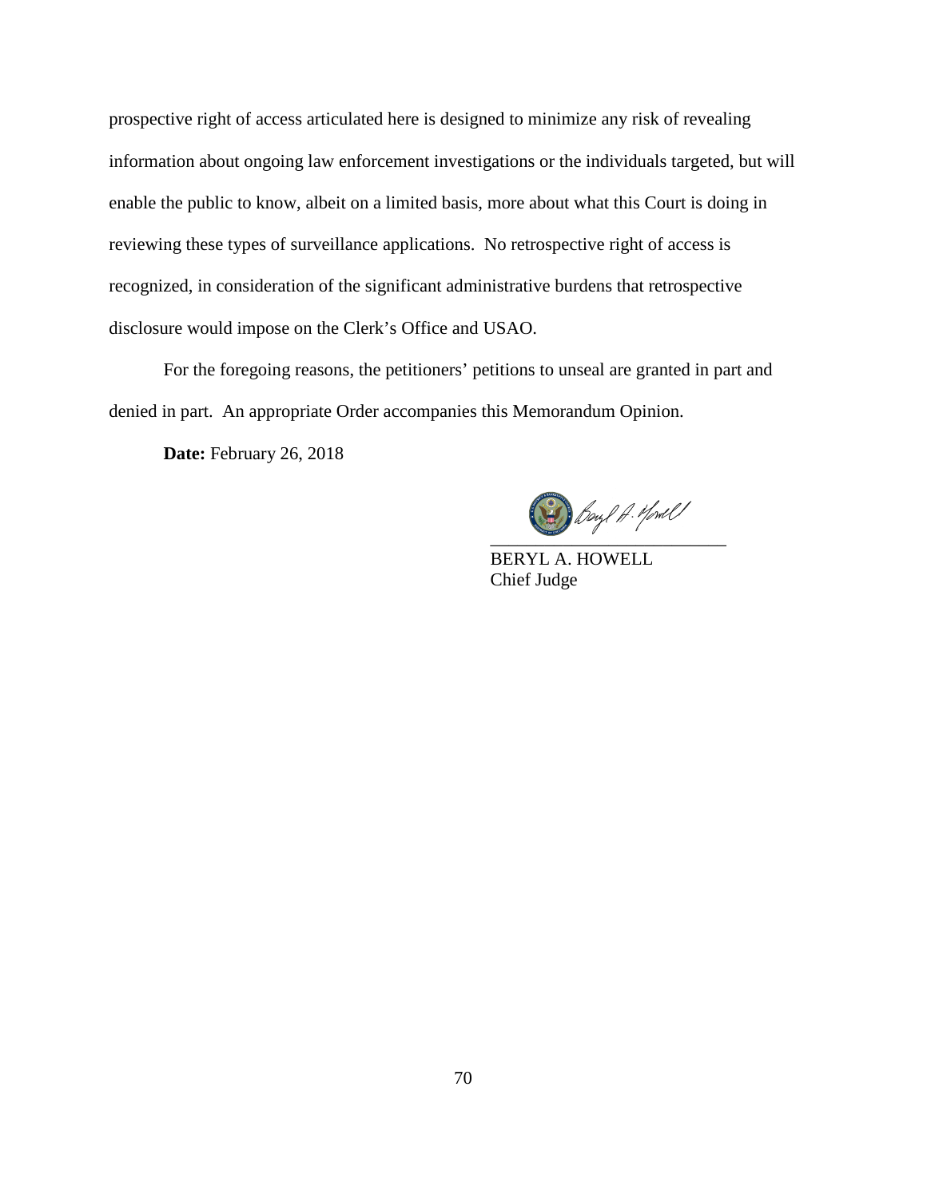prospective right of access articulated here is designed to minimize any risk of revealing information about ongoing law enforcement investigations or the individuals targeted, but will enable the public to know, albeit on a limited basis, more about what this Court is doing in reviewing these types of surveillance applications. No retrospective right of access is recognized, in consideration of the significant administrative burdens that retrospective disclosure would impose on the Clerk's Office and USAO.

For the foregoing reasons, the petitioners' petitions to unseal are granted in part and denied in part. An appropriate Order accompanies this Memorandum Opinion.

**Date:** February 26, 2018

BERYL A. HOWELL
Chief Judge